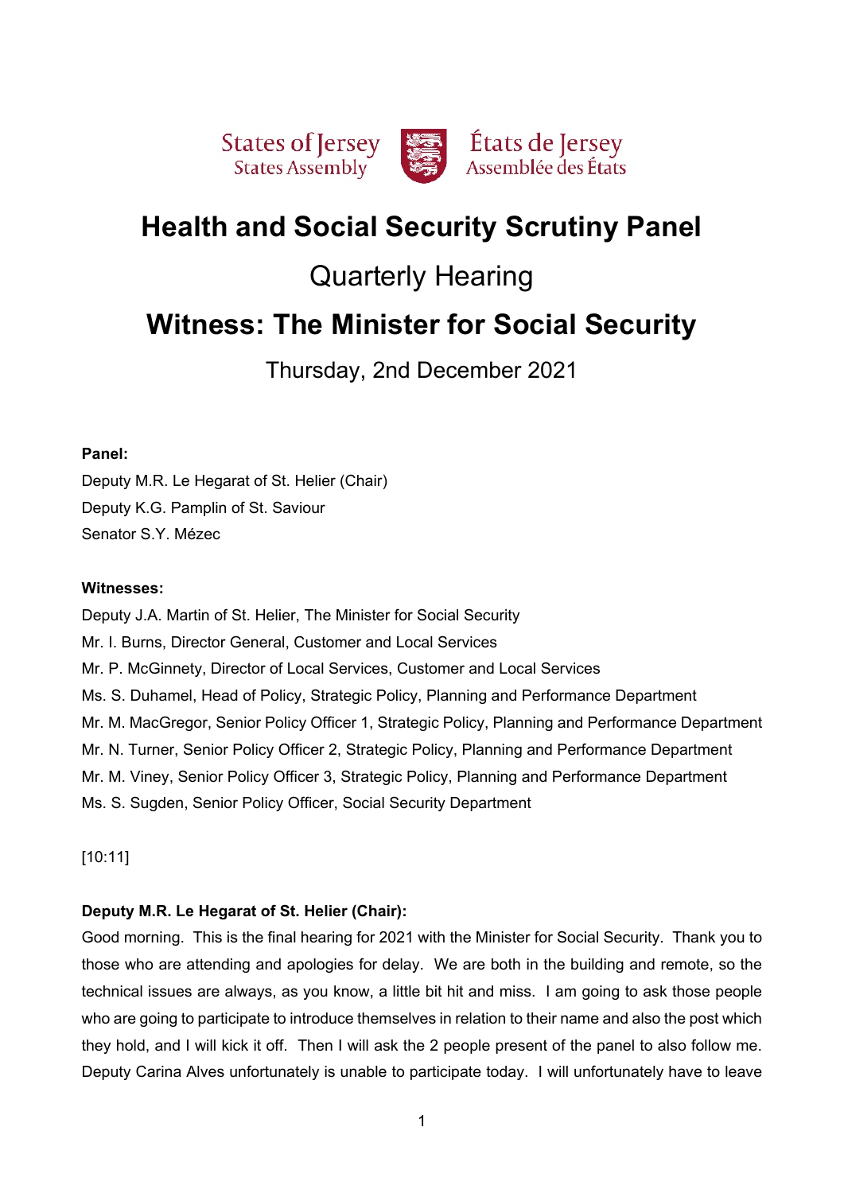States of Jersey
States Assembly

États de Jersey
Assemblée des États

# Health and Social Security Scrutiny Panel

## Quarterly Hearing

# Witness: The Minister for Social Security

Thursday, 2nd December 2021

**Panel:**

Deputy M.R. Le Hegarat of St. Helier (Chair)
Deputy K.G. Pamplin of St. Saviour
Senator S.Y. Mézec

**Witnesses:**

Deputy J.A. Martin of St. Helier, The Minister for Social Security
Mr. I. Burns, Director General, Customer and Local Services
Mr. P. McGinnety, Director of Local Services, Customer and Local Services
Ms. S. Duhamel, Head of Policy, Strategic Policy, Planning and Performance Department
Mr. M. MacGregor, Senior Policy Officer 1, Strategic Policy, Planning and Performance Department
Mr. N. Turner, Senior Policy Officer 2, Strategic Policy, Planning and Performance Department
Mr. M. Viney, Senior Policy Officer 3, Strategic Policy, Planning and Performance Department
Ms. S. Sugden, Senior Policy Officer, Social Security Department

[10:11]

**Deputy M.R. Le Hegarat of St. Helier (Chair):**

Good morning. This is the final hearing for 2021 with the Minister for Social Security. Thank you to those who are attending and apologies for delay. We are both in the building and remote, so the technical issues are always, as you know, a little bit hit and miss. I am going to ask those people who are going to participate to introduce themselves in relation to their name and also the post which they hold, and I will kick it off. Then I will ask the 2 people present of the panel to also follow me. Deputy Carina Alves unfortunately is unable to participate today. I will unfortunately have to leave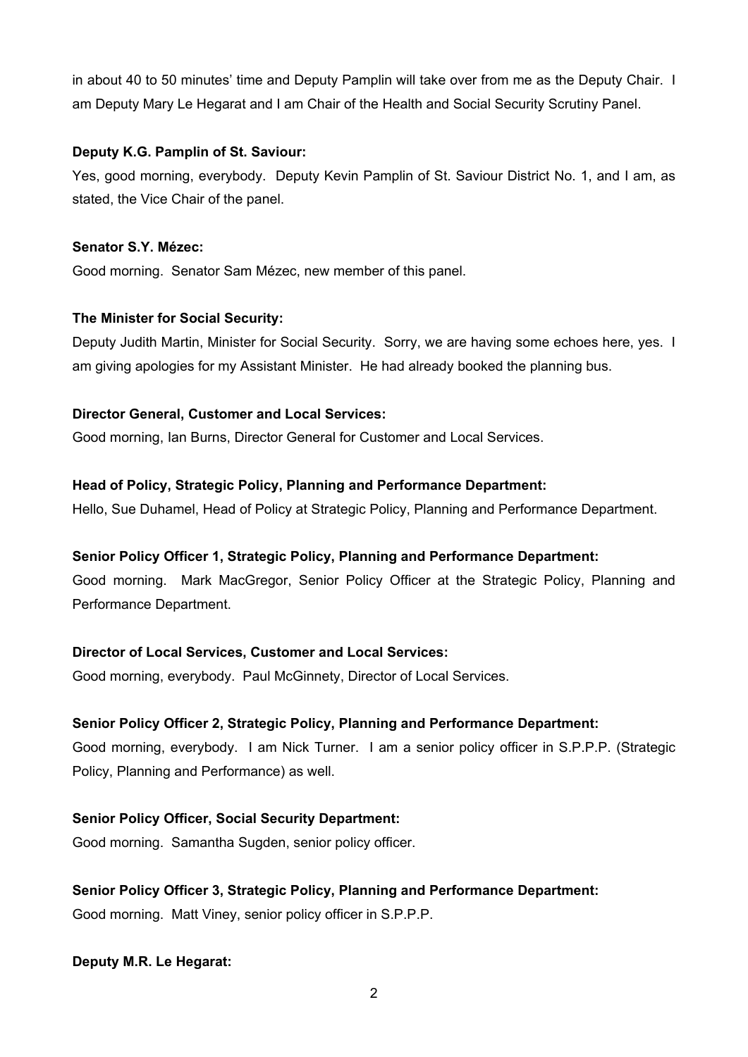in about 40 to 50 minutes' time and Deputy Pamplin will take over from me as the Deputy Chair. I am Deputy Mary Le Hegarat and I am Chair of the Health and Social Security Scrutiny Panel.

**Deputy K.G. Pamplin of St. Saviour:**

Yes, good morning, everybody. Deputy Kevin Pamplin of St. Saviour District No. 1, and I am, as stated, the Vice Chair of the panel.

**Senator S.Y. Mézec:**

Good morning. Senator Sam Mézec, new member of this panel.

**The Minister for Social Security:**

Deputy Judith Martin, Minister for Social Security. Sorry, we are having some echoes here, yes. I am giving apologies for my Assistant Minister. He had already booked the planning bus.

**Director General, Customer and Local Services:**

Good morning, Ian Burns, Director General for Customer and Local Services.

**Head of Policy, Strategic Policy, Planning and Performance Department:**

Hello, Sue Duhamel, Head of Policy at Strategic Policy, Planning and Performance Department.

**Senior Policy Officer 1, Strategic Policy, Planning and Performance Department:**

Good morning. Mark MacGregor, Senior Policy Officer at the Strategic Policy, Planning and Performance Department.

**Director of Local Services, Customer and Local Services:**

Good morning, everybody. Paul McGinnety, Director of Local Services.

**Senior Policy Officer 2, Strategic Policy, Planning and Performance Department:**

Good morning, everybody. I am Nick Turner. I am a senior policy officer in S.P.P.P. (Strategic Policy, Planning and Performance) as well.

**Senior Policy Officer, Social Security Department:**

Good morning. Samantha Sugden, senior policy officer.

**Senior Policy Officer 3, Strategic Policy, Planning and Performance Department:**

Good morning. Matt Viney, senior policy officer in S.P.P.P.

**Deputy M.R. Le Hegarat:**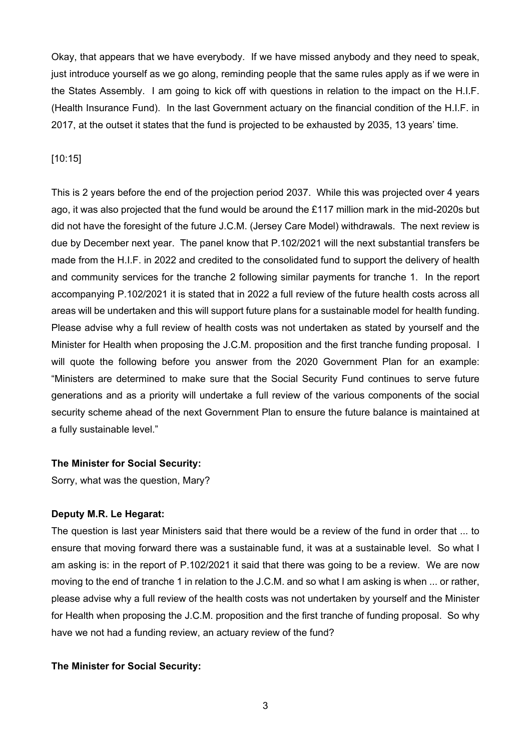Okay, that appears that we have everybody. If we have missed anybody and they need to speak, just introduce yourself as we go along, reminding people that the same rules apply as if we were in the States Assembly. I am going to kick off with questions in relation to the impact on the H.I.F. (Health Insurance Fund). In the last Government actuary on the financial condition of the H.I.F. in 2017, at the outset it states that the fund is projected to be exhausted by 2035, 13 years' time.

[10:15]

This is 2 years before the end of the projection period 2037. While this was projected over 4 years ago, it was also projected that the fund would be around the £117 million mark in the mid-2020s but did not have the foresight of the future J.C.M. (Jersey Care Model) withdrawals. The next review is due by December next year. The panel know that P.102/2021 will the next substantial transfers be made from the H.I.F. in 2022 and credited to the consolidated fund to support the delivery of health and community services for the tranche 2 following similar payments for tranche 1. In the report accompanying P.102/2021 it is stated that in 2022 a full review of the future health costs across all areas will be undertaken and this will support future plans for a sustainable model for health funding. Please advise why a full review of health costs was not undertaken as stated by yourself and the Minister for Health when proposing the J.C.M. proposition and the first tranche funding proposal. I will quote the following before you answer from the 2020 Government Plan for an example: "Ministers are determined to make sure that the Social Security Fund continues to serve future generations and as a priority will undertake a full review of the various components of the social security scheme ahead of the next Government Plan to ensure the future balance is maintained at a fully sustainable level."

**The Minister for Social Security:**

Sorry, what was the question, Mary?

**Deputy M.R. Le Hegarat:**

The question is last year Ministers said that there would be a review of the fund in order that ... to ensure that moving forward there was a sustainable fund, it was at a sustainable level. So what I am asking is: in the report of P.102/2021 it said that there was going to be a review. We are now moving to the end of tranche 1 in relation to the J.C.M. and so what I am asking is when ... or rather, please advise why a full review of the health costs was not undertaken by yourself and the Minister for Health when proposing the J.C.M. proposition and the first tranche of funding proposal. So why have we not had a funding review, an actuary review of the fund?

**The Minister for Social Security:**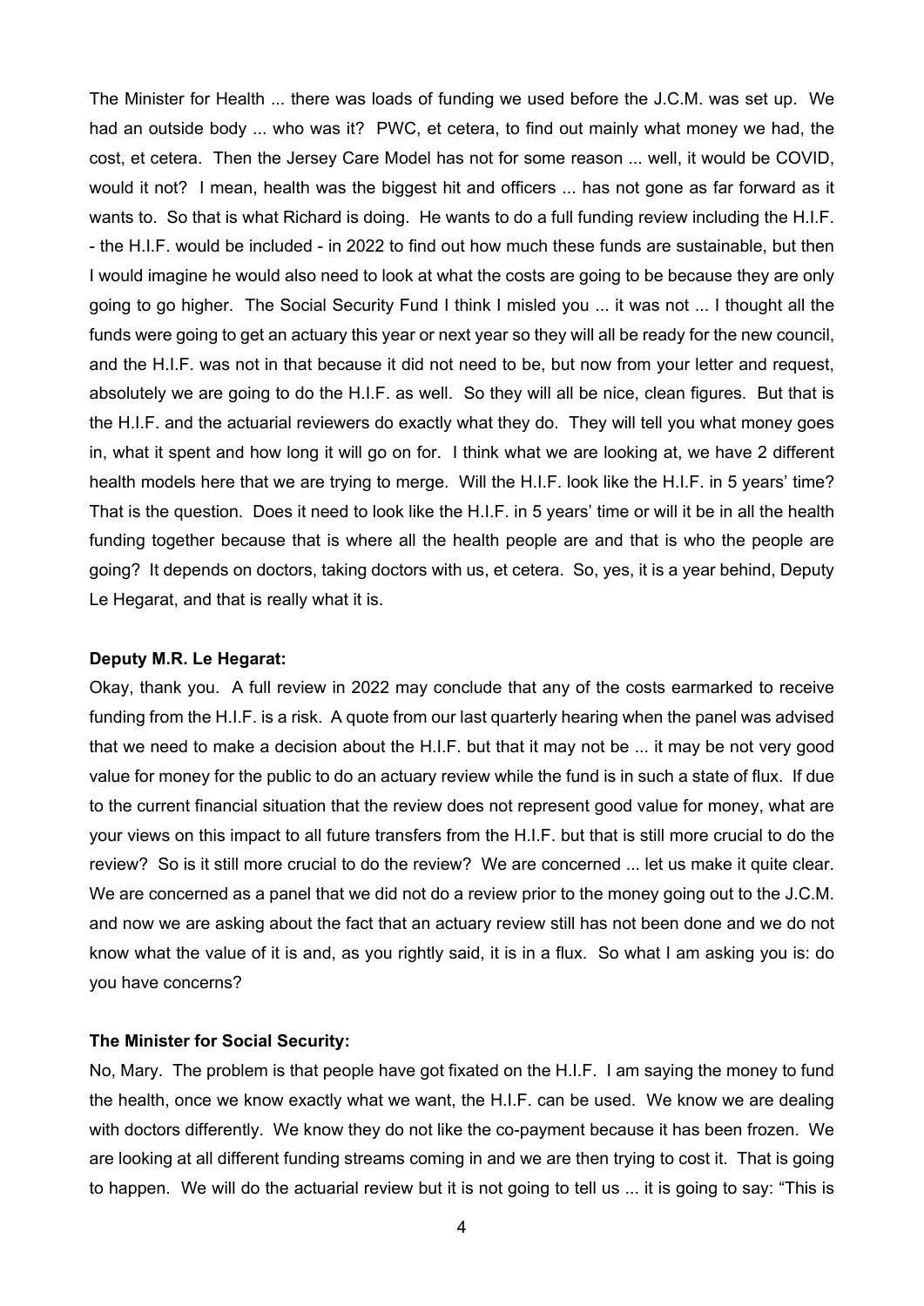The Minister for Health ... there was loads of funding we used before the J.C.M. was set up. We had an outside body ... who was it? PWC, et cetera, to find out mainly what money we had, the cost, et cetera. Then the Jersey Care Model has not for some reason ... well, it would be COVID, would it not? I mean, health was the biggest hit and officers ... has not gone as far forward as it wants to. So that is what Richard is doing. He wants to do a full funding review including the H.I.F. - the H.I.F. would be included - in 2022 to find out how much these funds are sustainable, but then I would imagine he would also need to look at what the costs are going to be because they are only going to go higher. The Social Security Fund I think I misled you ... it was not ... I thought all the funds were going to get an actuary this year or next year so they will all be ready for the new council, and the H.I.F. was not in that because it did not need to be, but now from your letter and request, absolutely we are going to do the H.I.F. as well. So they will all be nice, clean figures. But that is the H.I.F. and the actuarial reviewers do exactly what they do. They will tell you what money goes in, what it spent and how long it will go on for. I think what we are looking at, we have 2 different health models here that we are trying to merge. Will the H.I.F. look like the H.I.F. in 5 years' time? That is the question. Does it need to look like the H.I.F. in 5 years' time or will it be in all the health funding together because that is where all the health people are and that is who the people are going? It depends on doctors, taking doctors with us, et cetera. So, yes, it is a year behind, Deputy Le Hegarat, and that is really what it is.

**Deputy M.R. Le Hegarat:**

Okay, thank you. A full review in 2022 may conclude that any of the costs earmarked to receive funding from the H.I.F. is a risk. A quote from our last quarterly hearing when the panel was advised that we need to make a decision about the H.I.F. but that it may not be ... it may be not very good value for money for the public to do an actuary review while the fund is in such a state of flux. If due to the current financial situation that the review does not represent good value for money, what are your views on this impact to all future transfers from the H.I.F. but that is still more crucial to do the review? So is it still more crucial to do the review? We are concerned ... let us make it quite clear. We are concerned as a panel that we did not do a review prior to the money going out to the J.C.M. and now we are asking about the fact that an actuary review still has not been done and we do not know what the value of it is and, as you rightly said, it is in a flux. So what I am asking you is: do you have concerns?

**The Minister for Social Security:**

No, Mary. The problem is that people have got fixated on the H.I.F. I am saying the money to fund the health, once we know exactly what we want, the H.I.F. can be used. We know we are dealing with doctors differently. We know they do not like the co-payment because it has been frozen. We are looking at all different funding streams coming in and we are then trying to cost it. That is going to happen. We will do the actuarial review but it is not going to tell us ... it is going to say: "This is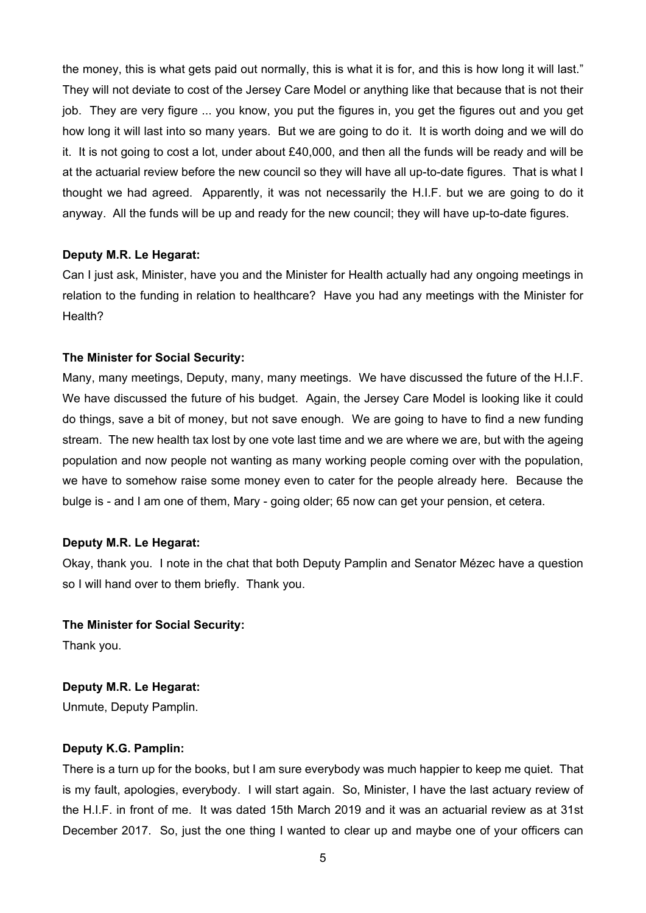the money, this is what gets paid out normally, this is what it is for, and this is how long it will last." They will not deviate to cost of the Jersey Care Model or anything like that because that is not their job. They are very figure ... you know, you put the figures in, you get the figures out and you get how long it will last into so many years. But we are going to do it. It is worth doing and we will do it. It is not going to cost a lot, under about £40,000, and then all the funds will be ready and will be at the actuarial review before the new council so they will have all up-to-date figures. That is what I thought we had agreed. Apparently, it was not necessarily the H.I.F. but we are going to do it anyway. All the funds will be up and ready for the new council; they will have up-to-date figures.

**Deputy M.R. Le Hegarat:**

Can I just ask, Minister, have you and the Minister for Health actually had any ongoing meetings in relation to the funding in relation to healthcare? Have you had any meetings with the Minister for Health?

**The Minister for Social Security:**

Many, many meetings, Deputy, many, many meetings. We have discussed the future of the H.I.F. We have discussed the future of his budget. Again, the Jersey Care Model is looking like it could do things, save a bit of money, but not save enough. We are going to have to find a new funding stream. The new health tax lost by one vote last time and we are where we are, but with the ageing population and now people not wanting as many working people coming over with the population, we have to somehow raise some money even to cater for the people already here. Because the bulge is - and I am one of them, Mary - going older; 65 now can get your pension, et cetera.

**Deputy M.R. Le Hegarat:**

Okay, thank you. I note in the chat that both Deputy Pamplin and Senator Mézec have a question so I will hand over to them briefly. Thank you.

**The Minister for Social Security:**

Thank you.

**Deputy M.R. Le Hegarat:**

Unmute, Deputy Pamplin.

**Deputy K.G. Pamplin:**

There is a turn up for the books, but I am sure everybody was much happier to keep me quiet. That is my fault, apologies, everybody. I will start again. So, Minister, I have the last actuary review of the H.I.F. in front of me. It was dated 15th March 2019 and it was an actuarial review as at 31st December 2017. So, just the one thing I wanted to clear up and maybe one of your officers can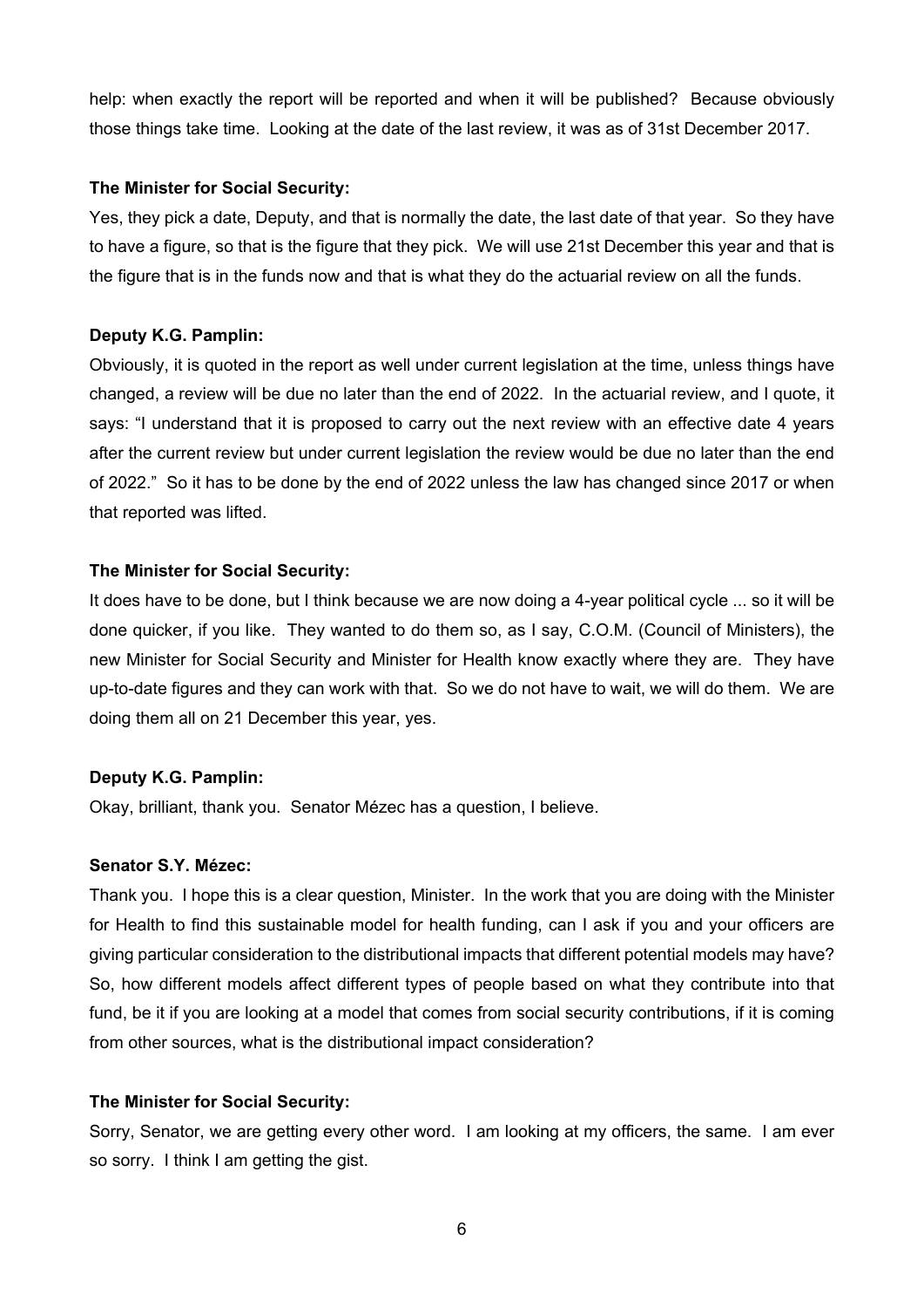help: when exactly the report will be reported and when it will be published? Because obviously those things take time. Looking at the date of the last review, it was as of 31st December 2017.

**The Minister for Social Security:**

Yes, they pick a date, Deputy, and that is normally the date, the last date of that year. So they have to have a figure, so that is the figure that they pick. We will use 21st December this year and that is the figure that is in the funds now and that is what they do the actuarial review on all the funds.

**Deputy K.G. Pamplin:**

Obviously, it is quoted in the report as well under current legislation at the time, unless things have changed, a review will be due no later than the end of 2022. In the actuarial review, and I quote, it says: "I understand that it is proposed to carry out the next review with an effective date 4 years after the current review but under current legislation the review would be due no later than the end of 2022." So it has to be done by the end of 2022 unless the law has changed since 2017 or when that reported was lifted.

**The Minister for Social Security:**

It does have to be done, but I think because we are now doing a 4-year political cycle ... so it will be done quicker, if you like. They wanted to do them so, as I say, C.O.M. (Council of Ministers), the new Minister for Social Security and Minister for Health know exactly where they are. They have up-to-date figures and they can work with that. So we do not have to wait, we will do them. We are doing them all on 21 December this year, yes.

**Deputy K.G. Pamplin:**

Okay, brilliant, thank you. Senator Mézec has a question, I believe.

**Senator S.Y. Mézec:**

Thank you. I hope this is a clear question, Minister. In the work that you are doing with the Minister for Health to find this sustainable model for health funding, can I ask if you and your officers are giving particular consideration to the distributional impacts that different potential models may have? So, how different models affect different types of people based on what they contribute into that fund, be it if you are looking at a model that comes from social security contributions, if it is coming from other sources, what is the distributional impact consideration?

**The Minister for Social Security:**

Sorry, Senator, we are getting every other word. I am looking at my officers, the same. I am ever so sorry. I think I am getting the gist.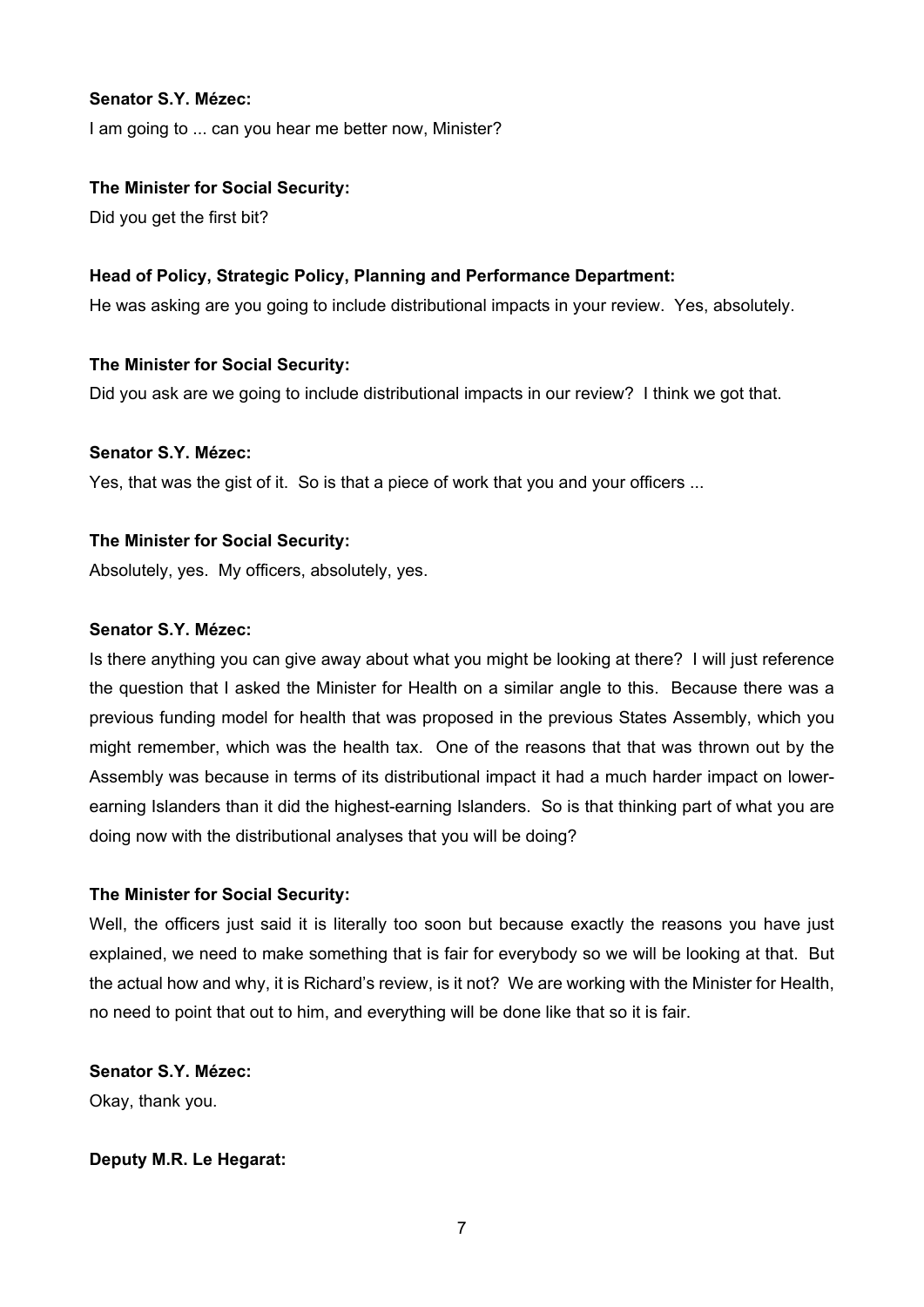**Senator S.Y. Mézec:**

I am going to ... can you hear me better now, Minister?

**The Minister for Social Security:**

Did you get the first bit?

**Head of Policy, Strategic Policy, Planning and Performance Department:**

He was asking are you going to include distributional impacts in your review. Yes, absolutely.

**The Minister for Social Security:**

Did you ask are we going to include distributional impacts in our review? I think we got that.

**Senator S.Y. Mézec:**

Yes, that was the gist of it. So is that a piece of work that you and your officers ...

**The Minister for Social Security:**

Absolutely, yes. My officers, absolutely, yes.

**Senator S.Y. Mézec:**

Is there anything you can give away about what you might be looking at there? I will just reference the question that I asked the Minister for Health on a similar angle to this. Because there was a previous funding model for health that was proposed in the previous States Assembly, which you might remember, which was the health tax. One of the reasons that that was thrown out by the Assembly was because in terms of its distributional impact it had a much harder impact on lower-earning Islanders than it did the highest-earning Islanders. So is that thinking part of what you are doing now with the distributional analyses that you will be doing?

**The Minister for Social Security:**

Well, the officers just said it is literally too soon but because exactly the reasons you have just explained, we need to make something that is fair for everybody so we will be looking at that. But the actual how and why, it is Richard's review, is it not? We are working with the Minister for Health, no need to point that out to him, and everything will be done like that so it is fair.

**Senator S.Y. Mézec:**

Okay, thank you.

**Deputy M.R. Le Hegarat:**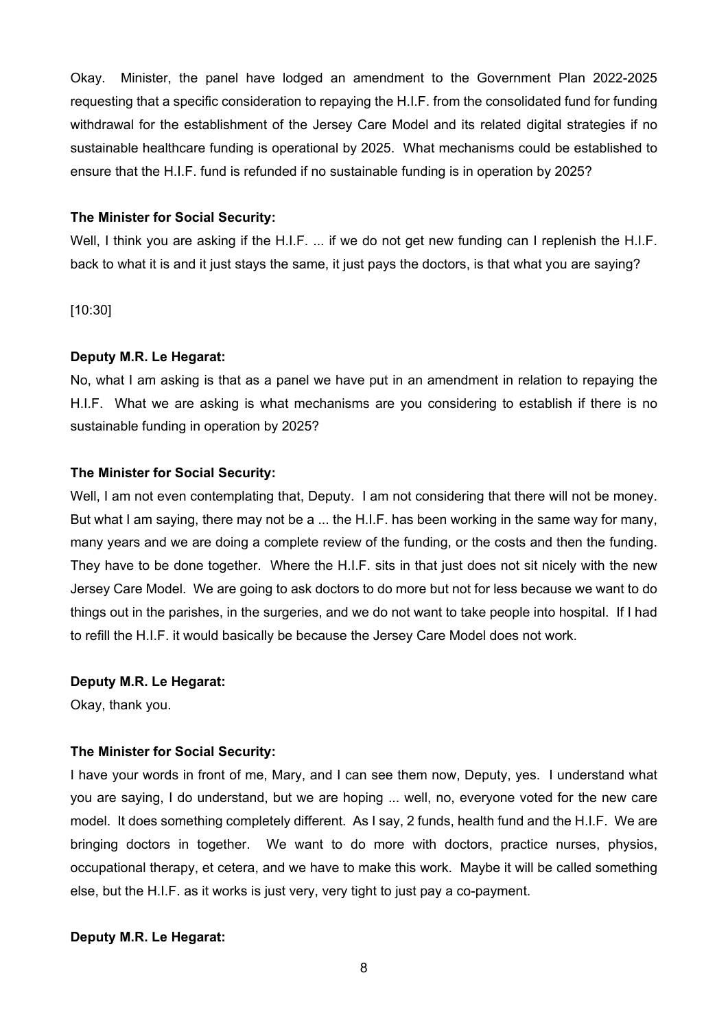Okay. Minister, the panel have lodged an amendment to the Government Plan 2022-2025 requesting that a specific consideration to repaying the H.I.F. from the consolidated fund for funding withdrawal for the establishment of the Jersey Care Model and its related digital strategies if no sustainable healthcare funding is operational by 2025. What mechanisms could be established to ensure that the H.I.F. fund is refunded if no sustainable funding is in operation by 2025?

**The Minister for Social Security:**

Well, I think you are asking if the H.I.F. ... if we do not get new funding can I replenish the H.I.F. back to what it is and it just stays the same, it just pays the doctors, is that what you are saying?

[10:30]

**Deputy M.R. Le Hegarat:**

No, what I am asking is that as a panel we have put in an amendment in relation to repaying the H.I.F. What we are asking is what mechanisms are you considering to establish if there is no sustainable funding in operation by 2025?

**The Minister for Social Security:**

Well, I am not even contemplating that, Deputy. I am not considering that there will not be money. But what I am saying, there may not be a ... the H.I.F. has been working in the same way for many, many years and we are doing a complete review of the funding, or the costs and then the funding. They have to be done together. Where the H.I.F. sits in that just does not sit nicely with the new Jersey Care Model. We are going to ask doctors to do more but not for less because we want to do things out in the parishes, in the surgeries, and we do not want to take people into hospital. If I had to refill the H.I.F. it would basically be because the Jersey Care Model does not work.

**Deputy M.R. Le Hegarat:**

Okay, thank you.

**The Minister for Social Security:**

I have your words in front of me, Mary, and I can see them now, Deputy, yes. I understand what you are saying, I do understand, but we are hoping ... well, no, everyone voted for the new care model. It does something completely different. As I say, 2 funds, health fund and the H.I.F. We are bringing doctors in together. We want to do more with doctors, practice nurses, physios, occupational therapy, et cetera, and we have to make this work. Maybe it will be called something else, but the H.I.F. as it works is just very, very tight to just pay a co-payment.

**Deputy M.R. Le Hegarat:**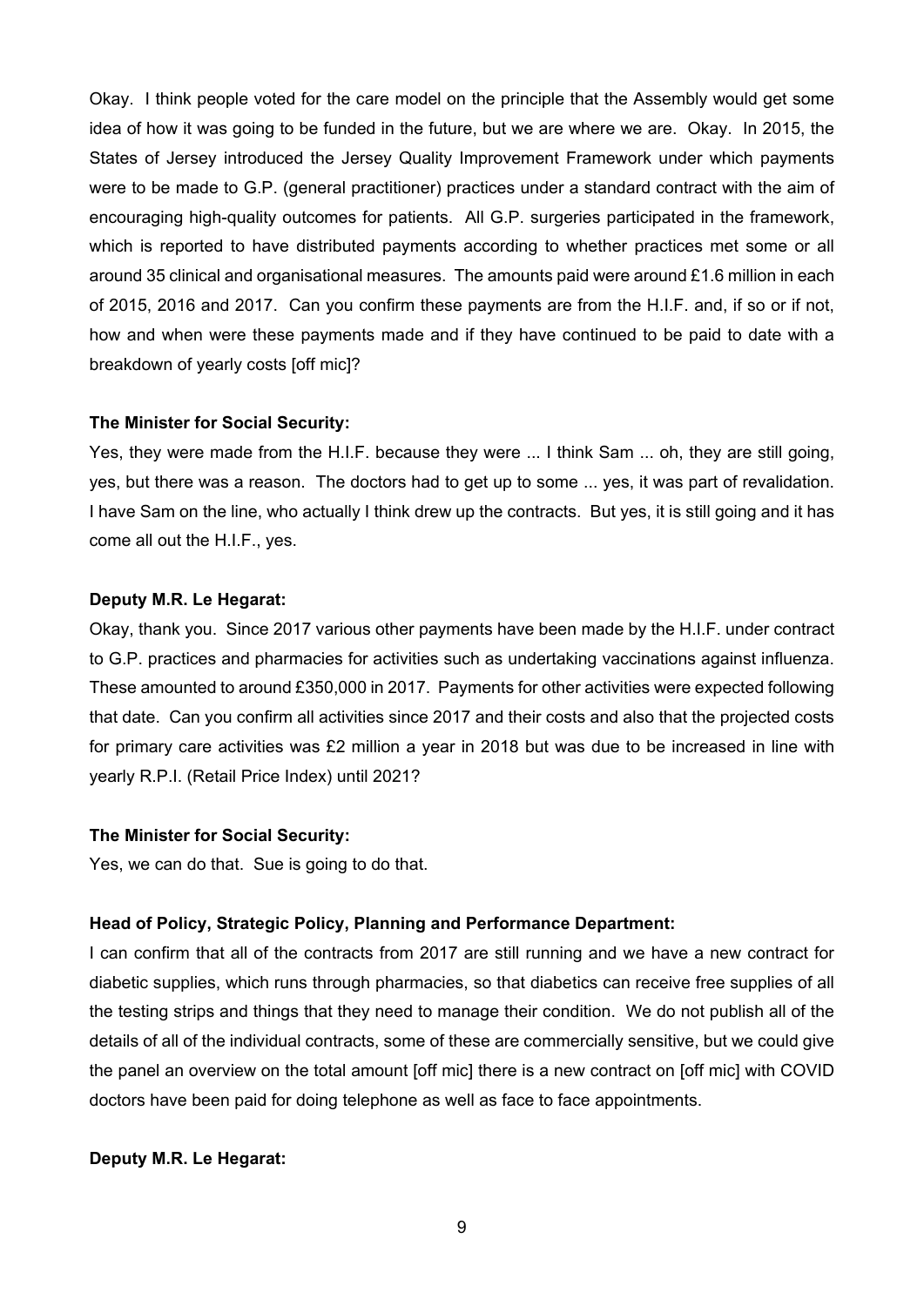Okay. I think people voted for the care model on the principle that the Assembly would get some idea of how it was going to be funded in the future, but we are where we are. Okay. In 2015, the States of Jersey introduced the Jersey Quality Improvement Framework under which payments were to be made to G.P. (general practitioner) practices under a standard contract with the aim of encouraging high-quality outcomes for patients. All G.P. surgeries participated in the framework, which is reported to have distributed payments according to whether practices met some or all around 35 clinical and organisational measures. The amounts paid were around £1.6 million in each of 2015, 2016 and 2017. Can you confirm these payments are from the H.I.F. and, if so or if not, how and when were these payments made and if they have continued to be paid to date with a breakdown of yearly costs [off mic]?

**The Minister for Social Security:**

Yes, they were made from the H.I.F. because they were ... I think Sam ... oh, they are still going, yes, but there was a reason. The doctors had to get up to some ... yes, it was part of revalidation. I have Sam on the line, who actually I think drew up the contracts. But yes, it is still going and it has come all out the H.I.F., yes.

**Deputy M.R. Le Hegarat:**

Okay, thank you. Since 2017 various other payments have been made by the H.I.F. under contract to G.P. practices and pharmacies for activities such as undertaking vaccinations against influenza. These amounted to around £350,000 in 2017. Payments for other activities were expected following that date. Can you confirm all activities since 2017 and their costs and also that the projected costs for primary care activities was £2 million a year in 2018 but was due to be increased in line with yearly R.P.I. (Retail Price Index) until 2021?

**The Minister for Social Security:**

Yes, we can do that. Sue is going to do that.

**Head of Policy, Strategic Policy, Planning and Performance Department:**

I can confirm that all of the contracts from 2017 are still running and we have a new contract for diabetic supplies, which runs through pharmacies, so that diabetics can receive free supplies of all the testing strips and things that they need to manage their condition. We do not publish all of the details of all of the individual contracts, some of these are commercially sensitive, but we could give the panel an overview on the total amount [off mic] there is a new contract on [off mic] with COVID doctors have been paid for doing telephone as well as face to face appointments.

**Deputy M.R. Le Hegarat:**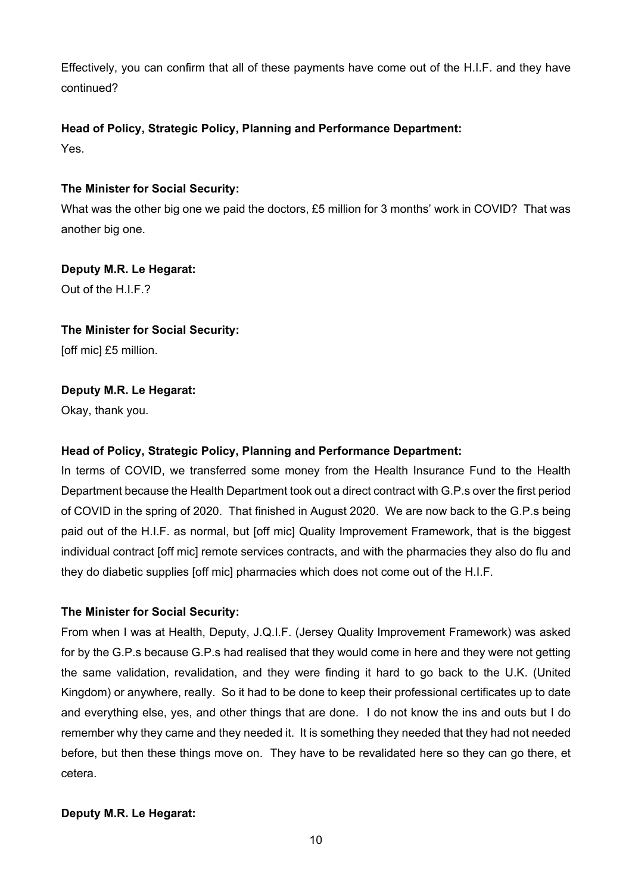Effectively, you can confirm that all of these payments have come out of the H.I.F. and they have continued?

**Head of Policy, Strategic Policy, Planning and Performance Department:**

Yes.

**The Minister for Social Security:**

What was the other big one we paid the doctors, £5 million for 3 months' work in COVID? That was another big one.

**Deputy M.R. Le Hegarat:**

Out of the H.I.F.?

**The Minister for Social Security:**

[off mic] £5 million.

**Deputy M.R. Le Hegarat:**

Okay, thank you.

**Head of Policy, Strategic Policy, Planning and Performance Department:**

In terms of COVID, we transferred some money from the Health Insurance Fund to the Health Department because the Health Department took out a direct contract with G.P.s over the first period of COVID in the spring of 2020. That finished in August 2020. We are now back to the G.P.s being paid out of the H.I.F. as normal, but [off mic] Quality Improvement Framework, that is the biggest individual contract [off mic] remote services contracts, and with the pharmacies they also do flu and they do diabetic supplies [off mic] pharmacies which does not come out of the H.I.F.

**The Minister for Social Security:**

From when I was at Health, Deputy, J.Q.I.F. (Jersey Quality Improvement Framework) was asked for by the G.P.s because G.P.s had realised that they would come in here and they were not getting the same validation, revalidation, and they were finding it hard to go back to the U.K. (United Kingdom) or anywhere, really. So it had to be done to keep their professional certificates up to date and everything else, yes, and other things that are done. I do not know the ins and outs but I do remember why they came and they needed it. It is something they needed that they had not needed before, but then these things move on. They have to be revalidated here so they can go there, et cetera.

**Deputy M.R. Le Hegarat:**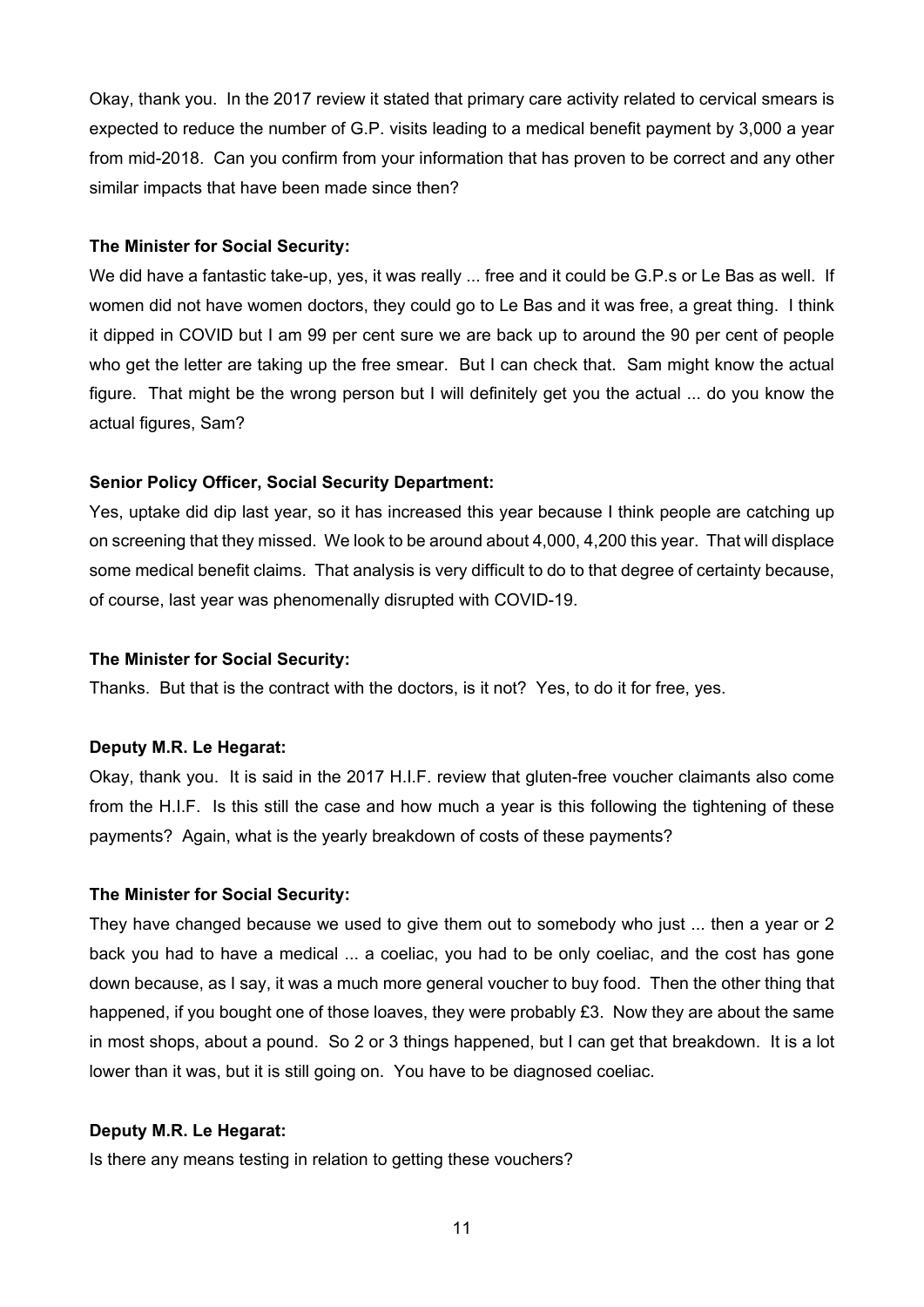Okay, thank you. In the 2017 review it stated that primary care activity related to cervical smears is expected to reduce the number of G.P. visits leading to a medical benefit payment by 3,000 a year from mid-2018. Can you confirm from your information that has proven to be correct and any other similar impacts that have been made since then?

**The Minister for Social Security:**

We did have a fantastic take-up, yes, it was really ... free and it could be G.P.s or Le Bas as well. If women did not have women doctors, they could go to Le Bas and it was free, a great thing. I think it dipped in COVID but I am 99 per cent sure we are back up to around the 90 per cent of people who get the letter are taking up the free smear. But I can check that. Sam might know the actual figure. That might be the wrong person but I will definitely get you the actual ... do you know the actual figures, Sam?

**Senior Policy Officer, Social Security Department:**

Yes, uptake did dip last year, so it has increased this year because I think people are catching up on screening that they missed. We look to be around about 4,000, 4,200 this year. That will displace some medical benefit claims. That analysis is very difficult to do to that degree of certainty because, of course, last year was phenomenally disrupted with COVID-19.

**The Minister for Social Security:**

Thanks. But that is the contract with the doctors, is it not? Yes, to do it for free, yes.

**Deputy M.R. Le Hegarat:**

Okay, thank you. It is said in the 2017 H.I.F. review that gluten-free voucher claimants also come from the H.I.F. Is this still the case and how much a year is this following the tightening of these payments? Again, what is the yearly breakdown of costs of these payments?

**The Minister for Social Security:**

They have changed because we used to give them out to somebody who just ... then a year or 2 back you had to have a medical ... a coeliac, you had to be only coeliac, and the cost has gone down because, as I say, it was a much more general voucher to buy food. Then the other thing that happened, if you bought one of those loaves, they were probably £3. Now they are about the same in most shops, about a pound. So 2 or 3 things happened, but I can get that breakdown. It is a lot lower than it was, but it is still going on. You have to be diagnosed coeliac.

**Deputy M.R. Le Hegarat:**

Is there any means testing in relation to getting these vouchers?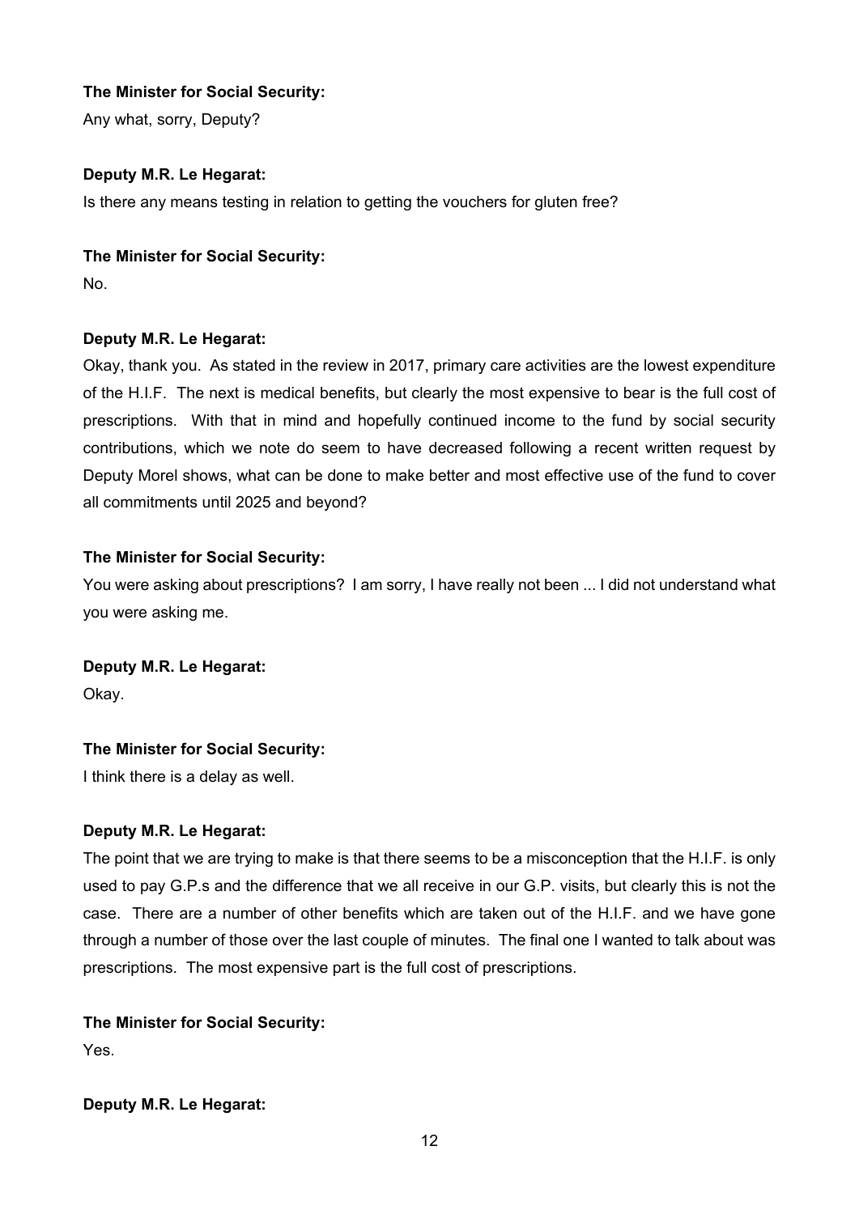**The Minister for Social Security:**

Any what, sorry, Deputy?

**Deputy M.R. Le Hegarat:**

Is there any means testing in relation to getting the vouchers for gluten free?

**The Minister for Social Security:**

No.

**Deputy M.R. Le Hegarat:**

Okay, thank you. As stated in the review in 2017, primary care activities are the lowest expenditure of the H.I.F. The next is medical benefits, but clearly the most expensive to bear is the full cost of prescriptions. With that in mind and hopefully continued income to the fund by social security contributions, which we note do seem to have decreased following a recent written request by Deputy Morel shows, what can be done to make better and most effective use of the fund to cover all commitments until 2025 and beyond?

**The Minister for Social Security:**

You were asking about prescriptions? I am sorry, I have really not been ... I did not understand what you were asking me.

**Deputy M.R. Le Hegarat:**

Okay.

**The Minister for Social Security:**

I think there is a delay as well.

**Deputy M.R. Le Hegarat:**

The point that we are trying to make is that there seems to be a misconception that the H.I.F. is only used to pay G.P.s and the difference that we all receive in our G.P. visits, but clearly this is not the case. There are a number of other benefits which are taken out of the H.I.F. and we have gone through a number of those over the last couple of minutes. The final one I wanted to talk about was prescriptions. The most expensive part is the full cost of prescriptions.

**The Minister for Social Security:**

Yes.

**Deputy M.R. Le Hegarat:**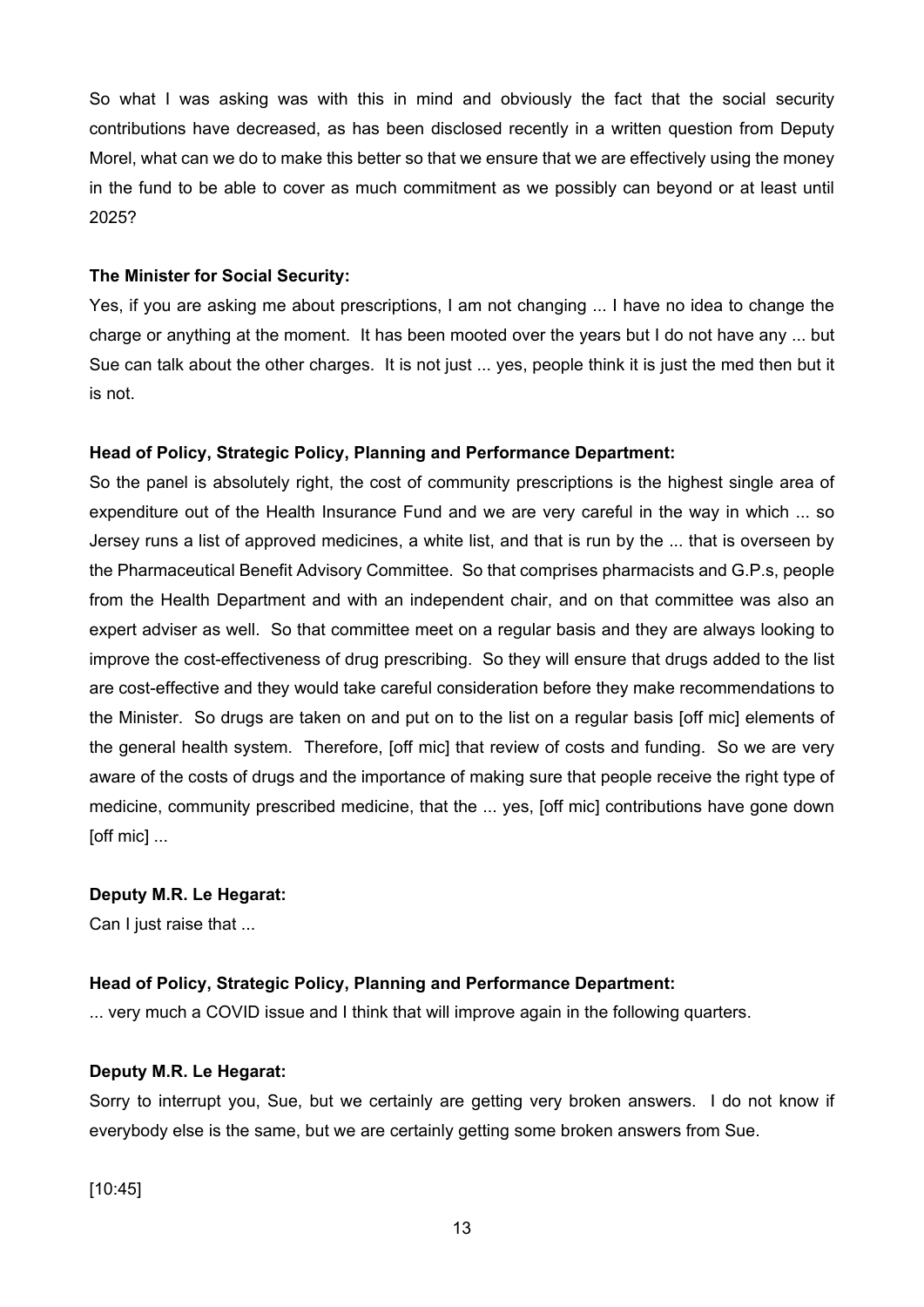So what I was asking was with this in mind and obviously the fact that the social security contributions have decreased, as has been disclosed recently in a written question from Deputy Morel, what can we do to make this better so that we ensure that we are effectively using the money in the fund to be able to cover as much commitment as we possibly can beyond or at least until 2025?

**The Minister for Social Security:**

Yes, if you are asking me about prescriptions, I am not changing ... I have no idea to change the charge or anything at the moment. It has been mooted over the years but I do not have any ... but Sue can talk about the other charges. It is not just ... yes, people think it is just the med then but it is not.

**Head of Policy, Strategic Policy, Planning and Performance Department:**

So the panel is absolutely right, the cost of community prescriptions is the highest single area of expenditure out of the Health Insurance Fund and we are very careful in the way in which ... so Jersey runs a list of approved medicines, a white list, and that is run by the ... that is overseen by the Pharmaceutical Benefit Advisory Committee. So that comprises pharmacists and G.P.s, people from the Health Department and with an independent chair, and on that committee was also an expert adviser as well. So that committee meet on a regular basis and they are always looking to improve the cost-effectiveness of drug prescribing. So they will ensure that drugs added to the list are cost-effective and they would take careful consideration before they make recommendations to the Minister. So drugs are taken on and put on to the list on a regular basis [off mic] elements of the general health system. Therefore, [off mic] that review of costs and funding. So we are very aware of the costs of drugs and the importance of making sure that people receive the right type of medicine, community prescribed medicine, that the ... yes, [off mic] contributions have gone down [off mic] ...

**Deputy M.R. Le Hegarat:**

Can I just raise that ...

**Head of Policy, Strategic Policy, Planning and Performance Department:**

... very much a COVID issue and I think that will improve again in the following quarters.

**Deputy M.R. Le Hegarat:**

Sorry to interrupt you, Sue, but we certainly are getting very broken answers. I do not know if everybody else is the same, but we are certainly getting some broken answers from Sue.

[10:45]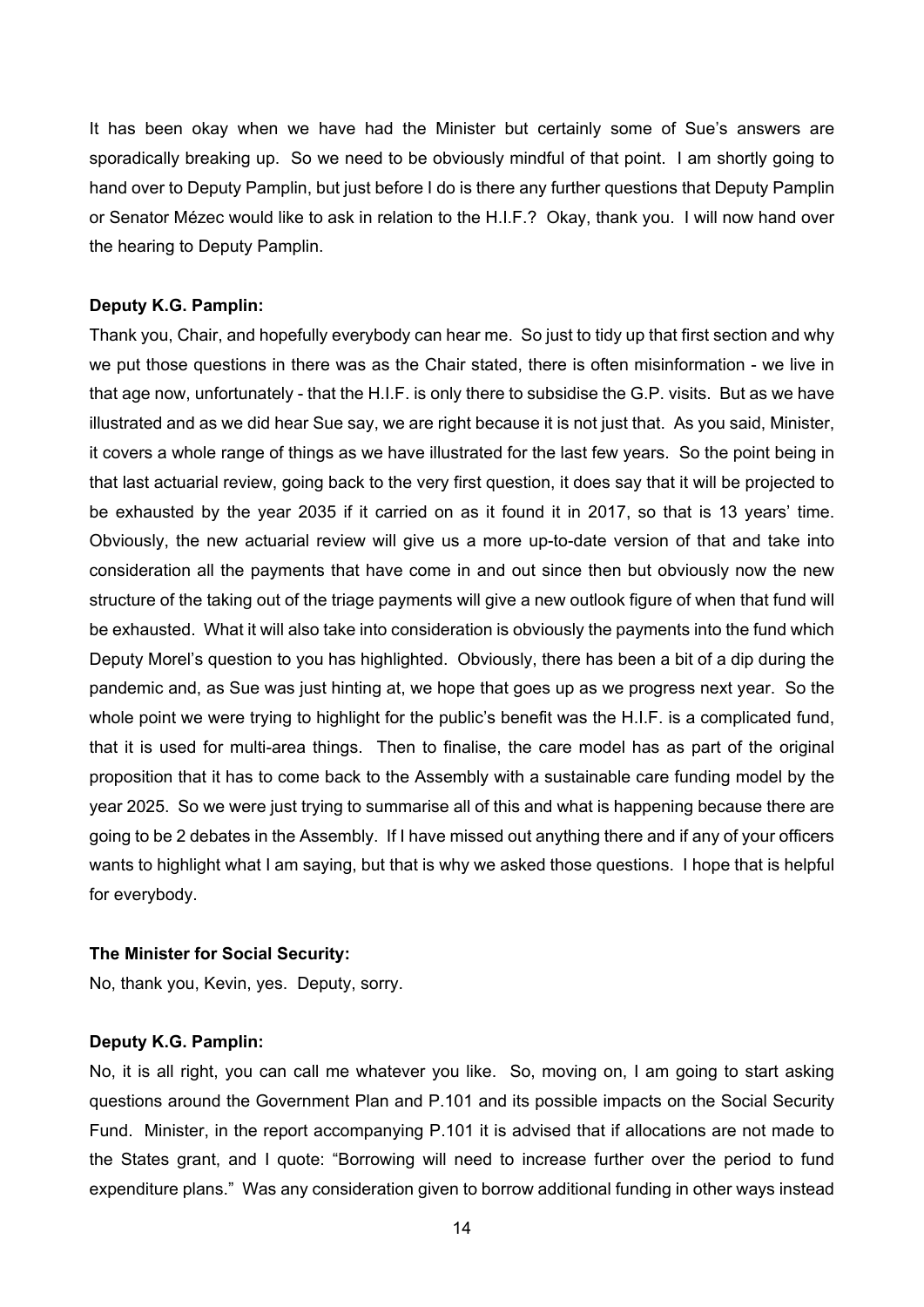It has been okay when we have had the Minister but certainly some of Sue's answers are sporadically breaking up. So we need to be obviously mindful of that point. I am shortly going to hand over to Deputy Pamplin, but just before I do is there any further questions that Deputy Pamplin or Senator Mézec would like to ask in relation to the H.I.F.? Okay, thank you. I will now hand over the hearing to Deputy Pamplin.

**Deputy K.G. Pamplin:**

Thank you, Chair, and hopefully everybody can hear me. So just to tidy up that first section and why we put those questions in there was as the Chair stated, there is often misinformation - we live in that age now, unfortunately - that the H.I.F. is only there to subsidise the G.P. visits. But as we have illustrated and as we did hear Sue say, we are right because it is not just that. As you said, Minister, it covers a whole range of things as we have illustrated for the last few years. So the point being in that last actuarial review, going back to the very first question, it does say that it will be projected to be exhausted by the year 2035 if it carried on as it found it in 2017, so that is 13 years' time. Obviously, the new actuarial review will give us a more up-to-date version of that and take into consideration all the payments that have come in and out since then but obviously now the new structure of the taking out of the triage payments will give a new outlook figure of when that fund will be exhausted. What it will also take into consideration is obviously the payments into the fund which Deputy Morel's question to you has highlighted. Obviously, there has been a bit of a dip during the pandemic and, as Sue was just hinting at, we hope that goes up as we progress next year. So the whole point we were trying to highlight for the public's benefit was the H.I.F. is a complicated fund, that it is used for multi-area things. Then to finalise, the care model has as part of the original proposition that it has to come back to the Assembly with a sustainable care funding model by the year 2025. So we were just trying to summarise all of this and what is happening because there are going to be 2 debates in the Assembly. If I have missed out anything there and if any of your officers wants to highlight what I am saying, but that is why we asked those questions. I hope that is helpful for everybody.

**The Minister for Social Security:**

No, thank you, Kevin, yes. Deputy, sorry.

**Deputy K.G. Pamplin:**

No, it is all right, you can call me whatever you like. So, moving on, I am going to start asking questions around the Government Plan and P.101 and its possible impacts on the Social Security Fund. Minister, in the report accompanying P.101 it is advised that if allocations are not made to the States grant, and I quote: "Borrowing will need to increase further over the period to fund expenditure plans." Was any consideration given to borrow additional funding in other ways instead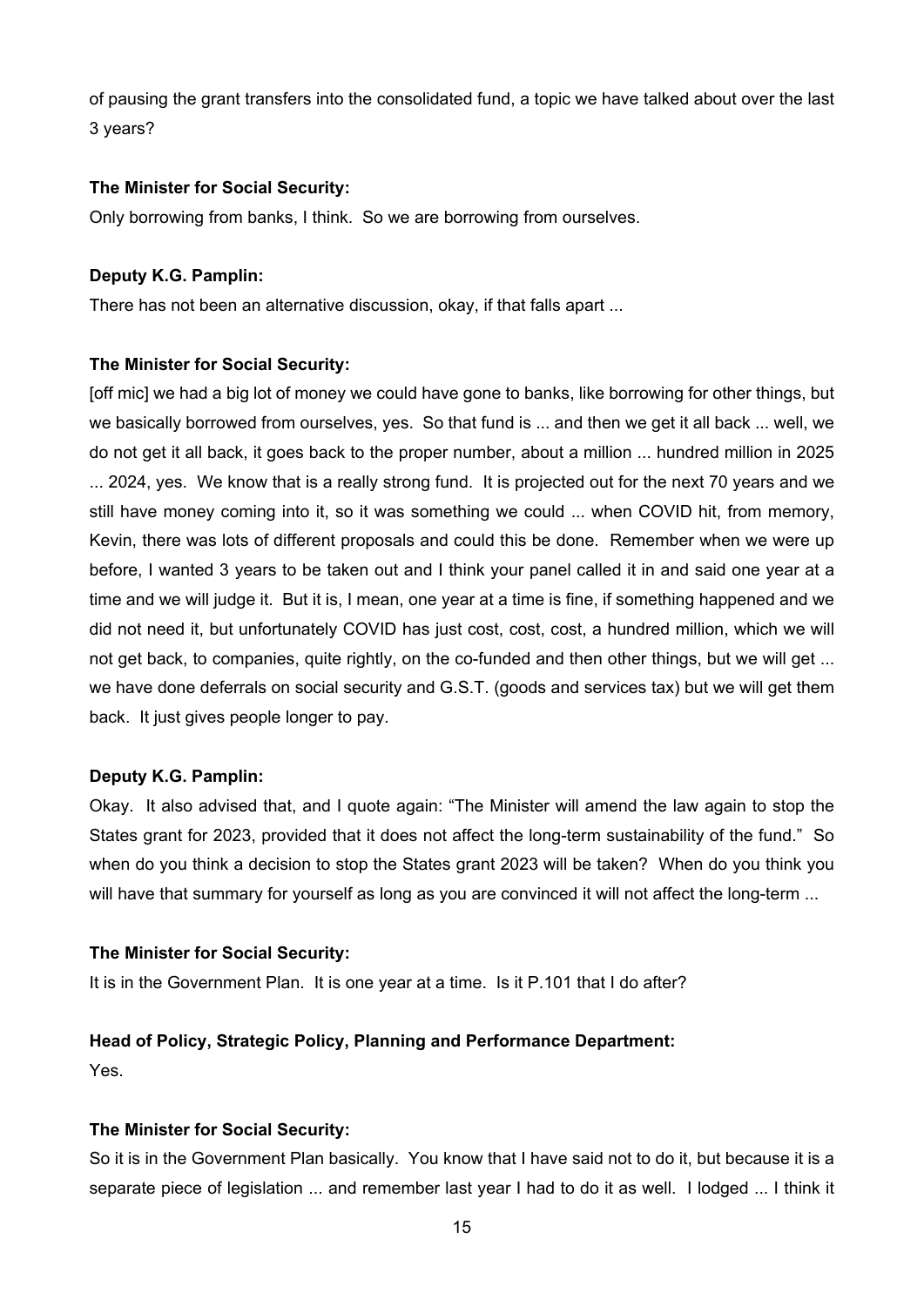of pausing the grant transfers into the consolidated fund, a topic we have talked about over the last 3 years?

**The Minister for Social Security:**

Only borrowing from banks, I think. So we are borrowing from ourselves.

**Deputy K.G. Pamplin:**

There has not been an alternative discussion, okay, if that falls apart ...

**The Minister for Social Security:**

[off mic] we had a big lot of money we could have gone to banks, like borrowing for other things, but we basically borrowed from ourselves, yes. So that fund is ... and then we get it all back ... well, we do not get it all back, it goes back to the proper number, about a million ... hundred million in 2025 ... 2024, yes. We know that is a really strong fund. It is projected out for the next 70 years and we still have money coming into it, so it was something we could ... when COVID hit, from memory, Kevin, there was lots of different proposals and could this be done. Remember when we were up before, I wanted 3 years to be taken out and I think your panel called it in and said one year at a time and we will judge it. But it is, I mean, one year at a time is fine, if something happened and we did not need it, but unfortunately COVID has just cost, cost, cost, a hundred million, which we will not get back, to companies, quite rightly, on the co-funded and then other things, but we will get ... we have done deferrals on social security and G.S.T. (goods and services tax) but we will get them back. It just gives people longer to pay.

**Deputy K.G. Pamplin:**

Okay. It also advised that, and I quote again: "The Minister will amend the law again to stop the States grant for 2023, provided that it does not affect the long-term sustainability of the fund." So when do you think a decision to stop the States grant 2023 will be taken? When do you think you will have that summary for yourself as long as you are convinced it will not affect the long-term ...

**The Minister for Social Security:**

It is in the Government Plan. It is one year at a time. Is it P.101 that I do after?

**Head of Policy, Strategic Policy, Planning and Performance Department:**

Yes.

**The Minister for Social Security:**

So it is in the Government Plan basically. You know that I have said not to do it, but because it is a separate piece of legislation ... and remember last year I had to do it as well. I lodged ... I think it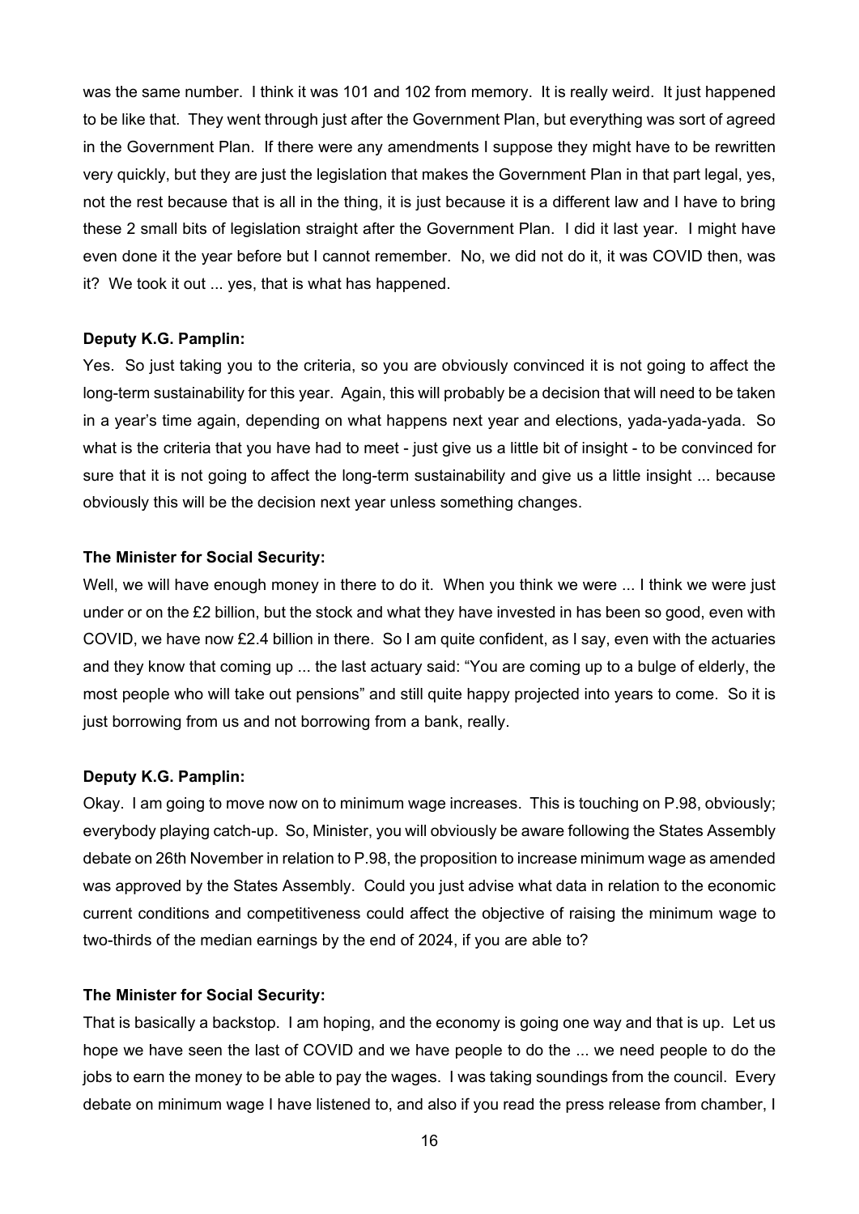was the same number. I think it was 101 and 102 from memory. It is really weird. It just happened to be like that. They went through just after the Government Plan, but everything was sort of agreed in the Government Plan. If there were any amendments I suppose they might have to be rewritten very quickly, but they are just the legislation that makes the Government Plan in that part legal, yes, not the rest because that is all in the thing, it is just because it is a different law and I have to bring these 2 small bits of legislation straight after the Government Plan. I did it last year. I might have even done it the year before but I cannot remember. No, we did not do it, it was COVID then, was it? We took it out ... yes, that is what has happened.

**Deputy K.G. Pamplin:**

Yes. So just taking you to the criteria, so you are obviously convinced it is not going to affect the long-term sustainability for this year. Again, this will probably be a decision that will need to be taken in a year's time again, depending on what happens next year and elections, yada-yada-yada. So what is the criteria that you have had to meet - just give us a little bit of insight - to be convinced for sure that it is not going to affect the long-term sustainability and give us a little insight ... because obviously this will be the decision next year unless something changes.

**The Minister for Social Security:**

Well, we will have enough money in there to do it. When you think we were ... I think we were just under or on the £2 billion, but the stock and what they have invested in has been so good, even with COVID, we have now £2.4 billion in there. So I am quite confident, as I say, even with the actuaries and they know that coming up ... the last actuary said: "You are coming up to a bulge of elderly, the most people who will take out pensions" and still quite happy projected into years to come. So it is just borrowing from us and not borrowing from a bank, really.

**Deputy K.G. Pamplin:**

Okay. I am going to move now on to minimum wage increases. This is touching on P.98, obviously; everybody playing catch-up. So, Minister, you will obviously be aware following the States Assembly debate on 26th November in relation to P.98, the proposition to increase minimum wage as amended was approved by the States Assembly. Could you just advise what data in relation to the economic current conditions and competitiveness could affect the objective of raising the minimum wage to two-thirds of the median earnings by the end of 2024, if you are able to?

**The Minister for Social Security:**

That is basically a backstop. I am hoping, and the economy is going one way and that is up. Let us hope we have seen the last of COVID and we have people to do the ... we need people to do the jobs to earn the money to be able to pay the wages. I was taking soundings from the council. Every debate on minimum wage I have listened to, and also if you read the press release from chamber, I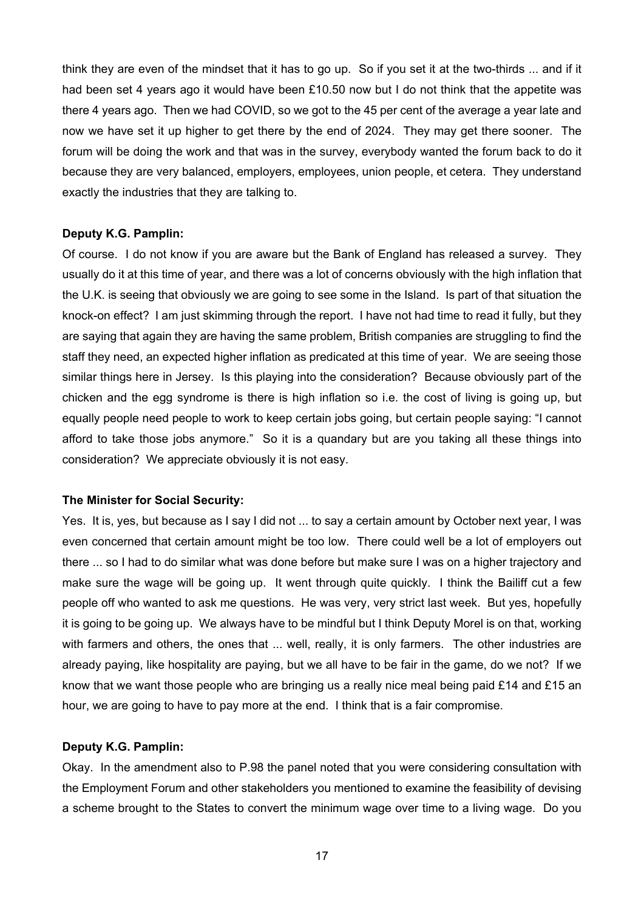think they are even of the mindset that it has to go up. So if you set it at the two-thirds ... and if it had been set 4 years ago it would have been £10.50 now but I do not think that the appetite was there 4 years ago. Then we had COVID, so we got to the 45 per cent of the average a year late and now we have set it up higher to get there by the end of 2024. They may get there sooner. The forum will be doing the work and that was in the survey, everybody wanted the forum back to do it because they are very balanced, employers, employees, union people, et cetera. They understand exactly the industries that they are talking to.

**Deputy K.G. Pamplin:**

Of course. I do not know if you are aware but the Bank of England has released a survey. They usually do it at this time of year, and there was a lot of concerns obviously with the high inflation that the U.K. is seeing that obviously we are going to see some in the Island. Is part of that situation the knock-on effect? I am just skimming through the report. I have not had time to read it fully, but they are saying that again they are having the same problem, British companies are struggling to find the staff they need, an expected higher inflation as predicated at this time of year. We are seeing those similar things here in Jersey. Is this playing into the consideration? Because obviously part of the chicken and the egg syndrome is there is high inflation so i.e. the cost of living is going up, but equally people need people to work to keep certain jobs going, but certain people saying: "I cannot afford to take those jobs anymore." So it is a quandary but are you taking all these things into consideration? We appreciate obviously it is not easy.

**The Minister for Social Security:**

Yes. It is, yes, but because as I say I did not ... to say a certain amount by October next year, I was even concerned that certain amount might be too low. There could well be a lot of employers out there ... so I had to do similar what was done before but make sure I was on a higher trajectory and make sure the wage will be going up. It went through quite quickly. I think the Bailiff cut a few people off who wanted to ask me questions. He was very, very strict last week. But yes, hopefully it is going to be going up. We always have to be mindful but I think Deputy Morel is on that, working with farmers and others, the ones that ... well, really, it is only farmers. The other industries are already paying, like hospitality are paying, but we all have to be fair in the game, do we not? If we know that we want those people who are bringing us a really nice meal being paid £14 and £15 an hour, we are going to have to pay more at the end. I think that is a fair compromise.

**Deputy K.G. Pamplin:**

Okay. In the amendment also to P.98 the panel noted that you were considering consultation with the Employment Forum and other stakeholders you mentioned to examine the feasibility of devising a scheme brought to the States to convert the minimum wage over time to a living wage. Do you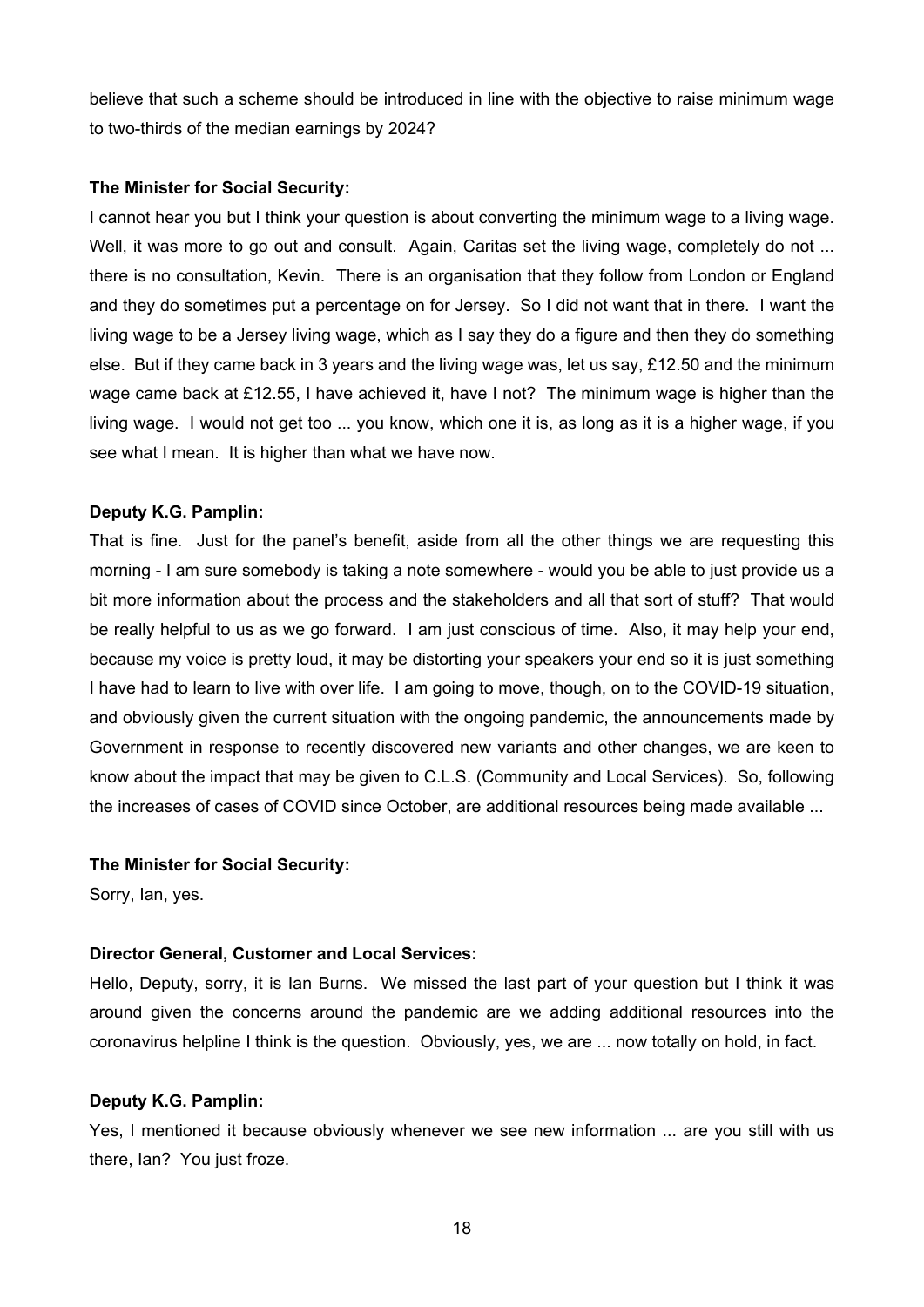believe that such a scheme should be introduced in line with the objective to raise minimum wage to two-thirds of the median earnings by 2024?

**The Minister for Social Security:**

I cannot hear you but I think your question is about converting the minimum wage to a living wage. Well, it was more to go out and consult. Again, Caritas set the living wage, completely do not ... there is no consultation, Kevin. There is an organisation that they follow from London or England and they do sometimes put a percentage on for Jersey. So I did not want that in there. I want the living wage to be a Jersey living wage, which as I say they do a figure and then they do something else. But if they came back in 3 years and the living wage was, let us say, £12.50 and the minimum wage came back at £12.55, I have achieved it, have I not? The minimum wage is higher than the living wage. I would not get too ... you know, which one it is, as long as it is a higher wage, if you see what I mean. It is higher than what we have now.

**Deputy K.G. Pamplin:**

That is fine. Just for the panel's benefit, aside from all the other things we are requesting this morning - I am sure somebody is taking a note somewhere - would you be able to just provide us a bit more information about the process and the stakeholders and all that sort of stuff? That would be really helpful to us as we go forward. I am just conscious of time. Also, it may help your end, because my voice is pretty loud, it may be distorting your speakers your end so it is just something I have had to learn to live with over life. I am going to move, though, on to the COVID-19 situation, and obviously given the current situation with the ongoing pandemic, the announcements made by Government in response to recently discovered new variants and other changes, we are keen to know about the impact that may be given to C.L.S. (Community and Local Services). So, following the increases of cases of COVID since October, are additional resources being made available ...

**The Minister for Social Security:**

Sorry, Ian, yes.

**Director General, Customer and Local Services:**

Hello, Deputy, sorry, it is Ian Burns. We missed the last part of your question but I think it was around given the concerns around the pandemic are we adding additional resources into the coronavirus helpline I think is the question. Obviously, yes, we are ... now totally on hold, in fact.

**Deputy K.G. Pamplin:**

Yes, I mentioned it because obviously whenever we see new information ... are you still with us there, Ian? You just froze.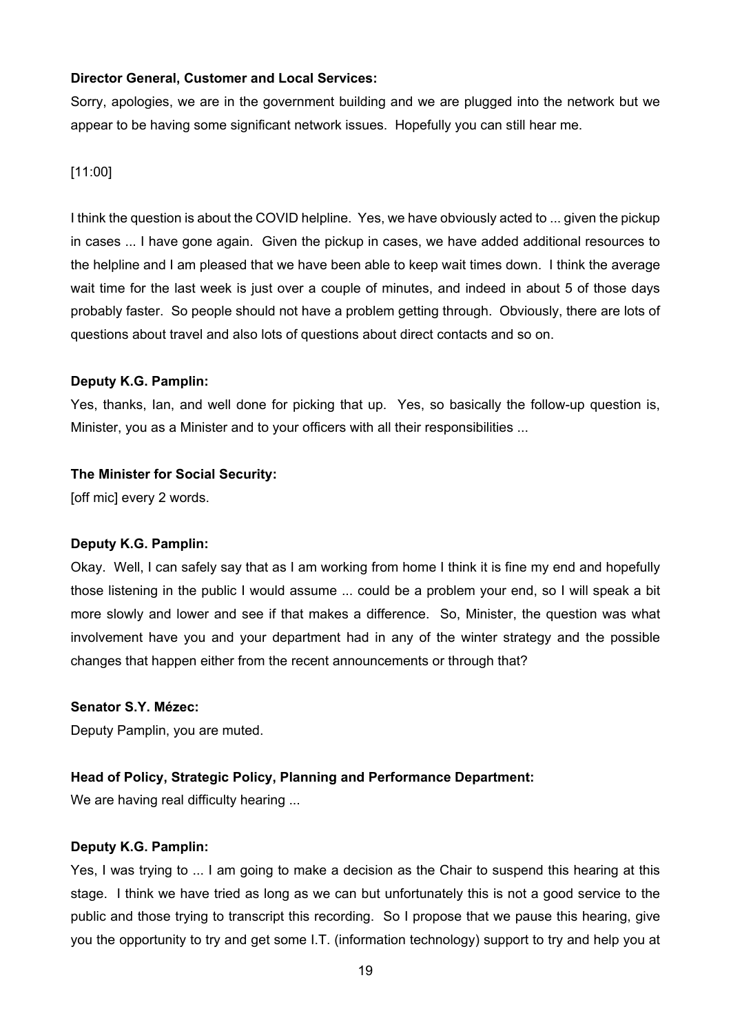**Director General, Customer and Local Services:**

Sorry, apologies, we are in the government building and we are plugged into the network but we appear to be having some significant network issues. Hopefully you can still hear me.

[11:00]

I think the question is about the COVID helpline. Yes, we have obviously acted to ... given the pickup in cases ... I have gone again. Given the pickup in cases, we have added additional resources to the helpline and I am pleased that we have been able to keep wait times down. I think the average wait time for the last week is just over a couple of minutes, and indeed in about 5 of those days probably faster. So people should not have a problem getting through. Obviously, there are lots of questions about travel and also lots of questions about direct contacts and so on.

**Deputy K.G. Pamplin:**

Yes, thanks, Ian, and well done for picking that up. Yes, so basically the follow-up question is, Minister, you as a Minister and to your officers with all their responsibilities ...

**The Minister for Social Security:**

[off mic] every 2 words.

**Deputy K.G. Pamplin:**

Okay. Well, I can safely say that as I am working from home I think it is fine my end and hopefully those listening in the public I would assume ... could be a problem your end, so I will speak a bit more slowly and lower and see if that makes a difference. So, Minister, the question was what involvement have you and your department had in any of the winter strategy and the possible changes that happen either from the recent announcements or through that?

**Senator S.Y. Mézec:**

Deputy Pamplin, you are muted.

**Head of Policy, Strategic Policy, Planning and Performance Department:**

We are having real difficulty hearing ...

**Deputy K.G. Pamplin:**

Yes, I was trying to ... I am going to make a decision as the Chair to suspend this hearing at this stage. I think we have tried as long as we can but unfortunately this is not a good service to the public and those trying to transcript this recording. So I propose that we pause this hearing, give you the opportunity to try and get some I.T. (information technology) support to try and help you at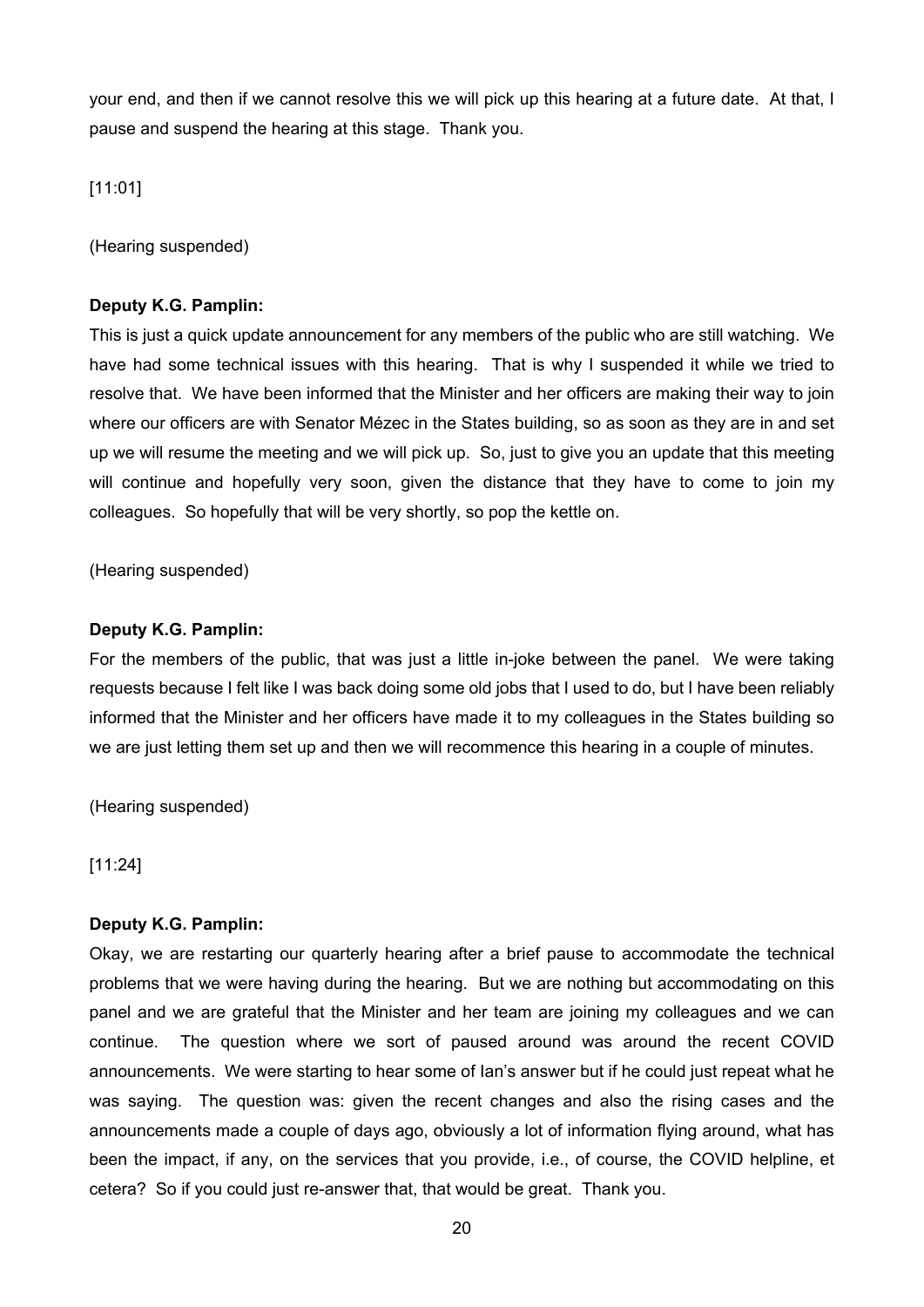your end, and then if we cannot resolve this we will pick up this hearing at a future date. At that, I pause and suspend the hearing at this stage. Thank you.

[11:01]

(Hearing suspended)

**Deputy K.G. Pamplin:**

This is just a quick update announcement for any members of the public who are still watching. We have had some technical issues with this hearing. That is why I suspended it while we tried to resolve that. We have been informed that the Minister and her officers are making their way to join where our officers are with Senator Mézec in the States building, so as soon as they are in and set up we will resume the meeting and we will pick up. So, just to give you an update that this meeting will continue and hopefully very soon, given the distance that they have to come to join my colleagues. So hopefully that will be very shortly, so pop the kettle on.

(Hearing suspended)

**Deputy K.G. Pamplin:**

For the members of the public, that was just a little in-joke between the panel. We were taking requests because I felt like I was back doing some old jobs that I used to do, but I have been reliably informed that the Minister and her officers have made it to my colleagues in the States building so we are just letting them set up and then we will recommence this hearing in a couple of minutes.

(Hearing suspended)

[11:24]

**Deputy K.G. Pamplin:**

Okay, we are restarting our quarterly hearing after a brief pause to accommodate the technical problems that we were having during the hearing. But we are nothing but accommodating on this panel and we are grateful that the Minister and her team are joining my colleagues and we can continue. The question where we sort of paused around was around the recent COVID announcements. We were starting to hear some of Ian's answer but if he could just repeat what he was saying. The question was: given the recent changes and also the rising cases and the announcements made a couple of days ago, obviously a lot of information flying around, what has been the impact, if any, on the services that you provide, i.e., of course, the COVID helpline, et cetera? So if you could just re-answer that, that would be great. Thank you.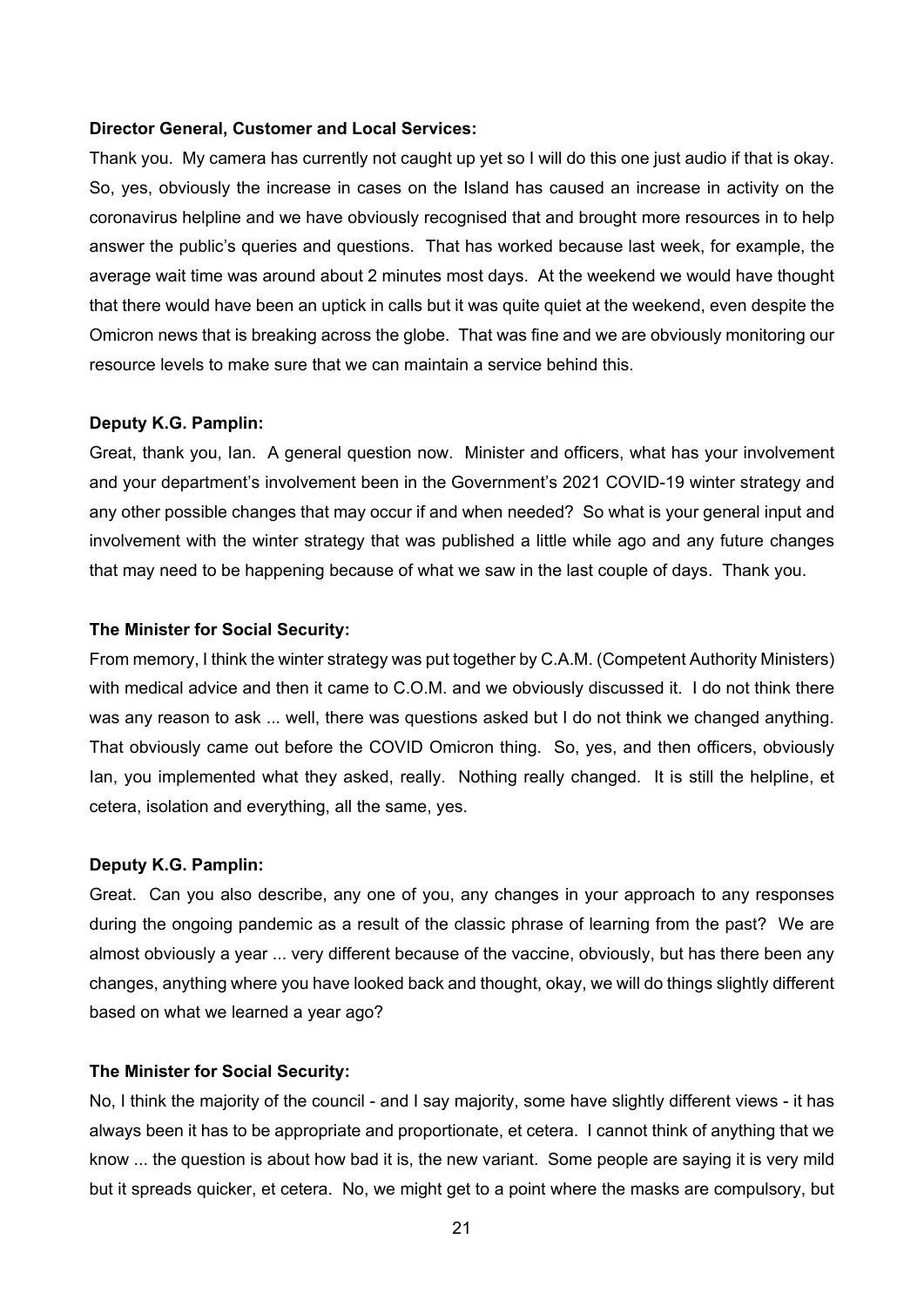**Director General, Customer and Local Services:**

Thank you. My camera has currently not caught up yet so I will do this one just audio if that is okay. So, yes, obviously the increase in cases on the Island has caused an increase in activity on the coronavirus helpline and we have obviously recognised that and brought more resources in to help answer the public's queries and questions. That has worked because last week, for example, the average wait time was around about 2 minutes most days. At the weekend we would have thought that there would have been an uptick in calls but it was quite quiet at the weekend, even despite the Omicron news that is breaking across the globe. That was fine and we are obviously monitoring our resource levels to make sure that we can maintain a service behind this.

**Deputy K.G. Pamplin:**

Great, thank you, Ian. A general question now. Minister and officers, what has your involvement and your department's involvement been in the Government's 2021 COVID-19 winter strategy and any other possible changes that may occur if and when needed? So what is your general input and involvement with the winter strategy that was published a little while ago and any future changes that may need to be happening because of what we saw in the last couple of days. Thank you.

**The Minister for Social Security:**

From memory, I think the winter strategy was put together by C.A.M. (Competent Authority Ministers) with medical advice and then it came to C.O.M. and we obviously discussed it. I do not think there was any reason to ask ... well, there was questions asked but I do not think we changed anything. That obviously came out before the COVID Omicron thing. So, yes, and then officers, obviously Ian, you implemented what they asked, really. Nothing really changed. It is still the helpline, et cetera, isolation and everything, all the same, yes.

**Deputy K.G. Pamplin:**

Great. Can you also describe, any one of you, any changes in your approach to any responses during the ongoing pandemic as a result of the classic phrase of learning from the past? We are almost obviously a year ... very different because of the vaccine, obviously, but has there been any changes, anything where you have looked back and thought, okay, we will do things slightly different based on what we learned a year ago?

**The Minister for Social Security:**

No, I think the majority of the council - and I say majority, some have slightly different views - it has always been it has to be appropriate and proportionate, et cetera. I cannot think of anything that we know ... the question is about how bad it is, the new variant. Some people are saying it is very mild but it spreads quicker, et cetera. No, we might get to a point where the masks are compulsory, but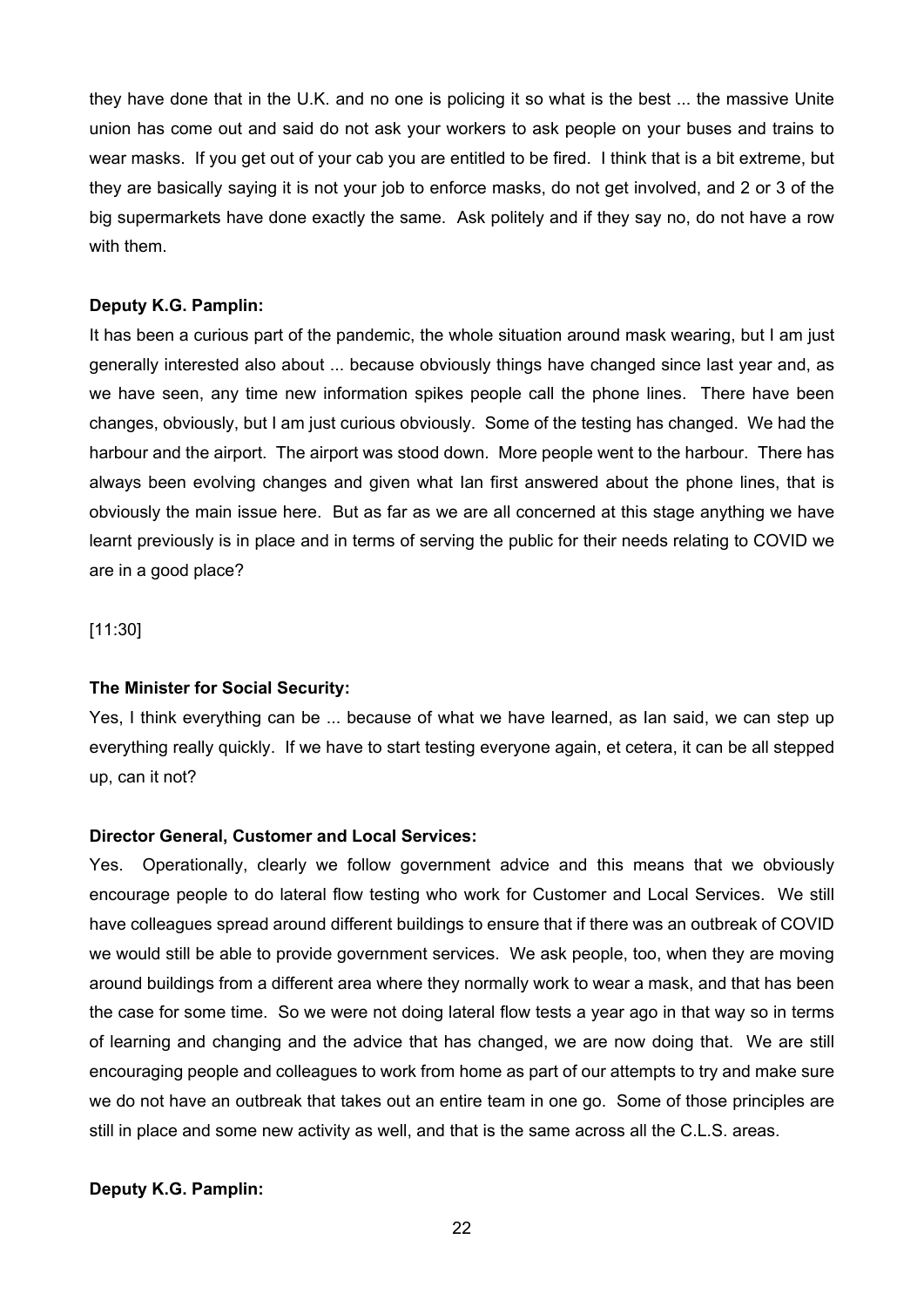they have done that in the U.K. and no one is policing it so what is the best ... the massive Unite union has come out and said do not ask your workers to ask people on your buses and trains to wear masks. If you get out of your cab you are entitled to be fired. I think that is a bit extreme, but they are basically saying it is not your job to enforce masks, do not get involved, and 2 or 3 of the big supermarkets have done exactly the same. Ask politely and if they say no, do not have a row with them.

**Deputy K.G. Pamplin:**

It has been a curious part of the pandemic, the whole situation around mask wearing, but I am just generally interested also about ... because obviously things have changed since last year and, as we have seen, any time new information spikes people call the phone lines. There have been changes, obviously, but I am just curious obviously. Some of the testing has changed. We had the harbour and the airport. The airport was stood down. More people went to the harbour. There has always been evolving changes and given what Ian first answered about the phone lines, that is obviously the main issue here. But as far as we are all concerned at this stage anything we have learnt previously is in place and in terms of serving the public for their needs relating to COVID we are in a good place?

[11:30]

**The Minister for Social Security:**

Yes, I think everything can be ... because of what we have learned, as Ian said, we can step up everything really quickly. If we have to start testing everyone again, et cetera, it can be all stepped up, can it not?

**Director General, Customer and Local Services:**

Yes. Operationally, clearly we follow government advice and this means that we obviously encourage people to do lateral flow testing who work for Customer and Local Services. We still have colleagues spread around different buildings to ensure that if there was an outbreak of COVID we would still be able to provide government services. We ask people, too, when they are moving around buildings from a different area where they normally work to wear a mask, and that has been the case for some time. So we were not doing lateral flow tests a year ago in that way so in terms of learning and changing and the advice that has changed, we are now doing that. We are still encouraging people and colleagues to work from home as part of our attempts to try and make sure we do not have an outbreak that takes out an entire team in one go. Some of those principles are still in place and some new activity as well, and that is the same across all the C.L.S. areas.

**Deputy K.G. Pamplin:**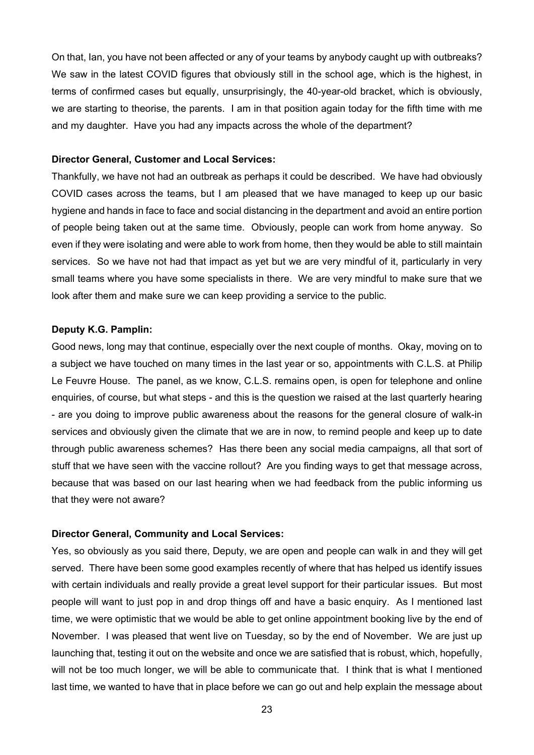On that, Ian, you have not been affected or any of your teams by anybody caught up with outbreaks? We saw in the latest COVID figures that obviously still in the school age, which is the highest, in terms of confirmed cases but equally, unsurprisingly, the 40-year-old bracket, which is obviously, we are starting to theorise, the parents. I am in that position again today for the fifth time with me and my daughter. Have you had any impacts across the whole of the department?

**Director General, Customer and Local Services:**

Thankfully, we have not had an outbreak as perhaps it could be described. We have had obviously COVID cases across the teams, but I am pleased that we have managed to keep up our basic hygiene and hands in face to face and social distancing in the department and avoid an entire portion of people being taken out at the same time. Obviously, people can work from home anyway. So even if they were isolating and were able to work from home, then they would be able to still maintain services. So we have not had that impact as yet but we are very mindful of it, particularly in very small teams where you have some specialists in there. We are very mindful to make sure that we look after them and make sure we can keep providing a service to the public.

**Deputy K.G. Pamplin:**

Good news, long may that continue, especially over the next couple of months. Okay, moving on to a subject we have touched on many times in the last year or so, appointments with C.L.S. at Philip Le Feuvre House. The panel, as we know, C.L.S. remains open, is open for telephone and online enquiries, of course, but what steps - and this is the question we raised at the last quarterly hearing - are you doing to improve public awareness about the reasons for the general closure of walk-in services and obviously given the climate that we are in now, to remind people and keep up to date through public awareness schemes? Has there been any social media campaigns, all that sort of stuff that we have seen with the vaccine rollout? Are you finding ways to get that message across, because that was based on our last hearing when we had feedback from the public informing us that they were not aware?

**Director General, Community and Local Services:**

Yes, so obviously as you said there, Deputy, we are open and people can walk in and they will get served. There have been some good examples recently of where that has helped us identify issues with certain individuals and really provide a great level support for their particular issues. But most people will want to just pop in and drop things off and have a basic enquiry. As I mentioned last time, we were optimistic that we would be able to get online appointment booking live by the end of November. I was pleased that went live on Tuesday, so by the end of November. We are just up launching that, testing it out on the website and once we are satisfied that is robust, which, hopefully, will not be too much longer, we will be able to communicate that. I think that is what I mentioned last time, we wanted to have that in place before we can go out and help explain the message about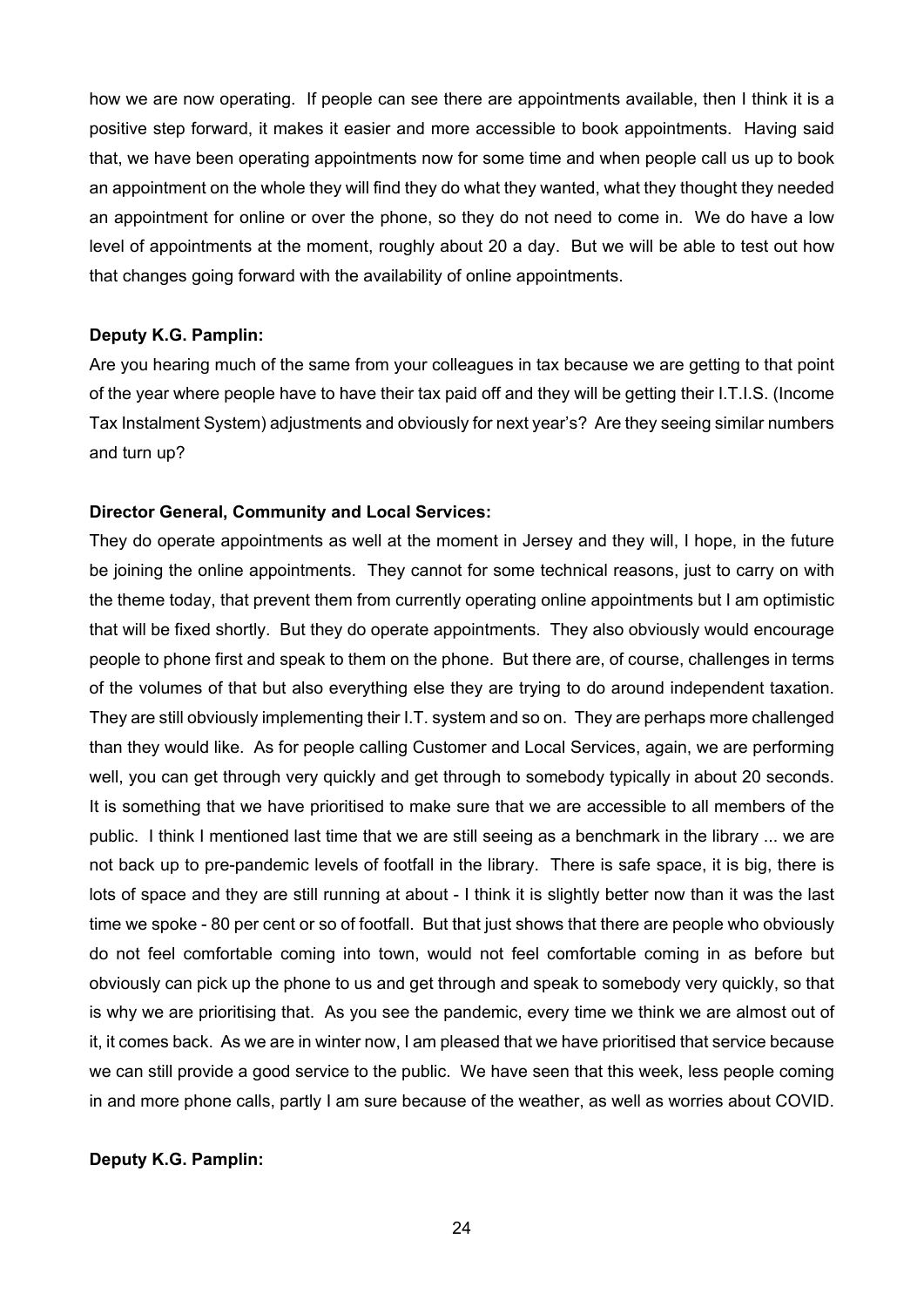how we are now operating. If people can see there are appointments available, then I think it is a positive step forward, it makes it easier and more accessible to book appointments. Having said that, we have been operating appointments now for some time and when people call us up to book an appointment on the whole they will find they do what they wanted, what they thought they needed an appointment for online or over the phone, so they do not need to come in. We do have a low level of appointments at the moment, roughly about 20 a day. But we will be able to test out how that changes going forward with the availability of online appointments.

**Deputy K.G. Pamplin:**

Are you hearing much of the same from your colleagues in tax because we are getting to that point of the year where people have to have their tax paid off and they will be getting their I.T.I.S. (Income Tax Instalment System) adjustments and obviously for next year's? Are they seeing similar numbers and turn up?

**Director General, Community and Local Services:**

They do operate appointments as well at the moment in Jersey and they will, I hope, in the future be joining the online appointments. They cannot for some technical reasons, just to carry on with the theme today, that prevent them from currently operating online appointments but I am optimistic that will be fixed shortly. But they do operate appointments. They also obviously would encourage people to phone first and speak to them on the phone. But there are, of course, challenges in terms of the volumes of that but also everything else they are trying to do around independent taxation. They are still obviously implementing their I.T. system and so on. They are perhaps more challenged than they would like. As for people calling Customer and Local Services, again, we are performing well, you can get through very quickly and get through to somebody typically in about 20 seconds. It is something that we have prioritised to make sure that we are accessible to all members of the public. I think I mentioned last time that we are still seeing as a benchmark in the library ... we are not back up to pre-pandemic levels of footfall in the library. There is safe space, it is big, there is lots of space and they are still running at about - I think it is slightly better now than it was the last time we spoke - 80 per cent or so of footfall. But that just shows that there are people who obviously do not feel comfortable coming into town, would not feel comfortable coming in as before but obviously can pick up the phone to us and get through and speak to somebody very quickly, so that is why we are prioritising that. As you see the pandemic, every time we think we are almost out of it, it comes back. As we are in winter now, I am pleased that we have prioritised that service because we can still provide a good service to the public. We have seen that this week, less people coming in and more phone calls, partly I am sure because of the weather, as well as worries about COVID.

**Deputy K.G. Pamplin:**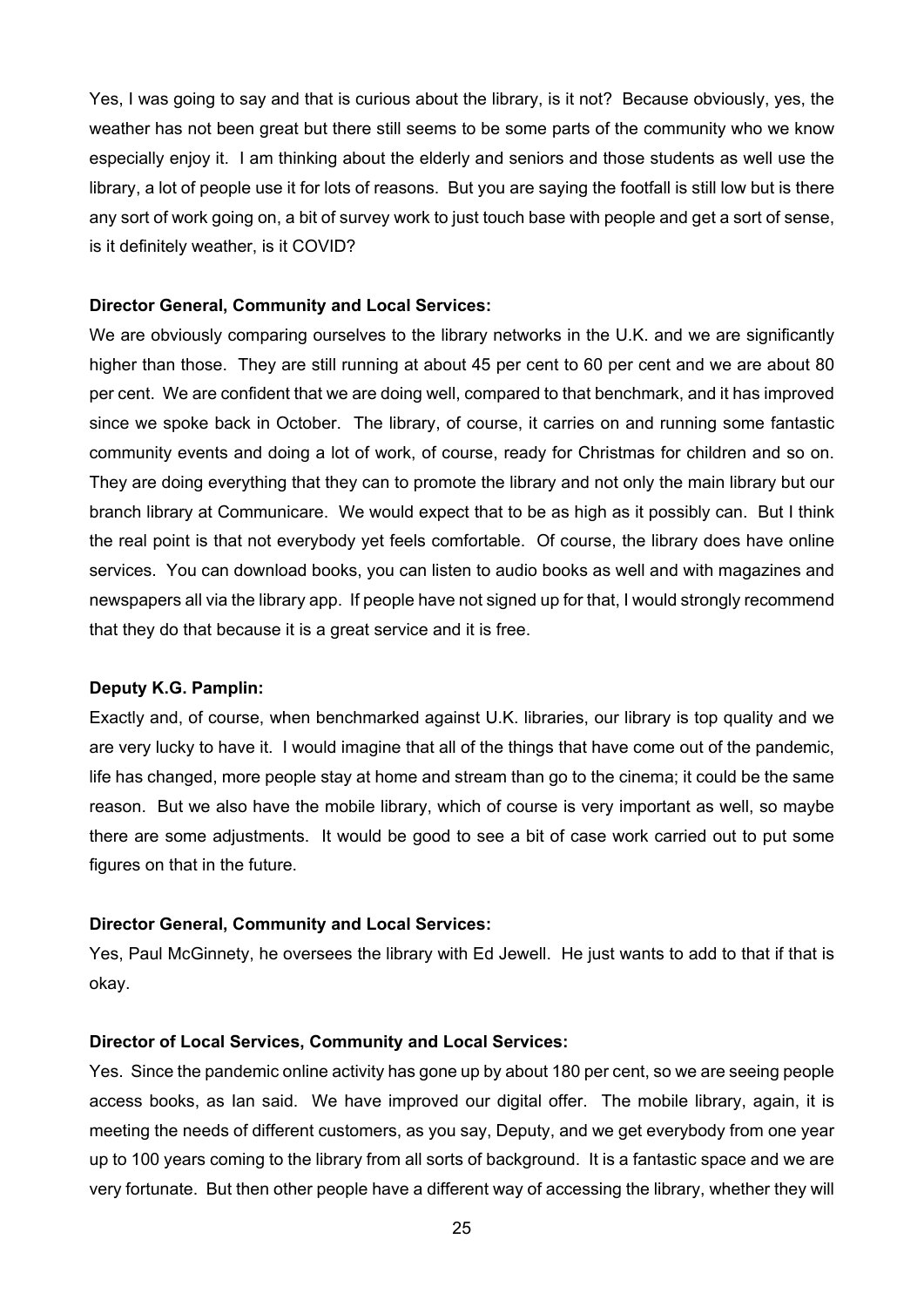Yes, I was going to say and that is curious about the library, is it not? Because obviously, yes, the weather has not been great but there still seems to be some parts of the community who we know especially enjoy it. I am thinking about the elderly and seniors and those students as well use the library, a lot of people use it for lots of reasons. But you are saying the footfall is still low but is there any sort of work going on, a bit of survey work to just touch base with people and get a sort of sense, is it definitely weather, is it COVID?

**Director General, Community and Local Services:**

We are obviously comparing ourselves to the library networks in the U.K. and we are significantly higher than those. They are still running at about 45 per cent to 60 per cent and we are about 80 per cent. We are confident that we are doing well, compared to that benchmark, and it has improved since we spoke back in October. The library, of course, it carries on and running some fantastic community events and doing a lot of work, of course, ready for Christmas for children and so on. They are doing everything that they can to promote the library and not only the main library but our branch library at Communicare. We would expect that to be as high as it possibly can. But I think the real point is that not everybody yet feels comfortable. Of course, the library does have online services. You can download books, you can listen to audio books as well and with magazines and newspapers all via the library app. If people have not signed up for that, I would strongly recommend that they do that because it is a great service and it is free.

**Deputy K.G. Pamplin:**

Exactly and, of course, when benchmarked against U.K. libraries, our library is top quality and we are very lucky to have it. I would imagine that all of the things that have come out of the pandemic, life has changed, more people stay at home and stream than go to the cinema; it could be the same reason. But we also have the mobile library, which of course is very important as well, so maybe there are some adjustments. It would be good to see a bit of case work carried out to put some figures on that in the future.

**Director General, Community and Local Services:**

Yes, Paul McGinnety, he oversees the library with Ed Jewell. He just wants to add to that if that is okay.

**Director of Local Services, Community and Local Services:**

Yes. Since the pandemic online activity has gone up by about 180 per cent, so we are seeing people access books, as Ian said. We have improved our digital offer. The mobile library, again, it is meeting the needs of different customers, as you say, Deputy, and we get everybody from one year up to 100 years coming to the library from all sorts of background. It is a fantastic space and we are very fortunate. But then other people have a different way of accessing the library, whether they will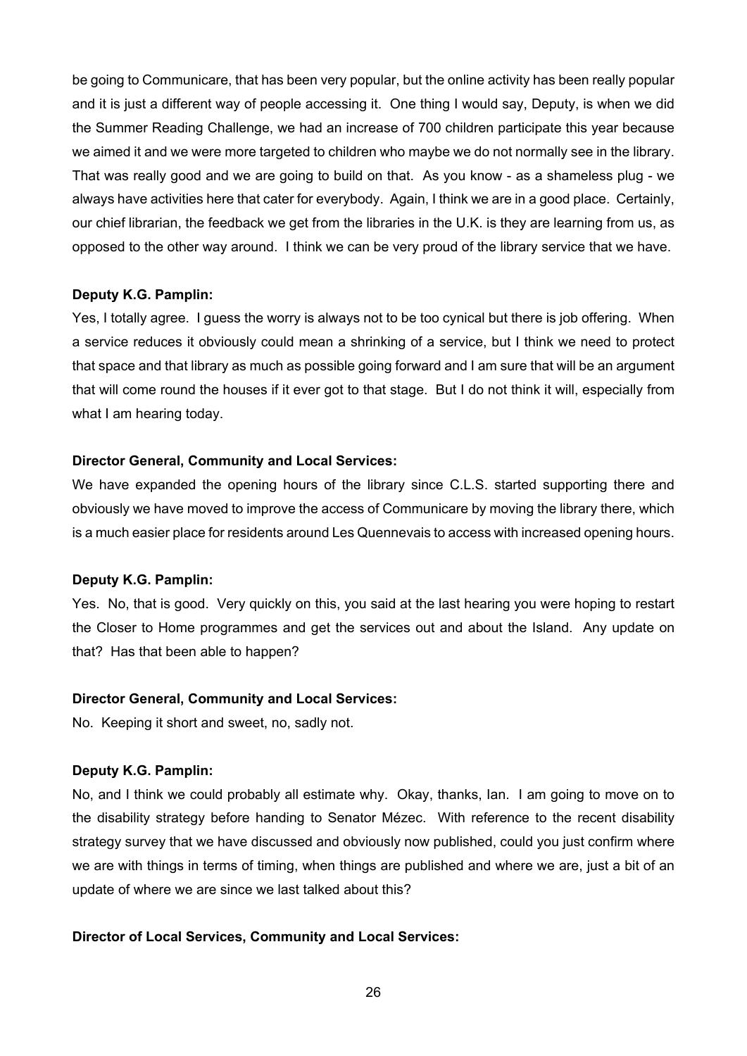be going to Communicare, that has been very popular, but the online activity has been really popular and it is just a different way of people accessing it. One thing I would say, Deputy, is when we did the Summer Reading Challenge, we had an increase of 700 children participate this year because we aimed it and we were more targeted to children who maybe we do not normally see in the library. That was really good and we are going to build on that. As you know - as a shameless plug - we always have activities here that cater for everybody. Again, I think we are in a good place. Certainly, our chief librarian, the feedback we get from the libraries in the U.K. is they are learning from us, as opposed to the other way around. I think we can be very proud of the library service that we have.

**Deputy K.G. Pamplin:**

Yes, I totally agree. I guess the worry is always not to be too cynical but there is job offering. When a service reduces it obviously could mean a shrinking of a service, but I think we need to protect that space and that library as much as possible going forward and I am sure that will be an argument that will come round the houses if it ever got to that stage. But I do not think it will, especially from what I am hearing today.

**Director General, Community and Local Services:**

We have expanded the opening hours of the library since C.L.S. started supporting there and obviously we have moved to improve the access of Communicare by moving the library there, which is a much easier place for residents around Les Quennevais to access with increased opening hours.

**Deputy K.G. Pamplin:**

Yes. No, that is good. Very quickly on this, you said at the last hearing you were hoping to restart the Closer to Home programmes and get the services out and about the Island. Any update on that? Has that been able to happen?

**Director General, Community and Local Services:**

No. Keeping it short and sweet, no, sadly not.

**Deputy K.G. Pamplin:**

No, and I think we could probably all estimate why. Okay, thanks, Ian. I am going to move on to the disability strategy before handing to Senator Mézec. With reference to the recent disability strategy survey that we have discussed and obviously now published, could you just confirm where we are with things in terms of timing, when things are published and where we are, just a bit of an update of where we are since we last talked about this?

**Director of Local Services, Community and Local Services:**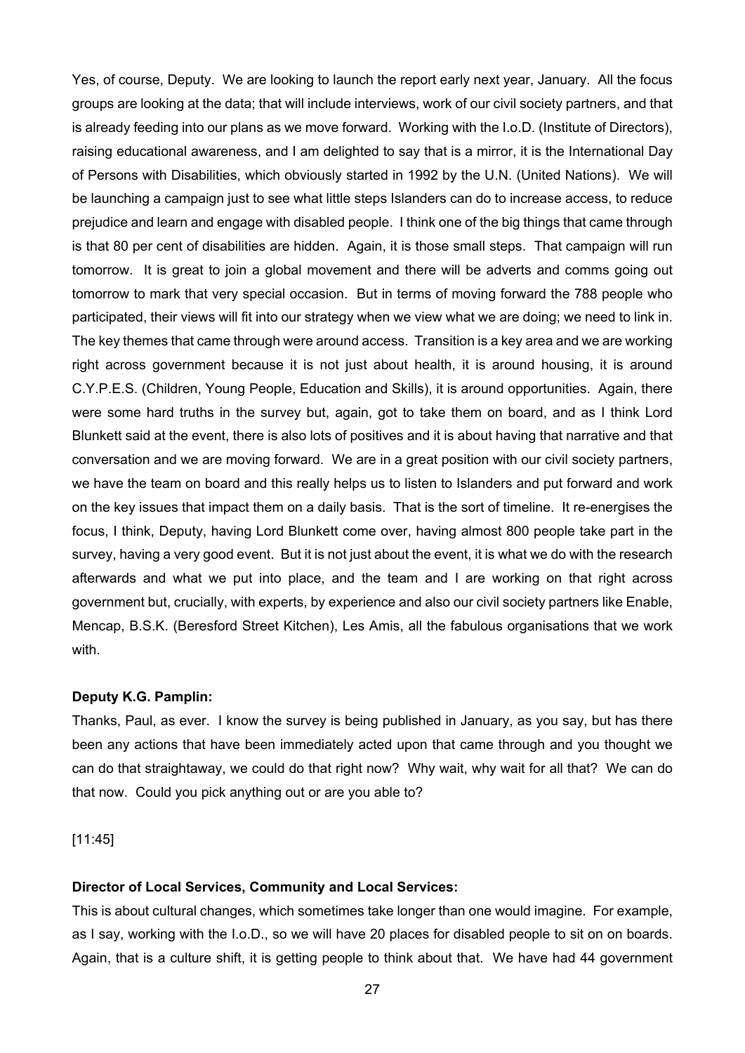Yes, of course, Deputy. We are looking to launch the report early next year, January. All the focus groups are looking at the data; that will include interviews, work of our civil society partners, and that is already feeding into our plans as we move forward. Working with the I.o.D. (Institute of Directors), raising educational awareness, and I am delighted to say that is a mirror, it is the International Day of Persons with Disabilities, which obviously started in 1992 by the U.N. (United Nations). We will be launching a campaign just to see what little steps Islanders can do to increase access, to reduce prejudice and learn and engage with disabled people. I think one of the big things that came through is that 80 per cent of disabilities are hidden. Again, it is those small steps. That campaign will run tomorrow. It is great to join a global movement and there will be adverts and comms going out tomorrow to mark that very special occasion. But in terms of moving forward the 788 people who participated, their views will fit into our strategy when we view what we are doing; we need to link in. The key themes that came through were around access. Transition is a key area and we are working right across government because it is not just about health, it is around housing, it is around C.Y.P.E.S. (Children, Young People, Education and Skills), it is around opportunities. Again, there were some hard truths in the survey but, again, got to take them on board, and as I think Lord Blunkett said at the event, there is also lots of positives and it is about having that narrative and that conversation and we are moving forward. We are in a great position with our civil society partners, we have the team on board and this really helps us to listen to Islanders and put forward and work on the key issues that impact them on a daily basis. That is the sort of timeline. It re-energises the focus, I think, Deputy, having Lord Blunkett come over, having almost 800 people take part in the survey, having a very good event. But it is not just about the event, it is what we do with the research afterwards and what we put into place, and the team and I are working on that right across government but, crucially, with experts, by experience and also our civil society partners like Enable, Mencap, B.S.K. (Beresford Street Kitchen), Les Amis, all the fabulous organisations that we work with.

**Deputy K.G. Pamplin:**

Thanks, Paul, as ever. I know the survey is being published in January, as you say, but has there been any actions that have been immediately acted upon that came through and you thought we can do that straightaway, we could do that right now? Why wait, why wait for all that? We can do that now. Could you pick anything out or are you able to?

[11:45]

**Director of Local Services, Community and Local Services:**

This is about cultural changes, which sometimes take longer than one would imagine. For example, as I say, working with the I.o.D., so we will have 20 places for disabled people to sit on on boards. Again, that is a culture shift, it is getting people to think about that. We have had 44 government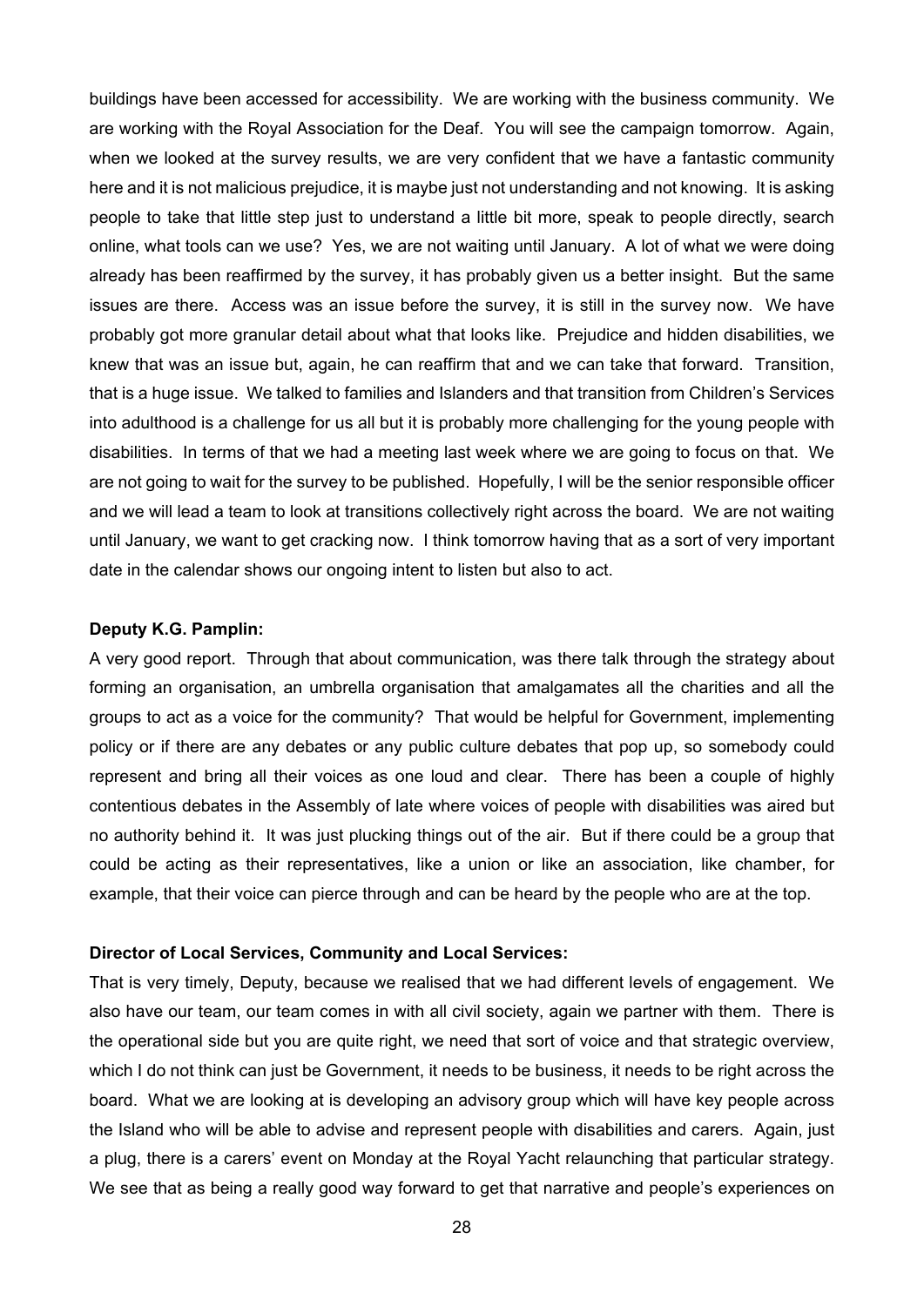buildings have been accessed for accessibility. We are working with the business community. We are working with the Royal Association for the Deaf. You will see the campaign tomorrow. Again, when we looked at the survey results, we are very confident that we have a fantastic community here and it is not malicious prejudice, it is maybe just not understanding and not knowing. It is asking people to take that little step just to understand a little bit more, speak to people directly, search online, what tools can we use? Yes, we are not waiting until January. A lot of what we were doing already has been reaffirmed by the survey, it has probably given us a better insight. But the same issues are there. Access was an issue before the survey, it is still in the survey now. We have probably got more granular detail about what that looks like. Prejudice and hidden disabilities, we knew that was an issue but, again, he can reaffirm that and we can take that forward. Transition, that is a huge issue. We talked to families and Islanders and that transition from Children's Services into adulthood is a challenge for us all but it is probably more challenging for the young people with disabilities. In terms of that we had a meeting last week where we are going to focus on that. We are not going to wait for the survey to be published. Hopefully, I will be the senior responsible officer and we will lead a team to look at transitions collectively right across the board. We are not waiting until January, we want to get cracking now. I think tomorrow having that as a sort of very important date in the calendar shows our ongoing intent to listen but also to act.

**Deputy K.G. Pamplin:**

A very good report. Through that about communication, was there talk through the strategy about forming an organisation, an umbrella organisation that amalgamates all the charities and all the groups to act as a voice for the community? That would be helpful for Government, implementing policy or if there are any debates or any public culture debates that pop up, so somebody could represent and bring all their voices as one loud and clear. There has been a couple of highly contentious debates in the Assembly of late where voices of people with disabilities was aired but no authority behind it. It was just plucking things out of the air. But if there could be a group that could be acting as their representatives, like a union or like an association, like chamber, for example, that their voice can pierce through and can be heard by the people who are at the top.

**Director of Local Services, Community and Local Services:**

That is very timely, Deputy, because we realised that we had different levels of engagement. We also have our team, our team comes in with all civil society, again we partner with them. There is the operational side but you are quite right, we need that sort of voice and that strategic overview, which I do not think can just be Government, it needs to be business, it needs to be right across the board. What we are looking at is developing an advisory group which will have key people across the Island who will be able to advise and represent people with disabilities and carers. Again, just a plug, there is a carers' event on Monday at the Royal Yacht relaunching that particular strategy. We see that as being a really good way forward to get that narrative and people's experiences on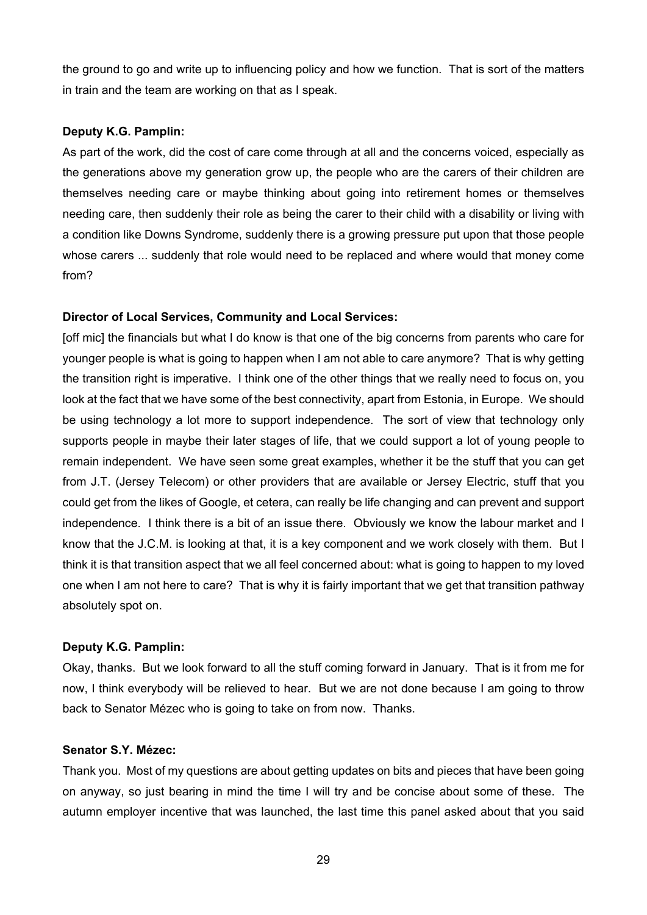the ground to go and write up to influencing policy and how we function. That is sort of the matters in train and the team are working on that as I speak.

**Deputy K.G. Pamplin:**

As part of the work, did the cost of care come through at all and the concerns voiced, especially as the generations above my generation grow up, the people who are the carers of their children are themselves needing care or maybe thinking about going into retirement homes or themselves needing care, then suddenly their role as being the carer to their child with a disability or living with a condition like Downs Syndrome, suddenly there is a growing pressure put upon that those people whose carers ... suddenly that role would need to be replaced and where would that money come from?

**Director of Local Services, Community and Local Services:**

[off mic] the financials but what I do know is that one of the big concerns from parents who care for younger people is what is going to happen when I am not able to care anymore? That is why getting the transition right is imperative. I think one of the other things that we really need to focus on, you look at the fact that we have some of the best connectivity, apart from Estonia, in Europe. We should be using technology a lot more to support independence. The sort of view that technology only supports people in maybe their later stages of life, that we could support a lot of young people to remain independent. We have seen some great examples, whether it be the stuff that you can get from J.T. (Jersey Telecom) or other providers that are available or Jersey Electric, stuff that you could get from the likes of Google, et cetera, can really be life changing and can prevent and support independence. I think there is a bit of an issue there. Obviously we know the labour market and I know that the J.C.M. is looking at that, it is a key component and we work closely with them. But I think it is that transition aspect that we all feel concerned about: what is going to happen to my loved one when I am not here to care? That is why it is fairly important that we get that transition pathway absolutely spot on.

**Deputy K.G. Pamplin:**

Okay, thanks. But we look forward to all the stuff coming forward in January. That is it from me for now, I think everybody will be relieved to hear. But we are not done because I am going to throw back to Senator Mézec who is going to take on from now. Thanks.

**Senator S.Y. Mézec:**

Thank you. Most of my questions are about getting updates on bits and pieces that have been going on anyway, so just bearing in mind the time I will try and be concise about some of these. The autumn employer incentive that was launched, the last time this panel asked about that you said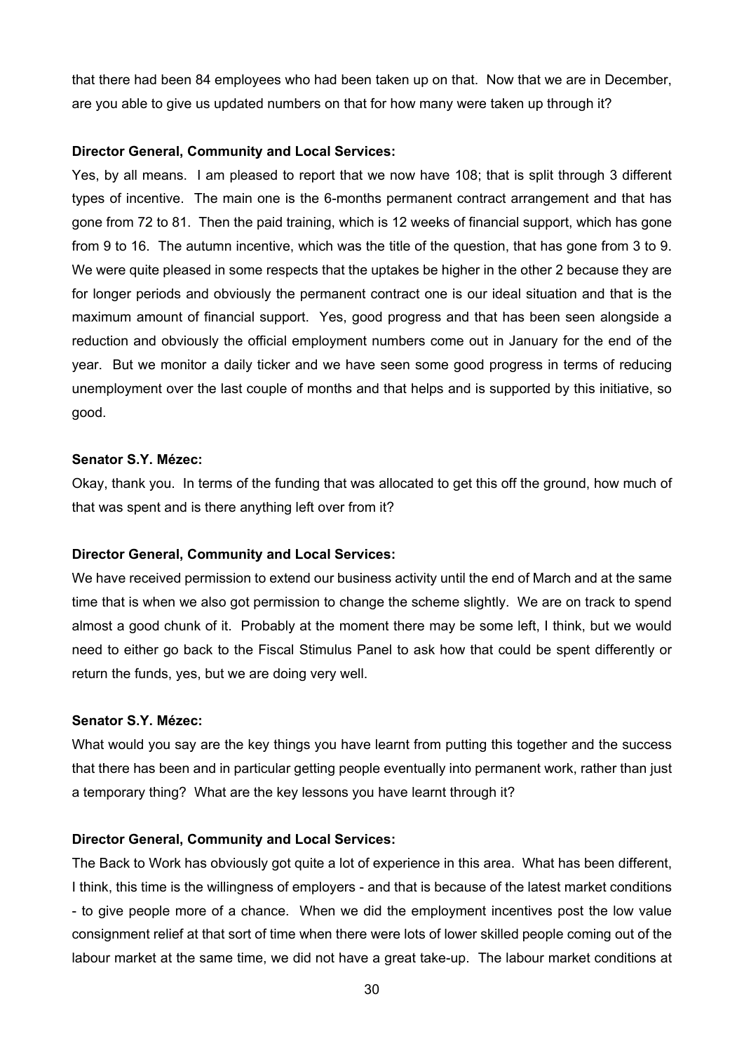that there had been 84 employees who had been taken up on that. Now that we are in December, are you able to give us updated numbers on that for how many were taken up through it?

**Director General, Community and Local Services:**

Yes, by all means. I am pleased to report that we now have 108; that is split through 3 different types of incentive. The main one is the 6-months permanent contract arrangement and that has gone from 72 to 81. Then the paid training, which is 12 weeks of financial support, which has gone from 9 to 16. The autumn incentive, which was the title of the question, that has gone from 3 to 9. We were quite pleased in some respects that the uptakes be higher in the other 2 because they are for longer periods and obviously the permanent contract one is our ideal situation and that is the maximum amount of financial support. Yes, good progress and that has been seen alongside a reduction and obviously the official employment numbers come out in January for the end of the year. But we monitor a daily ticker and we have seen some good progress in terms of reducing unemployment over the last couple of months and that helps and is supported by this initiative, so good.

**Senator S.Y. Mézec:**

Okay, thank you. In terms of the funding that was allocated to get this off the ground, how much of that was spent and is there anything left over from it?

**Director General, Community and Local Services:**

We have received permission to extend our business activity until the end of March and at the same time that is when we also got permission to change the scheme slightly. We are on track to spend almost a good chunk of it. Probably at the moment there may be some left, I think, but we would need to either go back to the Fiscal Stimulus Panel to ask how that could be spent differently or return the funds, yes, but we are doing very well.

**Senator S.Y. Mézec:**

What would you say are the key things you have learnt from putting this together and the success that there has been and in particular getting people eventually into permanent work, rather than just a temporary thing? What are the key lessons you have learnt through it?

**Director General, Community and Local Services:**

The Back to Work has obviously got quite a lot of experience in this area. What has been different, I think, this time is the willingness of employers - and that is because of the latest market conditions - to give people more of a chance. When we did the employment incentives post the low value consignment relief at that sort of time when there were lots of lower skilled people coming out of the labour market at the same time, we did not have a great take-up. The labour market conditions at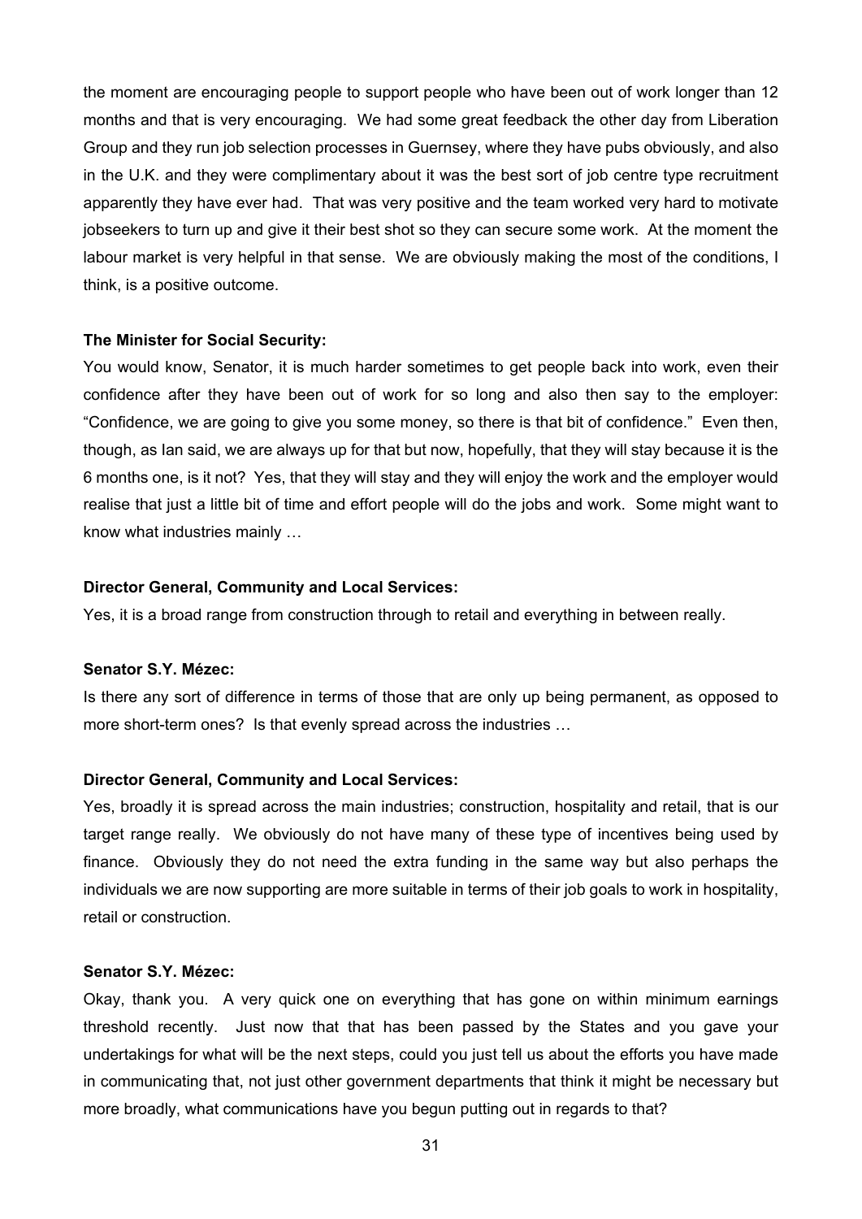the moment are encouraging people to support people who have been out of work longer than 12 months and that is very encouraging. We had some great feedback the other day from Liberation Group and they run job selection processes in Guernsey, where they have pubs obviously, and also in the U.K. and they were complimentary about it was the best sort of job centre type recruitment apparently they have ever had. That was very positive and the team worked very hard to motivate jobseekers to turn up and give it their best shot so they can secure some work. At the moment the labour market is very helpful in that sense. We are obviously making the most of the conditions, I think, is a positive outcome.

**The Minister for Social Security:**

You would know, Senator, it is much harder sometimes to get people back into work, even their confidence after they have been out of work for so long and also then say to the employer: "Confidence, we are going to give you some money, so there is that bit of confidence." Even then, though, as Ian said, we are always up for that but now, hopefully, that they will stay because it is the 6 months one, is it not? Yes, that they will stay and they will enjoy the work and the employer would realise that just a little bit of time and effort people will do the jobs and work. Some might want to know what industries mainly …

**Director General, Community and Local Services:**

Yes, it is a broad range from construction through to retail and everything in between really.

**Senator S.Y. Mézec:**

Is there any sort of difference in terms of those that are only up being permanent, as opposed to more short-term ones? Is that evenly spread across the industries …

**Director General, Community and Local Services:**

Yes, broadly it is spread across the main industries; construction, hospitality and retail, that is our target range really. We obviously do not have many of these type of incentives being used by finance. Obviously they do not need the extra funding in the same way but also perhaps the individuals we are now supporting are more suitable in terms of their job goals to work in hospitality, retail or construction.

**Senator S.Y. Mézec:**

Okay, thank you. A very quick one on everything that has gone on within minimum earnings threshold recently. Just now that that has been passed by the States and you gave your undertakings for what will be the next steps, could you just tell us about the efforts you have made in communicating that, not just other government departments that think it might be necessary but more broadly, what communications have you begun putting out in regards to that?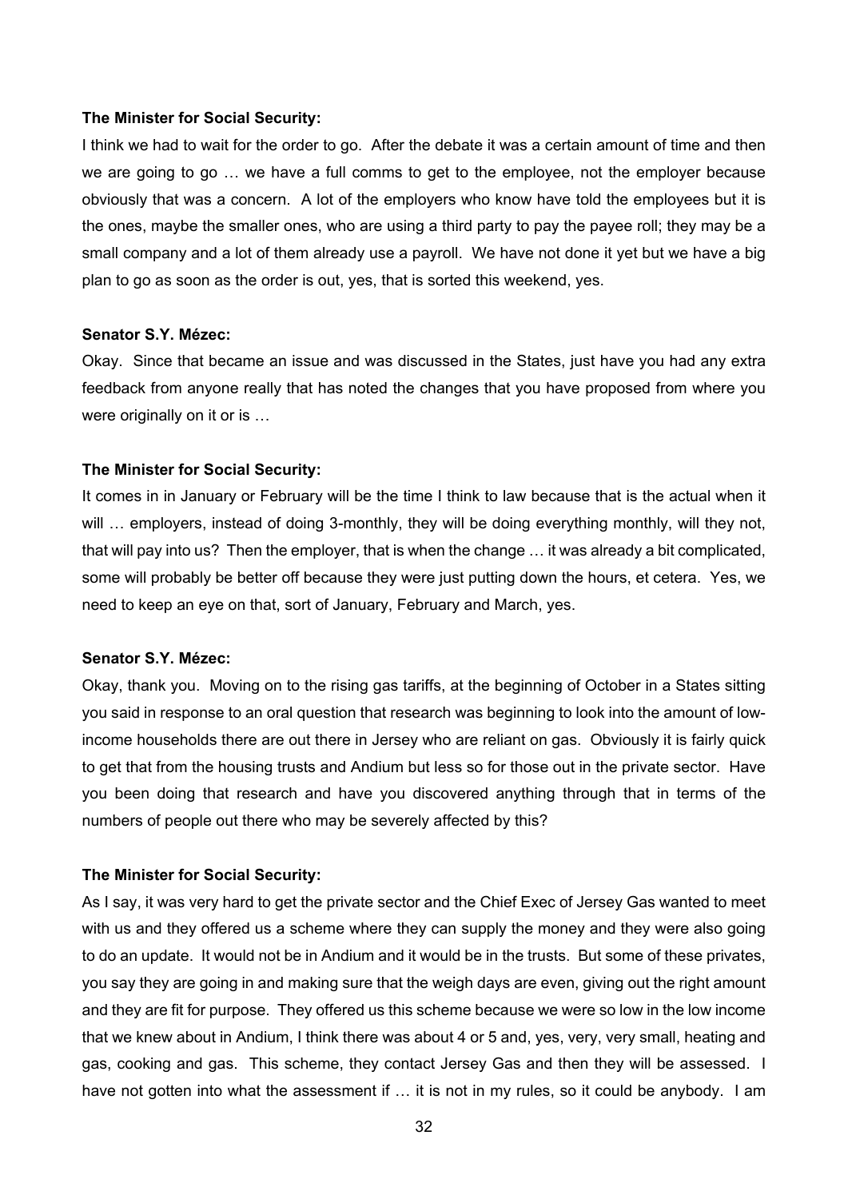**The Minister for Social Security:**

I think we had to wait for the order to go. After the debate it was a certain amount of time and then we are going to go … we have a full comms to get to the employee, not the employer because obviously that was a concern. A lot of the employers who know have told the employees but it is the ones, maybe the smaller ones, who are using a third party to pay the payee roll; they may be a small company and a lot of them already use a payroll. We have not done it yet but we have a big plan to go as soon as the order is out, yes, that is sorted this weekend, yes.

**Senator S.Y. Mézec:**

Okay. Since that became an issue and was discussed in the States, just have you had any extra feedback from anyone really that has noted the changes that you have proposed from where you were originally on it or is …

**The Minister for Social Security:**

It comes in in January or February will be the time I think to law because that is the actual when it will … employers, instead of doing 3-monthly, they will be doing everything monthly, will they not, that will pay into us? Then the employer, that is when the change … it was already a bit complicated, some will probably be better off because they were just putting down the hours, et cetera. Yes, we need to keep an eye on that, sort of January, February and March, yes.

**Senator S.Y. Mézec:**

Okay, thank you. Moving on to the rising gas tariffs, at the beginning of October in a States sitting you said in response to an oral question that research was beginning to look into the amount of low-income households there are out there in Jersey who are reliant on gas. Obviously it is fairly quick to get that from the housing trusts and Andium but less so for those out in the private sector. Have you been doing that research and have you discovered anything through that in terms of the numbers of people out there who may be severely affected by this?

**The Minister for Social Security:**

As I say, it was very hard to get the private sector and the Chief Exec of Jersey Gas wanted to meet with us and they offered us a scheme where they can supply the money and they were also going to do an update. It would not be in Andium and it would be in the trusts. But some of these privates, you say they are going in and making sure that the weigh days are even, giving out the right amount and they are fit for purpose. They offered us this scheme because we were so low in the low income that we knew about in Andium, I think there was about 4 or 5 and, yes, very, very small, heating and gas, cooking and gas. This scheme, they contact Jersey Gas and then they will be assessed. I have not gotten into what the assessment if … it is not in my rules, so it could be anybody. I am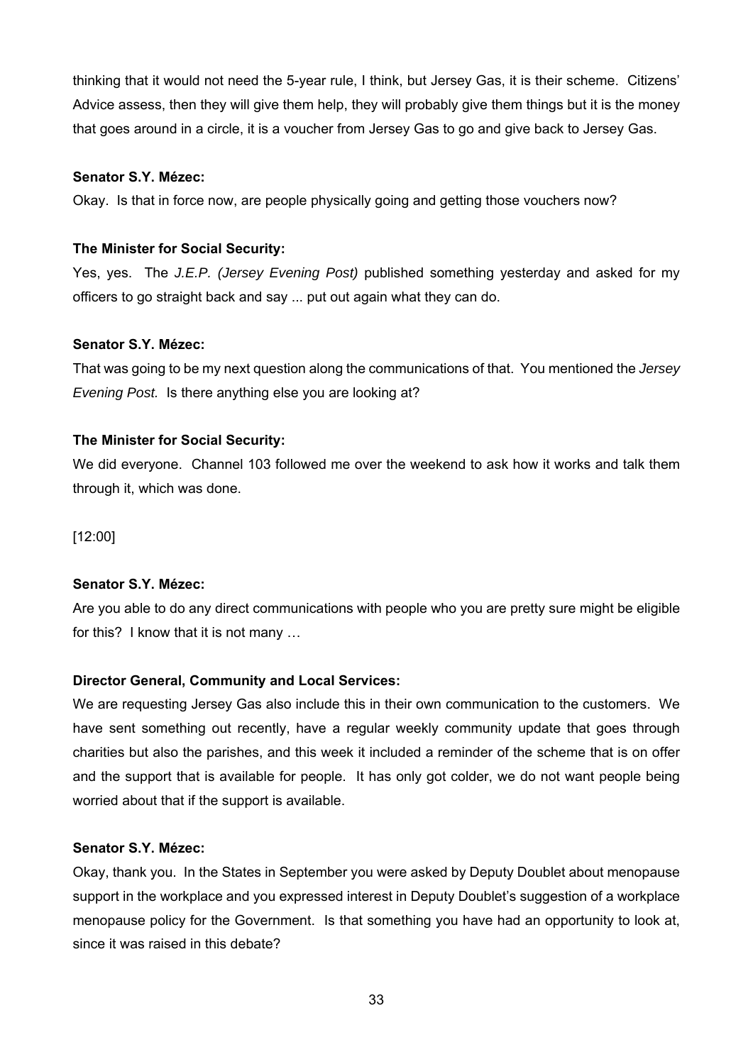thinking that it would not need the 5-year rule, I think, but Jersey Gas, it is their scheme. Citizens' Advice assess, then they will give them help, they will probably give them things but it is the money that goes around in a circle, it is a voucher from Jersey Gas to go and give back to Jersey Gas.

**Senator S.Y. Mézec:**

Okay. Is that in force now, are people physically going and getting those vouchers now?

**The Minister for Social Security:**

Yes, yes. The *J.E.P. (Jersey Evening Post)* published something yesterday and asked for my officers to go straight back and say ... put out again what they can do.

**Senator S.Y. Mézec:**

That was going to be my next question along the communications of that. You mentioned the *Jersey Evening Post.* Is there anything else you are looking at?

**The Minister for Social Security:**

We did everyone. Channel 103 followed me over the weekend to ask how it works and talk them through it, which was done.

[12:00]

**Senator S.Y. Mézec:**

Are you able to do any direct communications with people who you are pretty sure might be eligible for this? I know that it is not many …

**Director General, Community and Local Services:**

We are requesting Jersey Gas also include this in their own communication to the customers. We have sent something out recently, have a regular weekly community update that goes through charities but also the parishes, and this week it included a reminder of the scheme that is on offer and the support that is available for people. It has only got colder, we do not want people being worried about that if the support is available.

**Senator S.Y. Mézec:**

Okay, thank you. In the States in September you were asked by Deputy Doublet about menopause support in the workplace and you expressed interest in Deputy Doublet's suggestion of a workplace menopause policy for the Government. Is that something you have had an opportunity to look at, since it was raised in this debate?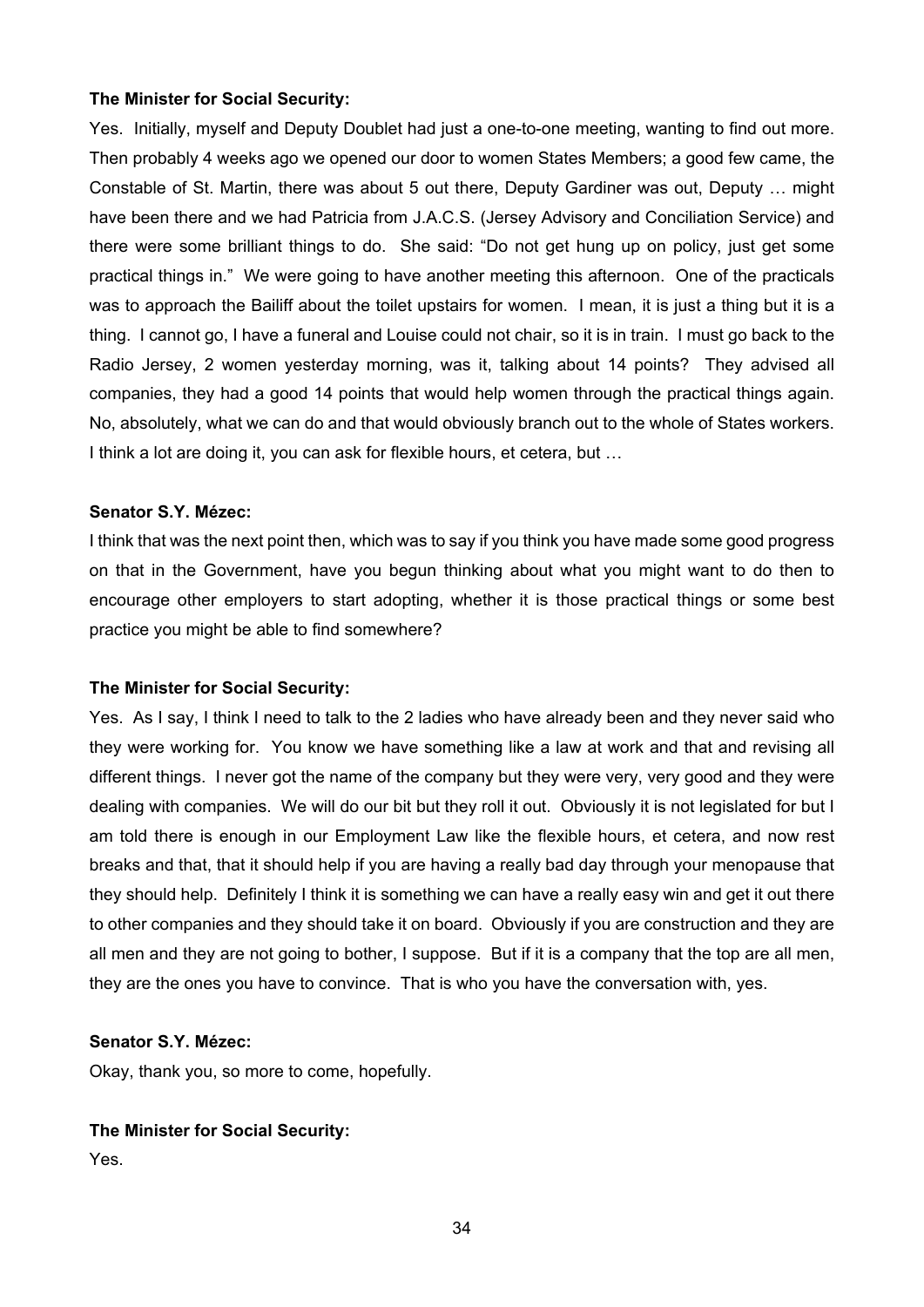**The Minister for Social Security:**

Yes. Initially, myself and Deputy Doublet had just a one-to-one meeting, wanting to find out more. Then probably 4 weeks ago we opened our door to women States Members; a good few came, the Constable of St. Martin, there was about 5 out there, Deputy Gardiner was out, Deputy … might have been there and we had Patricia from J.A.C.S. (Jersey Advisory and Conciliation Service) and there were some brilliant things to do. She said: "Do not get hung up on policy, just get some practical things in." We were going to have another meeting this afternoon. One of the practicals was to approach the Bailiff about the toilet upstairs for women. I mean, it is just a thing but it is a thing. I cannot go, I have a funeral and Louise could not chair, so it is in train. I must go back to the Radio Jersey, 2 women yesterday morning, was it, talking about 14 points? They advised all companies, they had a good 14 points that would help women through the practical things again. No, absolutely, what we can do and that would obviously branch out to the whole of States workers. I think a lot are doing it, you can ask for flexible hours, et cetera, but …

**Senator S.Y. Mézec:**

I think that was the next point then, which was to say if you think you have made some good progress on that in the Government, have you begun thinking about what you might want to do then to encourage other employers to start adopting, whether it is those practical things or some best practice you might be able to find somewhere?

**The Minister for Social Security:**

Yes. As I say, I think I need to talk to the 2 ladies who have already been and they never said who they were working for. You know we have something like a law at work and that and revising all different things. I never got the name of the company but they were very, very good and they were dealing with companies. We will do our bit but they roll it out. Obviously it is not legislated for but I am told there is enough in our Employment Law like the flexible hours, et cetera, and now rest breaks and that, that it should help if you are having a really bad day through your menopause that they should help. Definitely I think it is something we can have a really easy win and get it out there to other companies and they should take it on board. Obviously if you are construction and they are all men and they are not going to bother, I suppose. But if it is a company that the top are all men, they are the ones you have to convince. That is who you have the conversation with, yes.

**Senator S.Y. Mézec:**

Okay, thank you, so more to come, hopefully.

**The Minister for Social Security:**

Yes.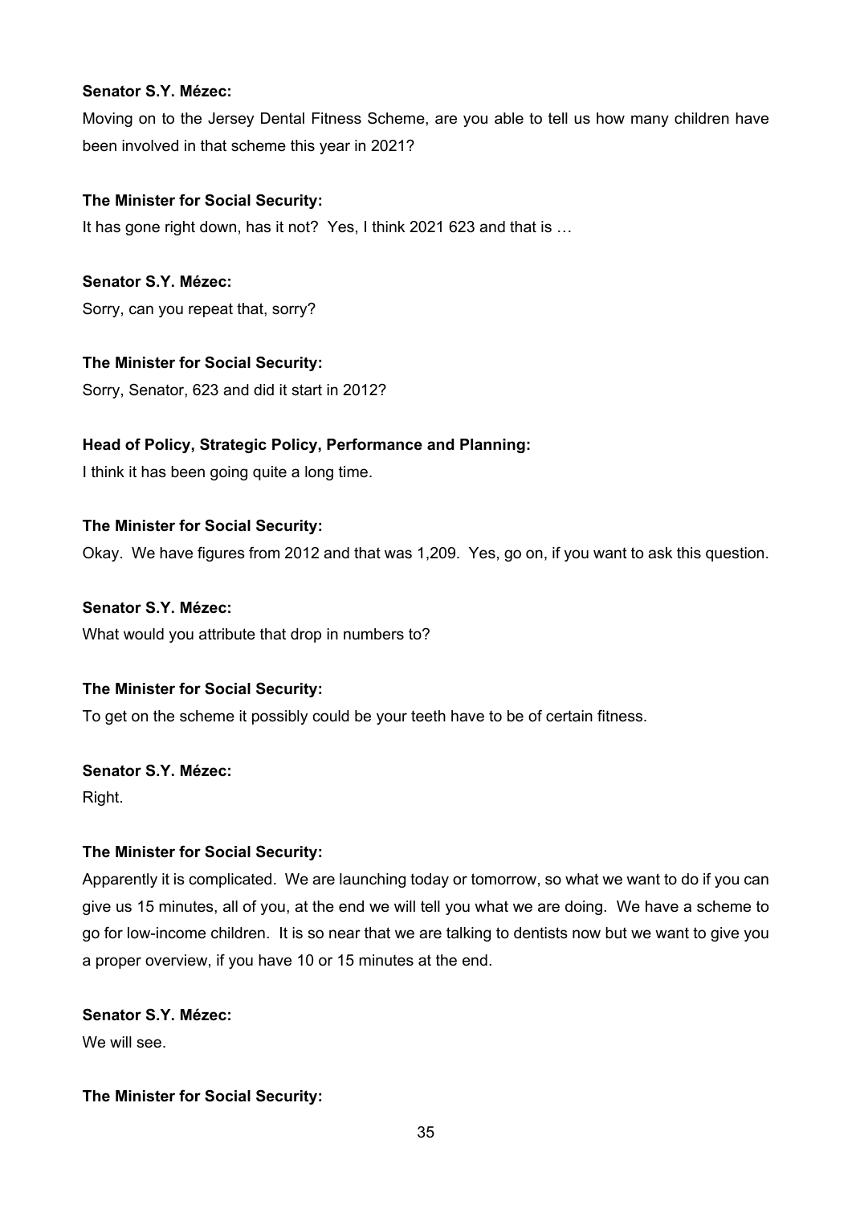**Senator S.Y. Mézec:**

Moving on to the Jersey Dental Fitness Scheme, are you able to tell us how many children have been involved in that scheme this year in 2021?

**The Minister for Social Security:**

It has gone right down, has it not? Yes, I think 2021 623 and that is …

**Senator S.Y. Mézec:**

Sorry, can you repeat that, sorry?

**The Minister for Social Security:**

Sorry, Senator, 623 and did it start in 2012?

**Head of Policy, Strategic Policy, Performance and Planning:**

I think it has been going quite a long time.

**The Minister for Social Security:**

Okay. We have figures from 2012 and that was 1,209. Yes, go on, if you want to ask this question.

**Senator S.Y. Mézec:**

What would you attribute that drop in numbers to?

**The Minister for Social Security:**

To get on the scheme it possibly could be your teeth have to be of certain fitness.

**Senator S.Y. Mézec:**

Right.

**The Minister for Social Security:**

Apparently it is complicated. We are launching today or tomorrow, so what we want to do if you can give us 15 minutes, all of you, at the end we will tell you what we are doing. We have a scheme to go for low-income children. It is so near that we are talking to dentists now but we want to give you a proper overview, if you have 10 or 15 minutes at the end.

**Senator S.Y. Mézec:**

We will see.

**The Minister for Social Security:**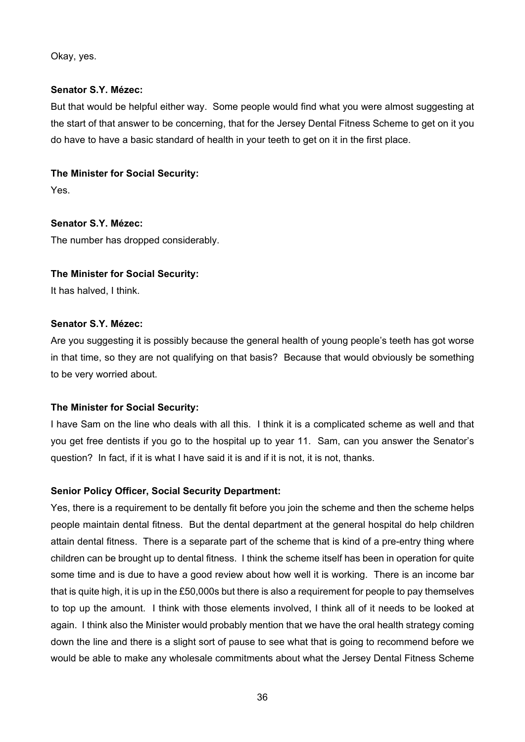Okay, yes.

**Senator S.Y. Mézec:**

But that would be helpful either way. Some people would find what you were almost suggesting at the start of that answer to be concerning, that for the Jersey Dental Fitness Scheme to get on it you do have to have a basic standard of health in your teeth to get on it in the first place.

**The Minister for Social Security:**

Yes.

**Senator S.Y. Mézec:**

The number has dropped considerably.

**The Minister for Social Security:**

It has halved, I think.

**Senator S.Y. Mézec:**

Are you suggesting it is possibly because the general health of young people's teeth has got worse in that time, so they are not qualifying on that basis? Because that would obviously be something to be very worried about.

**The Minister for Social Security:**

I have Sam on the line who deals with all this. I think it is a complicated scheme as well and that you get free dentists if you go to the hospital up to year 11. Sam, can you answer the Senator's question? In fact, if it is what I have said it is and if it is not, it is not, thanks.

**Senior Policy Officer, Social Security Department:**

Yes, there is a requirement to be dentally fit before you join the scheme and then the scheme helps people maintain dental fitness. But the dental department at the general hospital do help children attain dental fitness. There is a separate part of the scheme that is kind of a pre-entry thing where children can be brought up to dental fitness. I think the scheme itself has been in operation for quite some time and is due to have a good review about how well it is working. There is an income bar that is quite high, it is up in the £50,000s but there is also a requirement for people to pay themselves to top up the amount. I think with those elements involved, I think all of it needs to be looked at again. I think also the Minister would probably mention that we have the oral health strategy coming down the line and there is a slight sort of pause to see what that is going to recommend before we would be able to make any wholesale commitments about what the Jersey Dental Fitness Scheme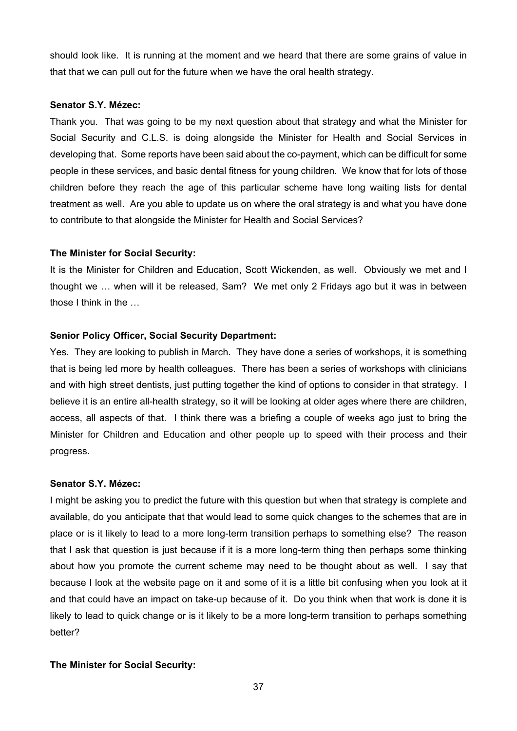should look like. It is running at the moment and we heard that there are some grains of value in that that we can pull out for the future when we have the oral health strategy.

**Senator S.Y. Mézec:**

Thank you. That was going to be my next question about that strategy and what the Minister for Social Security and C.L.S. is doing alongside the Minister for Health and Social Services in developing that. Some reports have been said about the co-payment, which can be difficult for some people in these services, and basic dental fitness for young children. We know that for lots of those children before they reach the age of this particular scheme have long waiting lists for dental treatment as well. Are you able to update us on where the oral strategy is and what you have done to contribute to that alongside the Minister for Health and Social Services?

**The Minister for Social Security:**

It is the Minister for Children and Education, Scott Wickenden, as well. Obviously we met and I thought we … when will it be released, Sam? We met only 2 Fridays ago but it was in between those I think in the …

**Senior Policy Officer, Social Security Department:**

Yes. They are looking to publish in March. They have done a series of workshops, it is something that is being led more by health colleagues. There has been a series of workshops with clinicians and with high street dentists, just putting together the kind of options to consider in that strategy. I believe it is an entire all-health strategy, so it will be looking at older ages where there are children, access, all aspects of that. I think there was a briefing a couple of weeks ago just to bring the Minister for Children and Education and other people up to speed with their process and their progress.

**Senator S.Y. Mézec:**

I might be asking you to predict the future with this question but when that strategy is complete and available, do you anticipate that that would lead to some quick changes to the schemes that are in place or is it likely to lead to a more long-term transition perhaps to something else? The reason that I ask that question is just because if it is a more long-term thing then perhaps some thinking about how you promote the current scheme may need to be thought about as well. I say that because I look at the website page on it and some of it is a little bit confusing when you look at it and that could have an impact on take-up because of it. Do you think when that work is done it is likely to lead to quick change or is it likely to be a more long-term transition to perhaps something better?

**The Minister for Social Security:**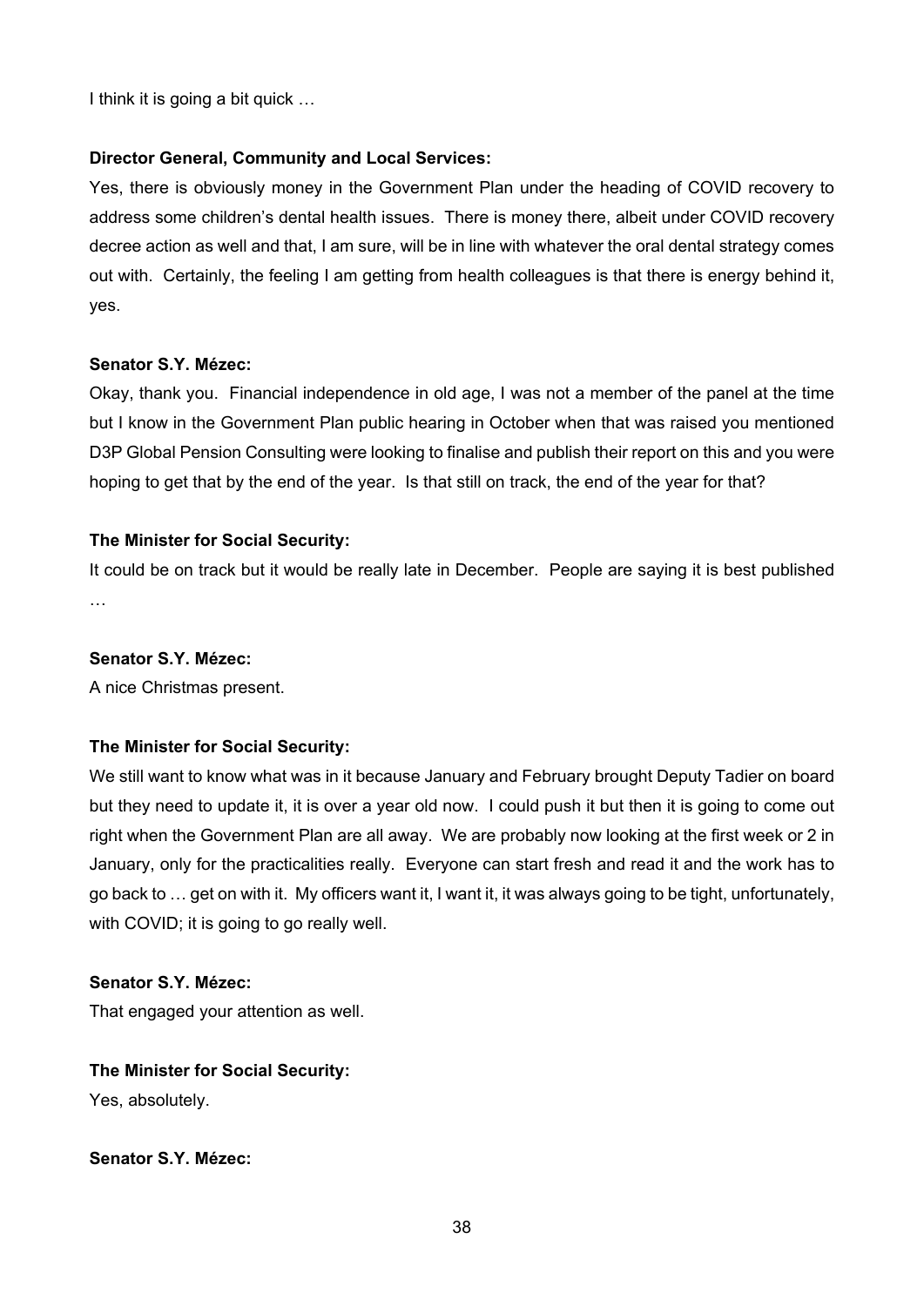I think it is going a bit quick …

**Director General, Community and Local Services:**

Yes, there is obviously money in the Government Plan under the heading of COVID recovery to address some children's dental health issues. There is money there, albeit under COVID recovery decree action as well and that, I am sure, will be in line with whatever the oral dental strategy comes out with. Certainly, the feeling I am getting from health colleagues is that there is energy behind it, yes.

**Senator S.Y. Mézec:**

Okay, thank you. Financial independence in old age, I was not a member of the panel at the time but I know in the Government Plan public hearing in October when that was raised you mentioned D3P Global Pension Consulting were looking to finalise and publish their report on this and you were hoping to get that by the end of the year. Is that still on track, the end of the year for that?

**The Minister for Social Security:**

It could be on track but it would be really late in December. People are saying it is best published …

**Senator S.Y. Mézec:**

A nice Christmas present.

**The Minister for Social Security:**

We still want to know what was in it because January and February brought Deputy Tadier on board but they need to update it, it is over a year old now. I could push it but then it is going to come out right when the Government Plan are all away. We are probably now looking at the first week or 2 in January, only for the practicalities really. Everyone can start fresh and read it and the work has to go back to … get on with it. My officers want it, I want it, it was always going to be tight, unfortunately, with COVID; it is going to go really well.

**Senator S.Y. Mézec:**

That engaged your attention as well.

**The Minister for Social Security:**

Yes, absolutely.

**Senator S.Y. Mézec:**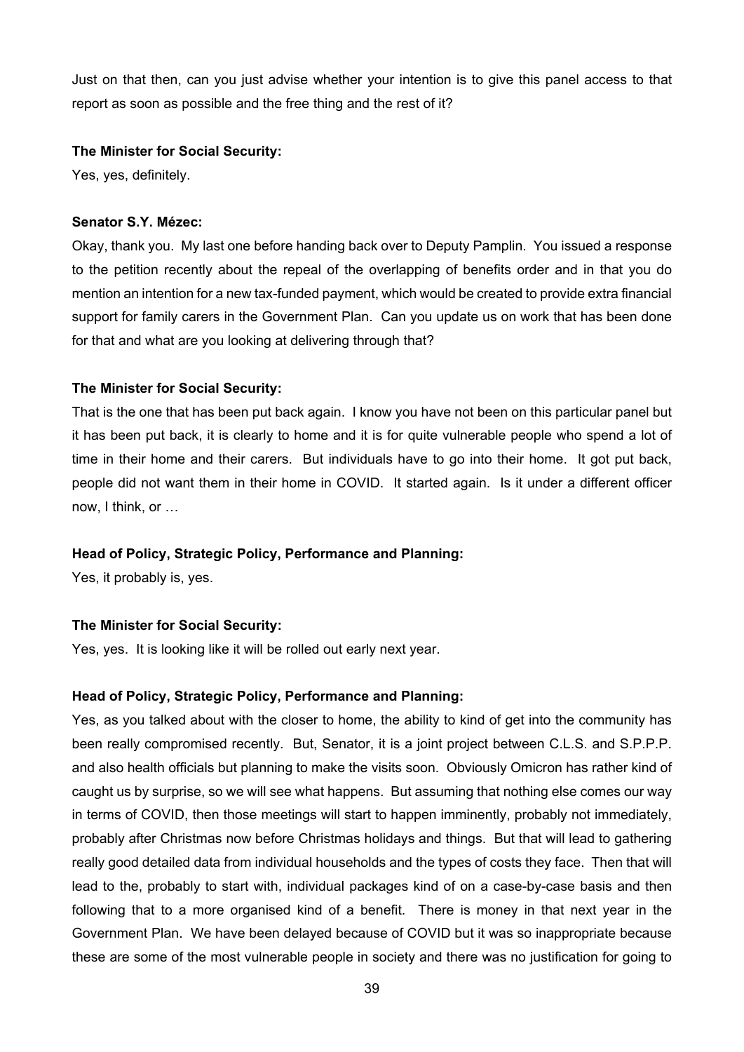Just on that then, can you just advise whether your intention is to give this panel access to that report as soon as possible and the free thing and the rest of it?

**The Minister for Social Security:**

Yes, yes, definitely.

**Senator S.Y. Mézec:**

Okay, thank you. My last one before handing back over to Deputy Pamplin. You issued a response to the petition recently about the repeal of the overlapping of benefits order and in that you do mention an intention for a new tax-funded payment, which would be created to provide extra financial support for family carers in the Government Plan. Can you update us on work that has been done for that and what are you looking at delivering through that?

**The Minister for Social Security:**

That is the one that has been put back again. I know you have not been on this particular panel but it has been put back, it is clearly to home and it is for quite vulnerable people who spend a lot of time in their home and their carers. But individuals have to go into their home. It got put back, people did not want them in their home in COVID. It started again. Is it under a different officer now, I think, or …

**Head of Policy, Strategic Policy, Performance and Planning:**

Yes, it probably is, yes.

**The Minister for Social Security:**

Yes, yes. It is looking like it will be rolled out early next year.

**Head of Policy, Strategic Policy, Performance and Planning:**

Yes, as you talked about with the closer to home, the ability to kind of get into the community has been really compromised recently. But, Senator, it is a joint project between C.L.S. and S.P.P.P. and also health officials but planning to make the visits soon. Obviously Omicron has rather kind of caught us by surprise, so we will see what happens. But assuming that nothing else comes our way in terms of COVID, then those meetings will start to happen imminently, probably not immediately, probably after Christmas now before Christmas holidays and things. But that will lead to gathering really good detailed data from individual households and the types of costs they face. Then that will lead to the, probably to start with, individual packages kind of on a case-by-case basis and then following that to a more organised kind of a benefit. There is money in that next year in the Government Plan. We have been delayed because of COVID but it was so inappropriate because these are some of the most vulnerable people in society and there was no justification for going to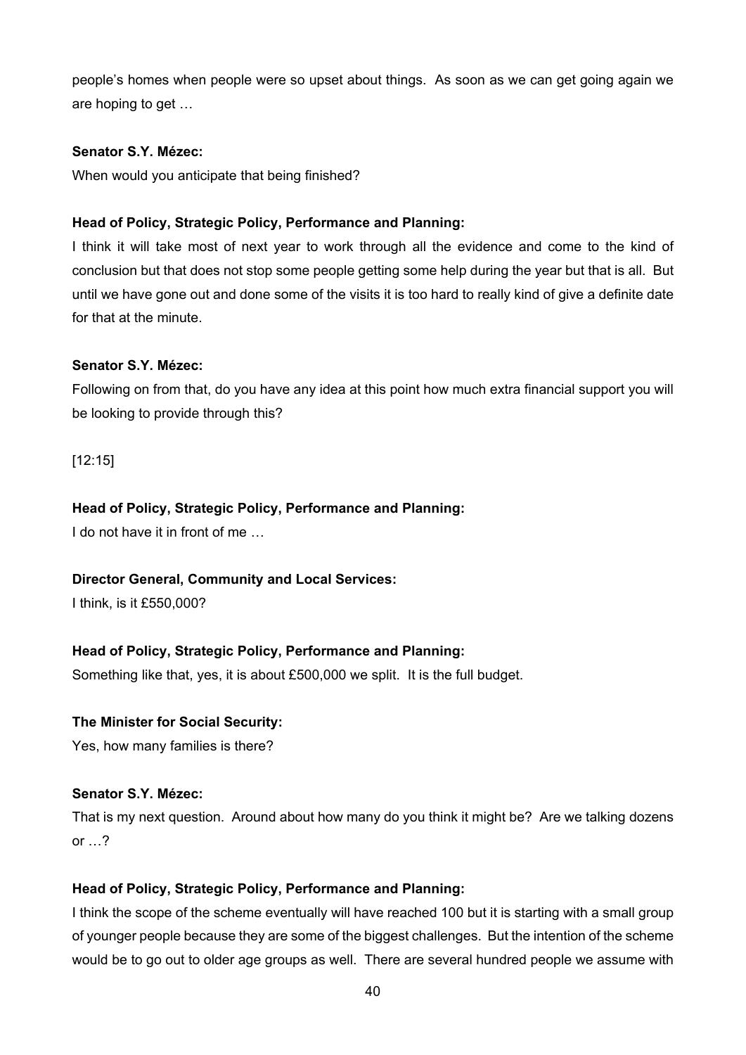people's homes when people were so upset about things. As soon as we can get going again we are hoping to get …

**Senator S.Y. Mézec:**

When would you anticipate that being finished?

**Head of Policy, Strategic Policy, Performance and Planning:**

I think it will take most of next year to work through all the evidence and come to the kind of conclusion but that does not stop some people getting some help during the year but that is all. But until we have gone out and done some of the visits it is too hard to really kind of give a definite date for that at the minute.

**Senator S.Y. Mézec:**

Following on from that, do you have any idea at this point how much extra financial support you will be looking to provide through this?

[12:15]

**Head of Policy, Strategic Policy, Performance and Planning:**

I do not have it in front of me …

**Director General, Community and Local Services:**

I think, is it £550,000?

**Head of Policy, Strategic Policy, Performance and Planning:**

Something like that, yes, it is about £500,000 we split. It is the full budget.

**The Minister for Social Security:**

Yes, how many families is there?

**Senator S.Y. Mézec:**

That is my next question. Around about how many do you think it might be? Are we talking dozens or …?

**Head of Policy, Strategic Policy, Performance and Planning:**

I think the scope of the scheme eventually will have reached 100 but it is starting with a small group of younger people because they are some of the biggest challenges. But the intention of the scheme would be to go out to older age groups as well. There are several hundred people we assume with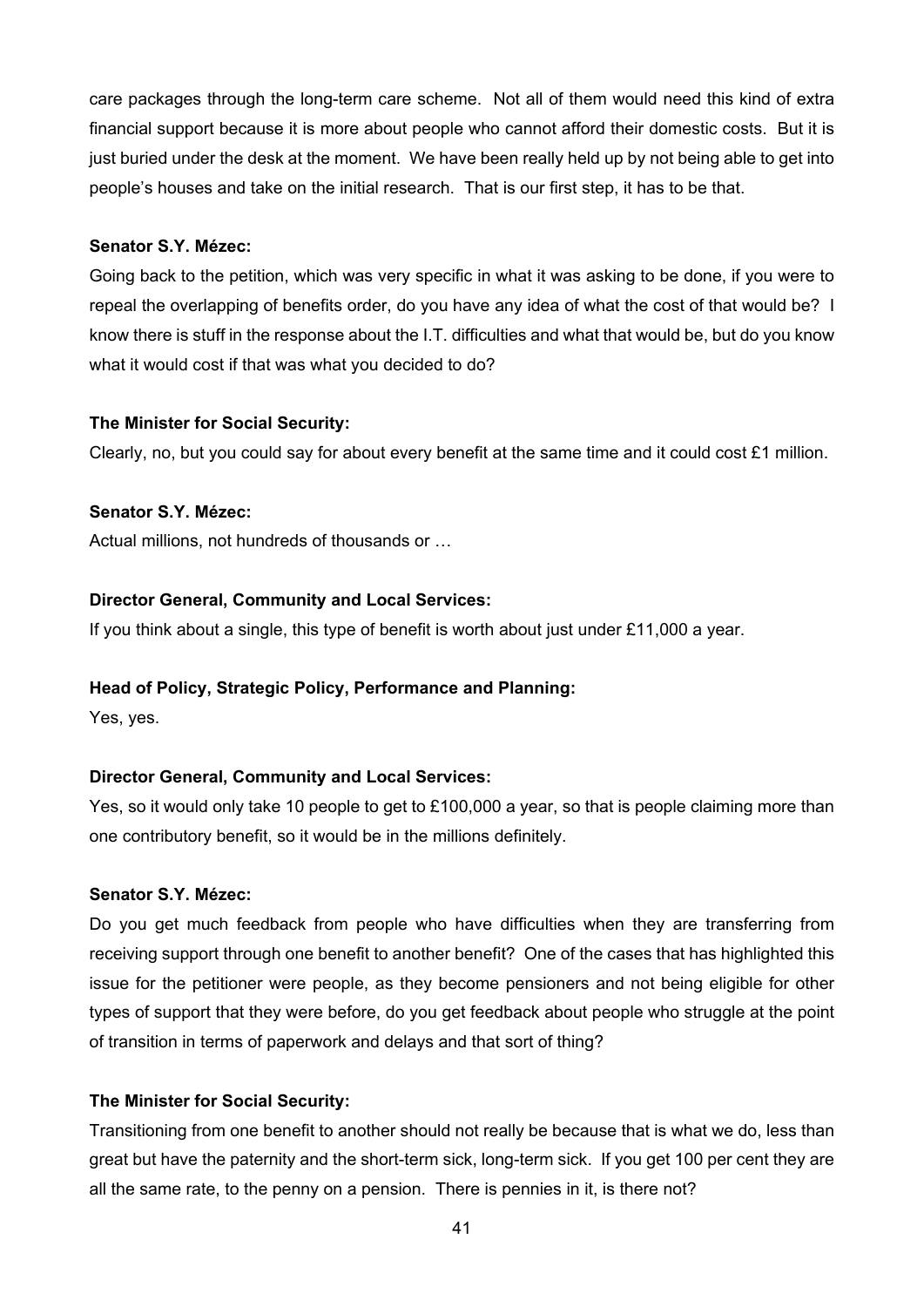care packages through the long-term care scheme. Not all of them would need this kind of extra financial support because it is more about people who cannot afford their domestic costs. But it is just buried under the desk at the moment. We have been really held up by not being able to get into people's houses and take on the initial research. That is our first step, it has to be that.

**Senator S.Y. Mézec:**

Going back to the petition, which was very specific in what it was asking to be done, if you were to repeal the overlapping of benefits order, do you have any idea of what the cost of that would be? I know there is stuff in the response about the I.T. difficulties and what that would be, but do you know what it would cost if that was what you decided to do?

**The Minister for Social Security:**

Clearly, no, but you could say for about every benefit at the same time and it could cost £1 million.

**Senator S.Y. Mézec:**

Actual millions, not hundreds of thousands or …

**Director General, Community and Local Services:**

If you think about a single, this type of benefit is worth about just under £11,000 a year.

**Head of Policy, Strategic Policy, Performance and Planning:**

Yes, yes.

**Director General, Community and Local Services:**

Yes, so it would only take 10 people to get to £100,000 a year, so that is people claiming more than one contributory benefit, so it would be in the millions definitely.

**Senator S.Y. Mézec:**

Do you get much feedback from people who have difficulties when they are transferring from receiving support through one benefit to another benefit? One of the cases that has highlighted this issue for the petitioner were people, as they become pensioners and not being eligible for other types of support that they were before, do you get feedback about people who struggle at the point of transition in terms of paperwork and delays and that sort of thing?

**The Minister for Social Security:**

Transitioning from one benefit to another should not really be because that is what we do, less than great but have the paternity and the short-term sick, long-term sick. If you get 100 per cent they are all the same rate, to the penny on a pension. There is pennies in it, is there not?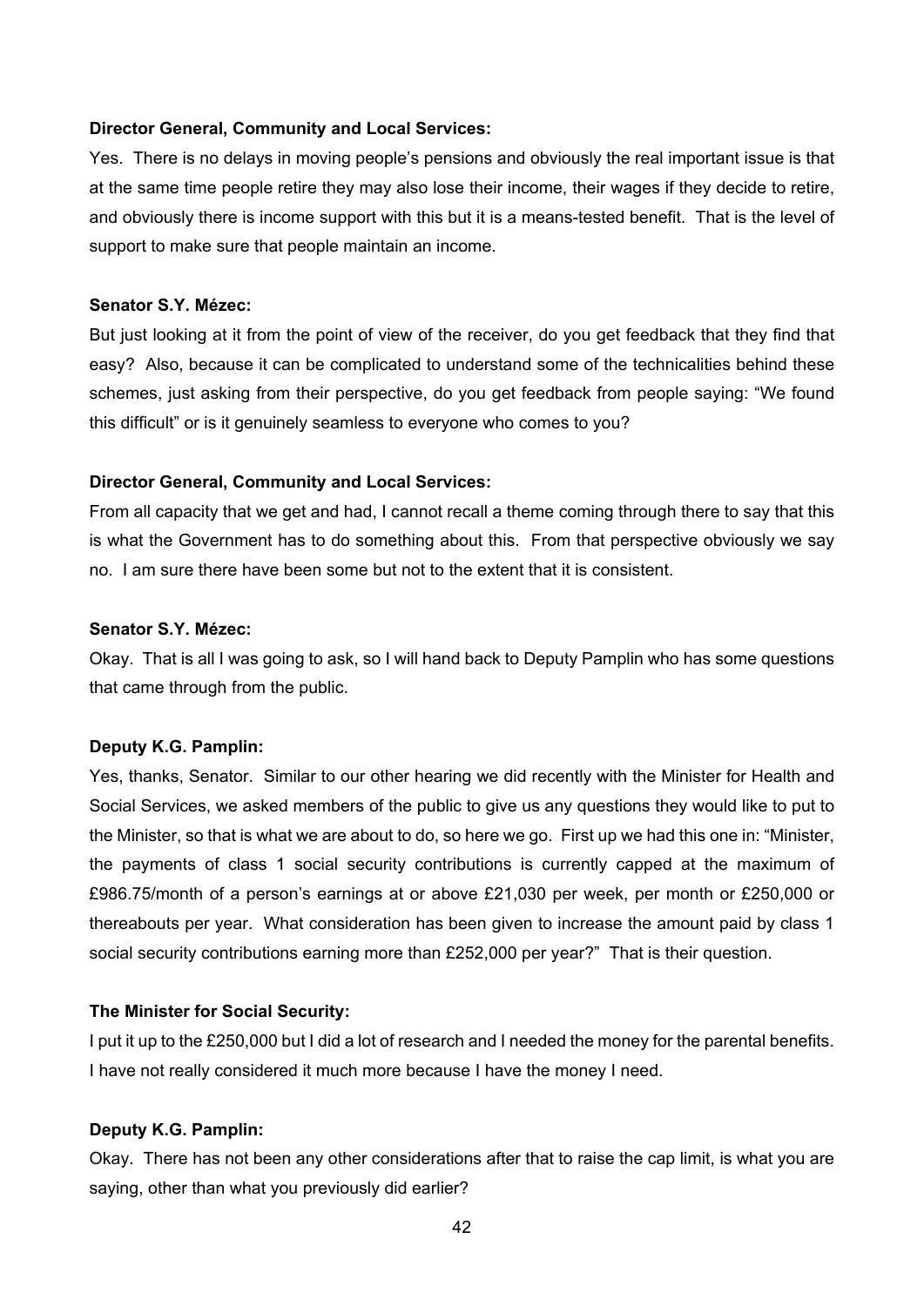**Director General, Community and Local Services:**

Yes. There is no delays in moving people's pensions and obviously the real important issue is that at the same time people retire they may also lose their income, their wages if they decide to retire, and obviously there is income support with this but it is a means-tested benefit. That is the level of support to make sure that people maintain an income.

**Senator S.Y. Mézec:**

But just looking at it from the point of view of the receiver, do you get feedback that they find that easy? Also, because it can be complicated to understand some of the technicalities behind these schemes, just asking from their perspective, do you get feedback from people saying: "We found this difficult" or is it genuinely seamless to everyone who comes to you?

**Director General, Community and Local Services:**

From all capacity that we get and had, I cannot recall a theme coming through there to say that this is what the Government has to do something about this. From that perspective obviously we say no. I am sure there have been some but not to the extent that it is consistent.

**Senator S.Y. Mézec:**

Okay. That is all I was going to ask, so I will hand back to Deputy Pamplin who has some questions that came through from the public.

**Deputy K.G. Pamplin:**

Yes, thanks, Senator. Similar to our other hearing we did recently with the Minister for Health and Social Services, we asked members of the public to give us any questions they would like to put to the Minister, so that is what we are about to do, so here we go. First up we had this one in: "Minister, the payments of class 1 social security contributions is currently capped at the maximum of £986.75/month of a person's earnings at or above £21,030 per week, per month or £250,000 or thereabouts per year. What consideration has been given to increase the amount paid by class 1 social security contributions earning more than £252,000 per year?" That is their question.

**The Minister for Social Security:**

I put it up to the £250,000 but I did a lot of research and I needed the money for the parental benefits. I have not really considered it much more because I have the money I need.

**Deputy K.G. Pamplin:**

Okay. There has not been any other considerations after that to raise the cap limit, is what you are saying, other than what you previously did earlier?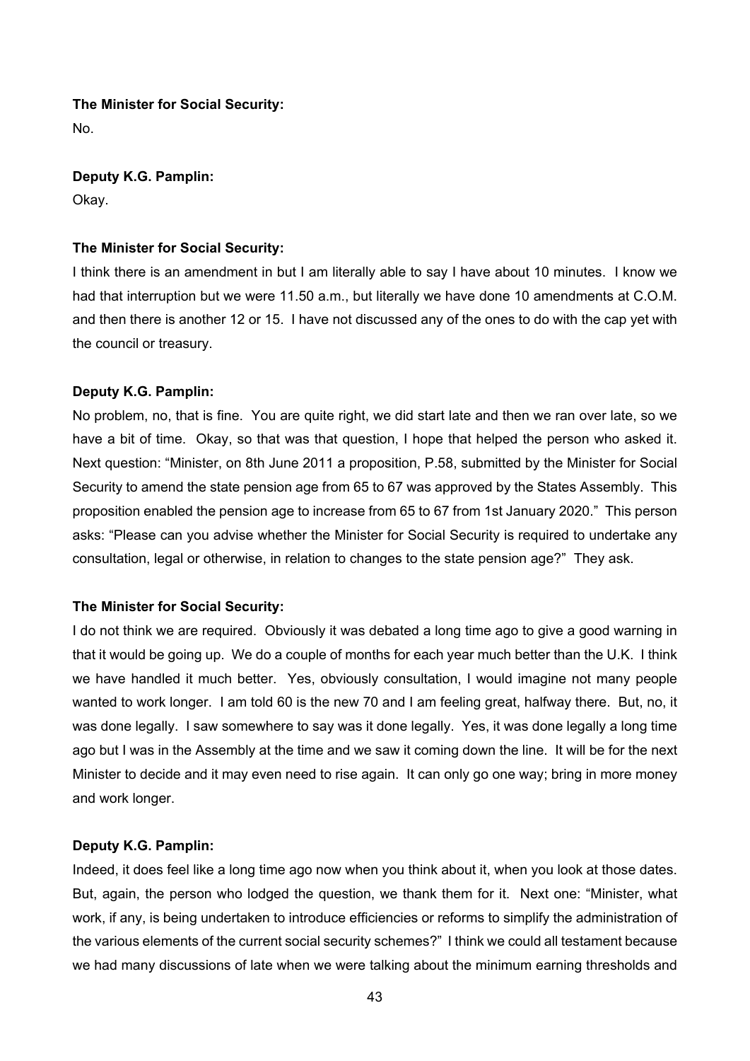**The Minister for Social Security:**

No.

**Deputy K.G. Pamplin:**

Okay.

**The Minister for Social Security:**

I think there is an amendment in but I am literally able to say I have about 10 minutes. I know we had that interruption but we were 11.50 a.m., but literally we have done 10 amendments at C.O.M. and then there is another 12 or 15. I have not discussed any of the ones to do with the cap yet with the council or treasury.

**Deputy K.G. Pamplin:**

No problem, no, that is fine. You are quite right, we did start late and then we ran over late, so we have a bit of time. Okay, so that was that question, I hope that helped the person who asked it. Next question: "Minister, on 8th June 2011 a proposition, P.58, submitted by the Minister for Social Security to amend the state pension age from 65 to 67 was approved by the States Assembly. This proposition enabled the pension age to increase from 65 to 67 from 1st January 2020." This person asks: "Please can you advise whether the Minister for Social Security is required to undertake any consultation, legal or otherwise, in relation to changes to the state pension age?" They ask.

**The Minister for Social Security:**

I do not think we are required. Obviously it was debated a long time ago to give a good warning in that it would be going up. We do a couple of months for each year much better than the U.K. I think we have handled it much better. Yes, obviously consultation, I would imagine not many people wanted to work longer. I am told 60 is the new 70 and I am feeling great, halfway there. But, no, it was done legally. I saw somewhere to say was it done legally. Yes, it was done legally a long time ago but I was in the Assembly at the time and we saw it coming down the line. It will be for the next Minister to decide and it may even need to rise again. It can only go one way; bring in more money and work longer.

**Deputy K.G. Pamplin:**

Indeed, it does feel like a long time ago now when you think about it, when you look at those dates. But, again, the person who lodged the question, we thank them for it. Next one: "Minister, what work, if any, is being undertaken to introduce efficiencies or reforms to simplify the administration of the various elements of the current social security schemes?" I think we could all testament because we had many discussions of late when we were talking about the minimum earning thresholds and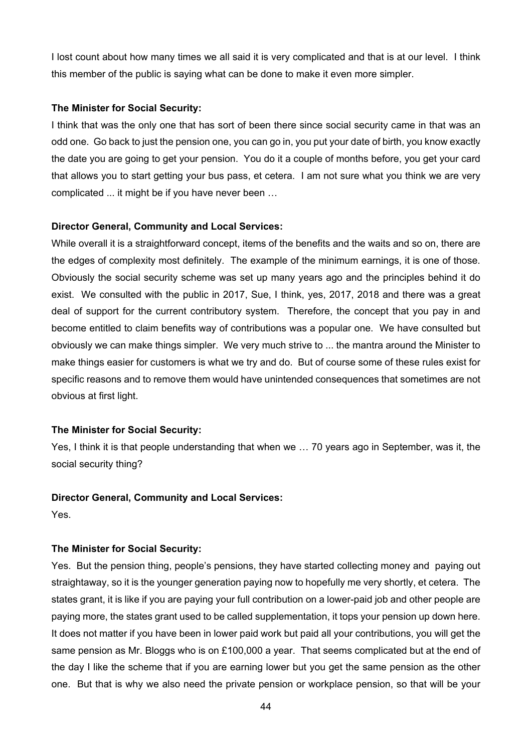I lost count about how many times we all said it is very complicated and that is at our level. I think this member of the public is saying what can be done to make it even more simpler.

**The Minister for Social Security:**

I think that was the only one that has sort of been there since social security came in that was an odd one. Go back to just the pension one, you can go in, you put your date of birth, you know exactly the date you are going to get your pension. You do it a couple of months before, you get your card that allows you to start getting your bus pass, et cetera. I am not sure what you think we are very complicated ... it might be if you have never been …

**Director General, Community and Local Services:**

While overall it is a straightforward concept, items of the benefits and the waits and so on, there are the edges of complexity most definitely. The example of the minimum earnings, it is one of those. Obviously the social security scheme was set up many years ago and the principles behind it do exist. We consulted with the public in 2017, Sue, I think, yes, 2017, 2018 and there was a great deal of support for the current contributory system. Therefore, the concept that you pay in and become entitled to claim benefits way of contributions was a popular one. We have consulted but obviously we can make things simpler. We very much strive to ... the mantra around the Minister to make things easier for customers is what we try and do. But of course some of these rules exist for specific reasons and to remove them would have unintended consequences that sometimes are not obvious at first light.

**The Minister for Social Security:**

Yes, I think it is that people understanding that when we … 70 years ago in September, was it, the social security thing?

**Director General, Community and Local Services:**

Yes.

**The Minister for Social Security:**

Yes. But the pension thing, people's pensions, they have started collecting money and paying out straightaway, so it is the younger generation paying now to hopefully me very shortly, et cetera. The states grant, it is like if you are paying your full contribution on a lower-paid job and other people are paying more, the states grant used to be called supplementation, it tops your pension up down here. It does not matter if you have been in lower paid work but paid all your contributions, you will get the same pension as Mr. Bloggs who is on £100,000 a year. That seems complicated but at the end of the day I like the scheme that if you are earning lower but you get the same pension as the other one. But that is why we also need the private pension or workplace pension, so that will be your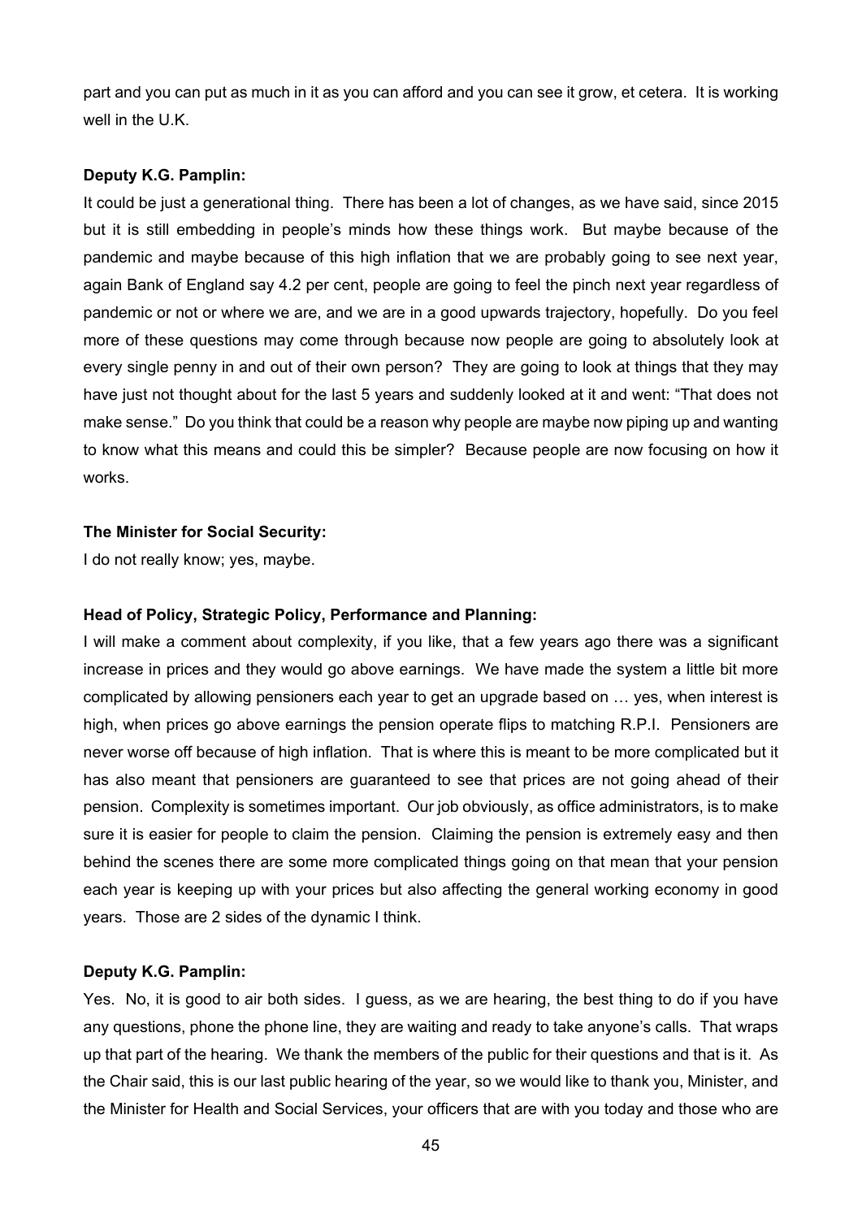part and you can put as much in it as you can afford and you can see it grow, et cetera. It is working well in the U.K.

**Deputy K.G. Pamplin:**

It could be just a generational thing. There has been a lot of changes, as we have said, since 2015 but it is still embedding in people's minds how these things work. But maybe because of the pandemic and maybe because of this high inflation that we are probably going to see next year, again Bank of England say 4.2 per cent, people are going to feel the pinch next year regardless of pandemic or not or where we are, and we are in a good upwards trajectory, hopefully. Do you feel more of these questions may come through because now people are going to absolutely look at every single penny in and out of their own person? They are going to look at things that they may have just not thought about for the last 5 years and suddenly looked at it and went: "That does not make sense." Do you think that could be a reason why people are maybe now piping up and wanting to know what this means and could this be simpler? Because people are now focusing on how it works.

**The Minister for Social Security:**

I do not really know; yes, maybe.

**Head of Policy, Strategic Policy, Performance and Planning:**

I will make a comment about complexity, if you like, that a few years ago there was a significant increase in prices and they would go above earnings. We have made the system a little bit more complicated by allowing pensioners each year to get an upgrade based on … yes, when interest is high, when prices go above earnings the pension operate flips to matching R.P.I. Pensioners are never worse off because of high inflation. That is where this is meant to be more complicated but it has also meant that pensioners are guaranteed to see that prices are not going ahead of their pension. Complexity is sometimes important. Our job obviously, as office administrators, is to make sure it is easier for people to claim the pension. Claiming the pension is extremely easy and then behind the scenes there are some more complicated things going on that mean that your pension each year is keeping up with your prices but also affecting the general working economy in good years. Those are 2 sides of the dynamic I think.

**Deputy K.G. Pamplin:**

Yes. No, it is good to air both sides. I guess, as we are hearing, the best thing to do if you have any questions, phone the phone line, they are waiting and ready to take anyone's calls. That wraps up that part of the hearing. We thank the members of the public for their questions and that is it. As the Chair said, this is our last public hearing of the year, so we would like to thank you, Minister, and the Minister for Health and Social Services, your officers that are with you today and those who are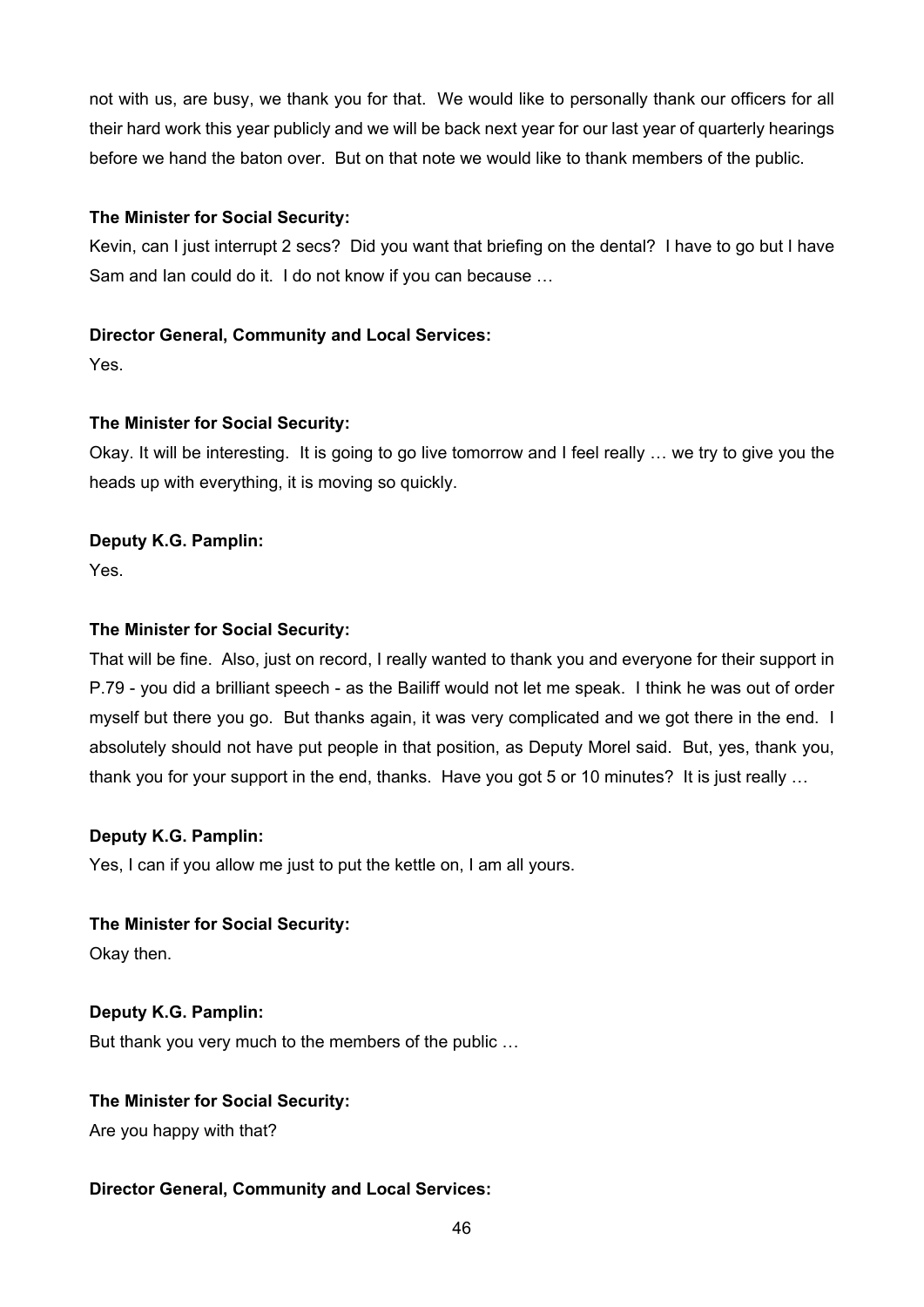not with us, are busy, we thank you for that. We would like to personally thank our officers for all their hard work this year publicly and we will be back next year for our last year of quarterly hearings before we hand the baton over. But on that note we would like to thank members of the public.

**The Minister for Social Security:**

Kevin, can I just interrupt 2 secs? Did you want that briefing on the dental? I have to go but I have Sam and Ian could do it. I do not know if you can because …

**Director General, Community and Local Services:**

Yes.

**The Minister for Social Security:**

Okay. It will be interesting. It is going to go live tomorrow and I feel really … we try to give you the heads up with everything, it is moving so quickly.

**Deputy K.G. Pamplin:**

Yes.

**The Minister for Social Security:**

That will be fine. Also, just on record, I really wanted to thank you and everyone for their support in P.79 - you did a brilliant speech - as the Bailiff would not let me speak. I think he was out of order myself but there you go. But thanks again, it was very complicated and we got there in the end. I absolutely should not have put people in that position, as Deputy Morel said. But, yes, thank you, thank you for your support in the end, thanks. Have you got 5 or 10 minutes? It is just really …

**Deputy K.G. Pamplin:**

Yes, I can if you allow me just to put the kettle on, I am all yours.

**The Minister for Social Security:**

Okay then.

**Deputy K.G. Pamplin:**

But thank you very much to the members of the public …

**The Minister for Social Security:**

Are you happy with that?

**Director General, Community and Local Services:**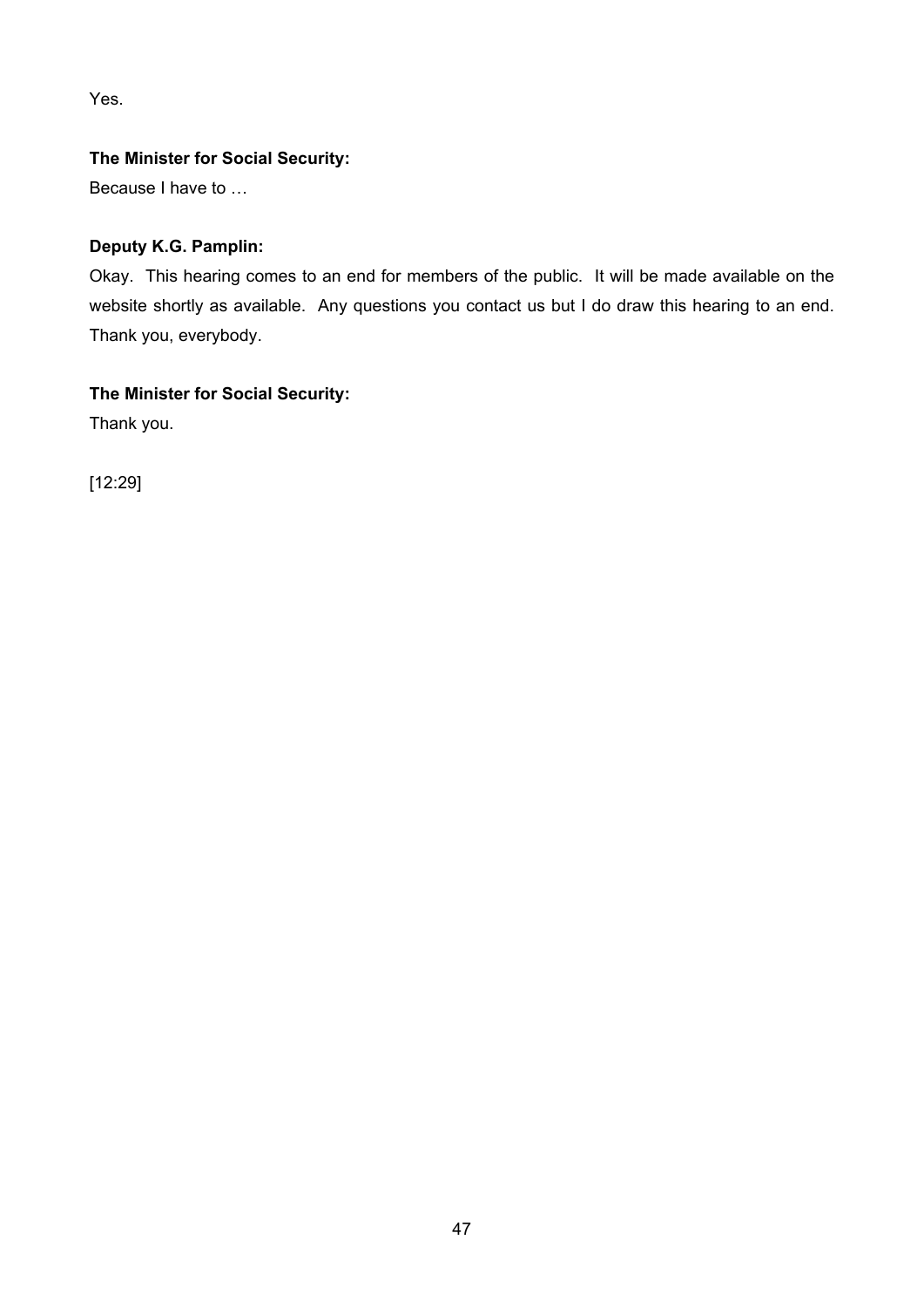Yes.

**The Minister for Social Security:**

Because I have to …

**Deputy K.G. Pamplin:**

Okay. This hearing comes to an end for members of the public. It will be made available on the website shortly as available. Any questions you contact us but I do draw this hearing to an end. Thank you, everybody.

**The Minister for Social Security:**

Thank you.

[12:29]